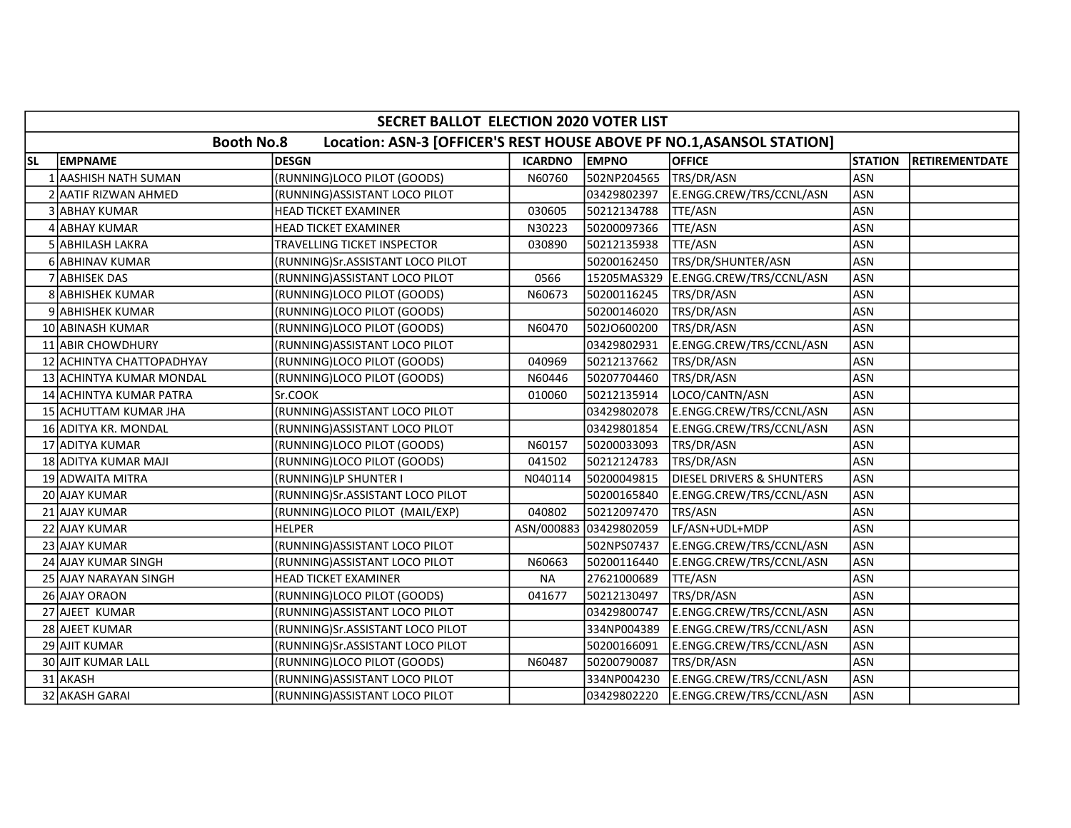# SECRET BALLOT ELECTION 2020 VOTER LIST

## Booth No.8 Location: ASN-3 [OFFICER'S REST HOUSE ABOVE PF NO.1,ASANSOL STATION]

| SL | EMPNAME | DESGN | ICARDNO | EMPNO | OFFICE | STATION | RETIREMENTDATE |
|---|---|---|---|---|---|---|---|
| 1 | AASHISH NATH SUMAN | (RUNNING)LOCO PILOT (GOODS) | N60760 | 502NP204565 | TRS/DR/ASN | ASN | |
| 2 | AATIF RIZWAN AHMED | (RUNNING)ASSISTANT LOCO PILOT | | 03429802397 | E.ENGG.CREW/TRS/CCNL/ASN | ASN | |
| 3 | ABHAY KUMAR | HEAD TICKET EXAMINER | 030605 | 50212134788 | TTE/ASN | ASN | |
| 4 | ABHAY KUMAR | HEAD TICKET EXAMINER | N30223 | 50200097366 | TTE/ASN | ASN | |
| 5 | ABHILASH LAKRA | TRAVELLING TICKET INSPECTOR | 030890 | 50212135938 | TTE/ASN | ASN | |
| 6 | ABHINAV KUMAR | (RUNNING)Sr.ASSISTANT LOCO PILOT | | 50200162450 | TRS/DR/SHUNTER/ASN | ASN | |
| 7 | ABHISEK DAS | (RUNNING)ASSISTANT LOCO PILOT | 0566 | 15205MAS329 | E.ENGG.CREW/TRS/CCNL/ASN | ASN | |
| 8 | ABHISHEK KUMAR | (RUNNING)LOCO PILOT (GOODS) | N60673 | 50200116245 | TRS/DR/ASN | ASN | |
| 9 | ABHISHEK KUMAR | (RUNNING)LOCO PILOT (GOODS) | | 50200146020 | TRS/DR/ASN | ASN | |
| 10 | ABINASH KUMAR | (RUNNING)LOCO PILOT (GOODS) | N60470 | 502JO600200 | TRS/DR/ASN | ASN | |
| 11 | ABIR CHOWDHURY | (RUNNING)ASSISTANT LOCO PILOT | | 03429802931 | E.ENGG.CREW/TRS/CCNL/ASN | ASN | |
| 12 | ACHINTYA CHATTOPADHYAY | (RUNNING)LOCO PILOT (GOODS) | 040969 | 50212137662 | TRS/DR/ASN | ASN | |
| 13 | ACHINTYA KUMAR MONDAL | (RUNNING)LOCO PILOT (GOODS) | N60446 | 50207704460 | TRS/DR/ASN | ASN | |
| 14 | ACHINTYA KUMAR PATRA | Sr.COOK | 010060 | 50212135914 | LOCO/CANTN/ASN | ASN | |
| 15 | ACHUTTAM KUMAR JHA | (RUNNING)ASSISTANT LOCO PILOT | | 03429802078 | E.ENGG.CREW/TRS/CCNL/ASN | ASN | |
| 16 | ADITYA KR. MONDAL | (RUNNING)ASSISTANT LOCO PILOT | | 03429801854 | E.ENGG.CREW/TRS/CCNL/ASN | ASN | |
| 17 | ADITYA KUMAR | (RUNNING)LOCO PILOT (GOODS) | N60157 | 50200033093 | TRS/DR/ASN | ASN | |
| 18 | ADITYA KUMAR MAJI | (RUNNING)LOCO PILOT (GOODS) | 041502 | 50212124783 | TRS/DR/ASN | ASN | |
| 19 | ADWAITA MITRA | (RUNNING)LP SHUNTER I | N040114 | 50200049815 | DIESEL DRIVERS & SHUNTERS | ASN | |
| 20 | AJAY KUMAR | (RUNNING)Sr.ASSISTANT LOCO PILOT | | 50200165840 | E.ENGG.CREW/TRS/CCNL/ASN | ASN | |
| 21 | AJAY KUMAR | (RUNNING)LOCO PILOT (MAIL/EXP) | 040802 | 50212097470 | TRS/ASN | ASN | |
| 22 | AJAY KUMAR | HELPER | ASN/000883 | 03429802059 | LF/ASN+UDL+MDP | ASN | |
| 23 | AJAY KUMAR | (RUNNING)ASSISTANT LOCO PILOT | | 502NPS07437 | E.ENGG.CREW/TRS/CCNL/ASN | ASN | |
| 24 | AJAY KUMAR SINGH | (RUNNING)ASSISTANT LOCO PILOT | N60663 | 50200116440 | E.ENGG.CREW/TRS/CCNL/ASN | ASN | |
| 25 | AJAY NARAYAN SINGH | HEAD TICKET EXAMINER | NA | 27621000689 | TTE/ASN | ASN | |
| 26 | AJAY ORAON | (RUNNING)LOCO PILOT (GOODS) | 041677 | 50212130497 | TRS/DR/ASN | ASN | |
| 27 | AJEET KUMAR | (RUNNING)ASSISTANT LOCO PILOT | | 03429800747 | E.ENGG.CREW/TRS/CCNL/ASN | ASN | |
| 28 | AJEET KUMAR | (RUNNING)Sr.ASSISTANT LOCO PILOT | | 334NP004389 | E.ENGG.CREW/TRS/CCNL/ASN | ASN | |
| 29 | AJIT KUMAR | (RUNNING)Sr.ASSISTANT LOCO PILOT | | 50200166091 | E.ENGG.CREW/TRS/CCNL/ASN | ASN | |
| 30 | AJIT KUMAR LALL | (RUNNING)LOCO PILOT (GOODS) | N60487 | 50200790087 | TRS/DR/ASN | ASN | |
| 31 | AKASH | (RUNNING)ASSISTANT LOCO PILOT | | 334NP004230 | E.ENGG.CREW/TRS/CCNL/ASN | ASN | |
| 32 | AKASH GARAI | (RUNNING)ASSISTANT LOCO PILOT | | 03429802220 | E.ENGG.CREW/TRS/CCNL/ASN | ASN | |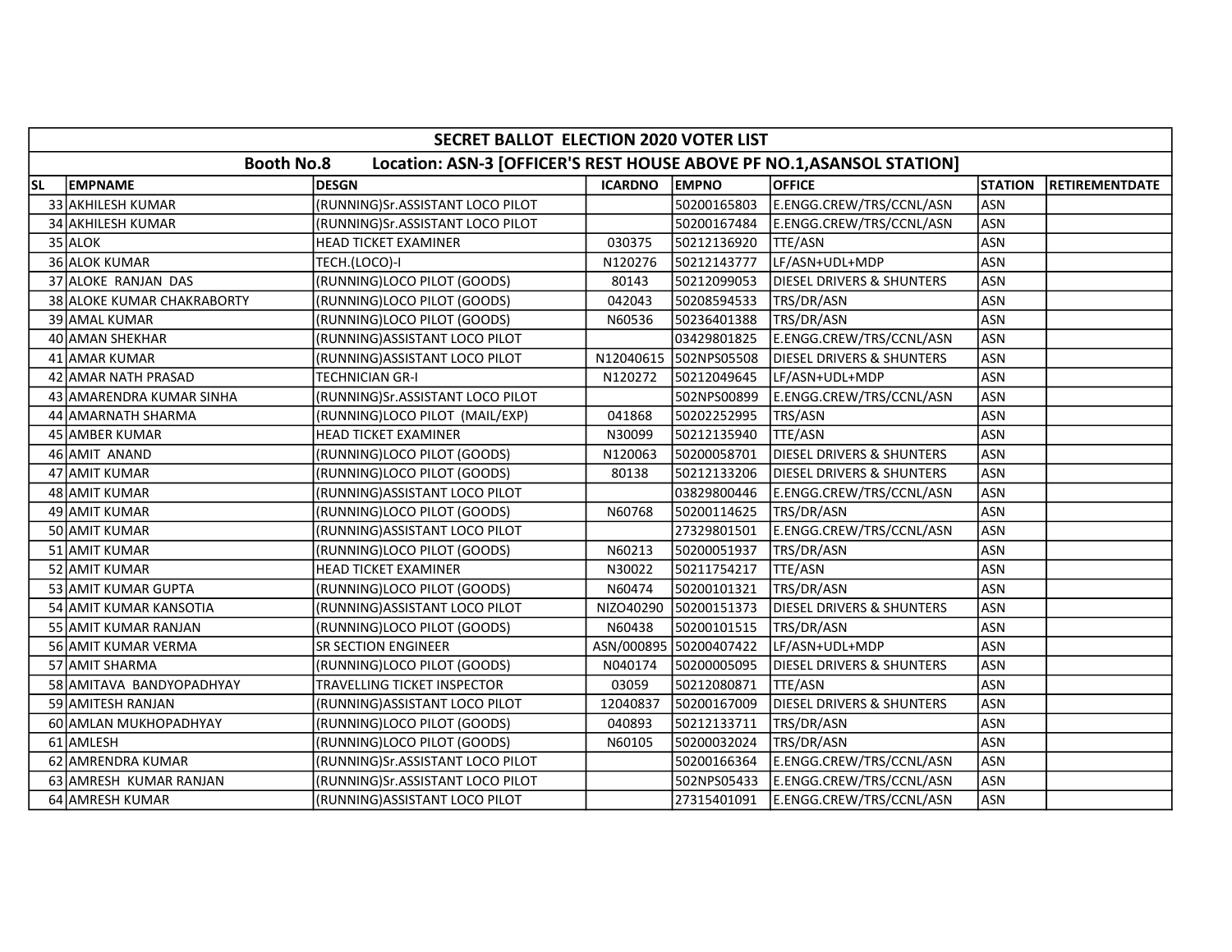| SECRET BALLOT ELECTION 2020 VOTER LIST | | | | | | | |
|---|---|---|---|---|---|---|---|
| Booth No.8 Location: ASN-3 [OFFICER'S REST HOUSE ABOVE PF NO.1,ASANSOL STATION] | | | | | | | |
| SL | EMPNAME | DESGN | ICARDNO | EMPNO | OFFICE | STATION | RETIREMENTDATE |
| 33 | AKHILESH KUMAR | (RUNNING)Sr.ASSISTANT LOCO PILOT | | 50200165803 | E.ENGG.CREW/TRS/CCNL/ASN | ASN | |
| 34 | AKHILESH KUMAR | (RUNNING)Sr.ASSISTANT LOCO PILOT | | 50200167484 | E.ENGG.CREW/TRS/CCNL/ASN | ASN | |
| 35 | ALOK | HEAD TICKET EXAMINER | 030375 | 50212136920 | TTE/ASN | ASN | |
| 36 | ALOK KUMAR | TECH.(LOCO)-I | N120276 | 50212143777 | LF/ASN+UDL+MDP | ASN | |
| 37 | ALOKE RANJAN DAS | (RUNNING)LOCO PILOT (GOODS) | 80143 | 50212099053 | DIESEL DRIVERS & SHUNTERS | ASN | |
| 38 | ALOKE KUMAR CHAKRABORTY | (RUNNING)LOCO PILOT (GOODS) | 042043 | 50208594533 | TRS/DR/ASN | ASN | |
| 39 | AMAL KUMAR | (RUNNING)LOCO PILOT (GOODS) | N60536 | 50236401388 | TRS/DR/ASN | ASN | |
| 40 | AMAN SHEKHAR | (RUNNING)ASSISTANT LOCO PILOT | | 03429801825 | E.ENGG.CREW/TRS/CCNL/ASN | ASN | |
| 41 | AMAR KUMAR | (RUNNING)ASSISTANT LOCO PILOT | N12040615 | 502NPS05508 | DIESEL DRIVERS & SHUNTERS | ASN | |
| 42 | AMAR NATH PRASAD | TECHNICIAN GR-I | N120272 | 50212049645 | LF/ASN+UDL+MDP | ASN | |
| 43 | AMARENDRA KUMAR SINHA | (RUNNING)Sr.ASSISTANT LOCO PILOT | | 502NPS00899 | E.ENGG.CREW/TRS/CCNL/ASN | ASN | |
| 44 | AMARNATH SHARMA | (RUNNING)LOCO PILOT (MAIL/EXP) | 041868 | 50202252995 | TRS/ASN | ASN | |
| 45 | AMBER KUMAR | HEAD TICKET EXAMINER | N30099 | 50212135940 | TTE/ASN | ASN | |
| 46 | AMIT ANAND | (RUNNING)LOCO PILOT (GOODS) | N120063 | 50200058701 | DIESEL DRIVERS & SHUNTERS | ASN | |
| 47 | AMIT KUMAR | (RUNNING)LOCO PILOT (GOODS) | 80138 | 50212133206 | DIESEL DRIVERS & SHUNTERS | ASN | |
| 48 | AMIT KUMAR | (RUNNING)ASSISTANT LOCO PILOT | | 03829800446 | E.ENGG.CREW/TRS/CCNL/ASN | ASN | |
| 49 | AMIT KUMAR | (RUNNING)LOCO PILOT (GOODS) | N60768 | 50200114625 | TRS/DR/ASN | ASN | |
| 50 | AMIT KUMAR | (RUNNING)ASSISTANT LOCO PILOT | | 27329801501 | E.ENGG.CREW/TRS/CCNL/ASN | ASN | |
| 51 | AMIT KUMAR | (RUNNING)LOCO PILOT (GOODS) | N60213 | 50200051937 | TRS/DR/ASN | ASN | |
| 52 | AMIT KUMAR | HEAD TICKET EXAMINER | N30022 | 50211754217 | TTE/ASN | ASN | |
| 53 | AMIT KUMAR GUPTA | (RUNNING)LOCO PILOT (GOODS) | N60474 | 50200101321 | TRS/DR/ASN | ASN | |
| 54 | AMIT KUMAR KANSOTIA | (RUNNING)ASSISTANT LOCO PILOT | NIZO40290 | 50200151373 | DIESEL DRIVERS & SHUNTERS | ASN | |
| 55 | AMIT KUMAR RANJAN | (RUNNING)LOCO PILOT (GOODS) | N60438 | 50200101515 | TRS/DR/ASN | ASN | |
| 56 | AMIT KUMAR VERMA | SR SECTION ENGINEER | ASN/000895 | 50200407422 | LF/ASN+UDL+MDP | ASN | |
| 57 | AMIT SHARMA | (RUNNING)LOCO PILOT (GOODS) | N040174 | 50200005095 | DIESEL DRIVERS & SHUNTERS | ASN | |
| 58 | AMITAVA BANDYOPADHYAY | TRAVELLING TICKET INSPECTOR | 03059 | 50212080871 | TTE/ASN | ASN | |
| 59 | AMITESH RANJAN | (RUNNING)ASSISTANT LOCO PILOT | 12040837 | 50200167009 | DIESEL DRIVERS & SHUNTERS | ASN | |
| 60 | AMLAN MUKHOPADHYAY | (RUNNING)LOCO PILOT (GOODS) | 040893 | 50212133711 | TRS/DR/ASN | ASN | |
| 61 | AMLESH | (RUNNING)LOCO PILOT (GOODS) | N60105 | 50200032024 | TRS/DR/ASN | ASN | |
| 62 | AMRENDRA KUMAR | (RUNNING)Sr.ASSISTANT LOCO PILOT | | 50200166364 | E.ENGG.CREW/TRS/CCNL/ASN | ASN | |
| 63 | AMRESH KUMAR RANJAN | (RUNNING)Sr.ASSISTANT LOCO PILOT | | 502NPS05433 | E.ENGG.CREW/TRS/CCNL/ASN | ASN | |
| 64 | AMRESH KUMAR | (RUNNING)ASSISTANT LOCO PILOT | | 27315401091 | E.ENGG.CREW/TRS/CCNL/ASN | ASN | |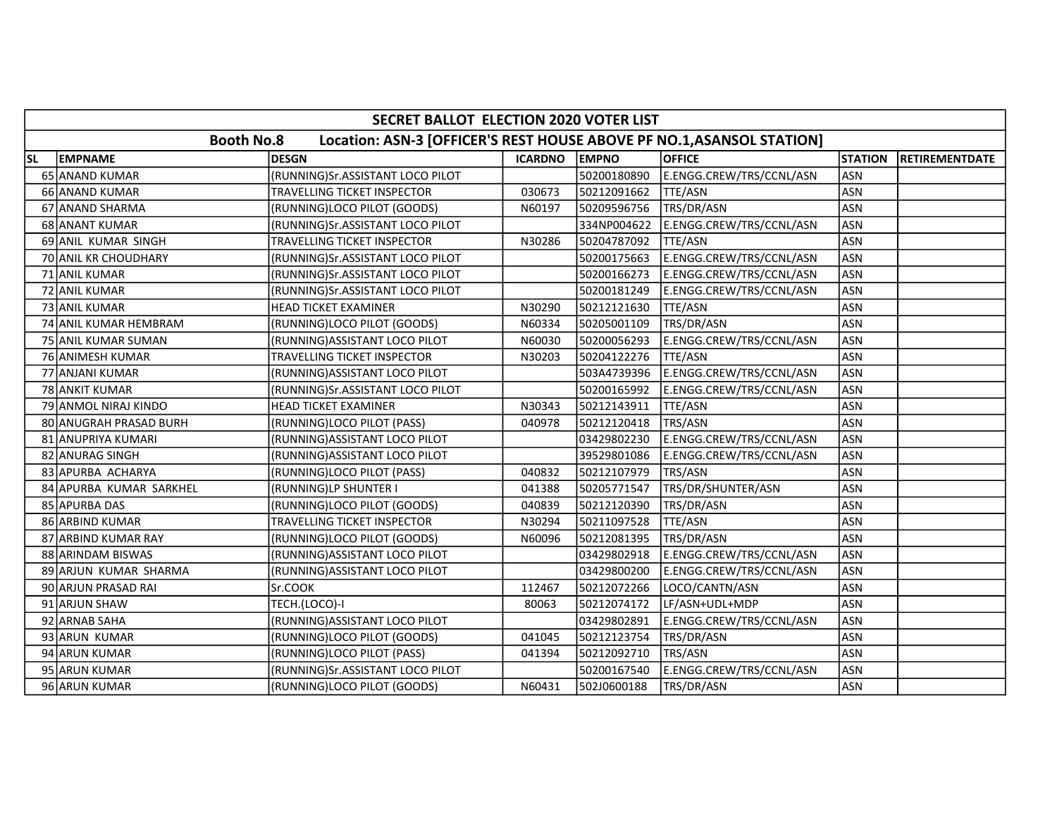# SECRET BALLOT ELECTION 2020 VOTER LIST

## Booth No.8 Location: ASN-3 [OFFICER'S REST HOUSE ABOVE PF NO.1,ASANSOL STATION]

| SL | EMPNAME | DESGN | ICARDNO | EMPNO | OFFICE | STATION | RETIREMENTDATE |
|---|---|---|---|---|---|---|---|
| 65 | ANAND KUMAR | (RUNNING)Sr.ASSISTANT LOCO PILOT | | 50200180890 | E.ENGG.CREW/TRS/CCNL/ASN | ASN | |
| 66 | ANAND KUMAR | TRAVELLING TICKET INSPECTOR | 030673 | 50212091662 | TTE/ASN | ASN | |
| 67 | ANAND SHARMA | (RUNNING)LOCO PILOT (GOODS) | N60197 | 50209596756 | TRS/DR/ASN | ASN | |
| 68 | ANANT KUMAR | (RUNNING)Sr.ASSISTANT LOCO PILOT | | 334NP004622 | E.ENGG.CREW/TRS/CCNL/ASN | ASN | |
| 69 | ANIL KUMAR SINGH | TRAVELLING TICKET INSPECTOR | N30286 | 50204787092 | TTE/ASN | ASN | |
| 70 | ANIL KR CHOUDHARY | (RUNNING)Sr.ASSISTANT LOCO PILOT | | 50200175663 | E.ENGG.CREW/TRS/CCNL/ASN | ASN | |
| 71 | ANIL KUMAR | (RUNNING)Sr.ASSISTANT LOCO PILOT | | 50200166273 | E.ENGG.CREW/TRS/CCNL/ASN | ASN | |
| 72 | ANIL KUMAR | (RUNNING)Sr.ASSISTANT LOCO PILOT | | 50200181249 | E.ENGG.CREW/TRS/CCNL/ASN | ASN | |
| 73 | ANIL KUMAR | HEAD TICKET EXAMINER | N30290 | 50212121630 | TTE/ASN | ASN | |
| 74 | ANIL KUMAR HEMBRAM | (RUNNING)LOCO PILOT (GOODS) | N60334 | 50205001109 | TRS/DR/ASN | ASN | |
| 75 | ANIL KUMAR SUMAN | (RUNNING)ASSISTANT LOCO PILOT | N60030 | 50200056293 | E.ENGG.CREW/TRS/CCNL/ASN | ASN | |
| 76 | ANIMESH KUMAR | TRAVELLING TICKET INSPECTOR | N30203 | 50204122276 | TTE/ASN | ASN | |
| 77 | ANJANI KUMAR | (RUNNING)ASSISTANT LOCO PILOT | | 503A4739396 | E.ENGG.CREW/TRS/CCNL/ASN | ASN | |
| 78 | ANKIT KUMAR | (RUNNING)Sr.ASSISTANT LOCO PILOT | | 50200165992 | E.ENGG.CREW/TRS/CCNL/ASN | ASN | |
| 79 | ANMOL NIRAJ KINDO | HEAD TICKET EXAMINER | N30343 | 50212143911 | TTE/ASN | ASN | |
| 80 | ANUGRAH PRASAD BURH | (RUNNING)LOCO PILOT (PASS) | 040978 | 50212120418 | TRS/ASN | ASN | |
| 81 | ANUPRIYA KUMARI | (RUNNING)ASSISTANT LOCO PILOT | | 03429802230 | E.ENGG.CREW/TRS/CCNL/ASN | ASN | |
| 82 | ANURAG SINGH | (RUNNING)ASSISTANT LOCO PILOT | | 39529801086 | E.ENGG.CREW/TRS/CCNL/ASN | ASN | |
| 83 | APURBA ACHARYA | (RUNNING)LOCO PILOT (PASS) | 040832 | 50212107979 | TRS/ASN | ASN | |
| 84 | APURBA KUMAR SARKHEL | (RUNNING)LP SHUNTER I | 041388 | 50205771547 | TRS/DR/SHUNTER/ASN | ASN | |
| 85 | APURBA DAS | (RUNNING)LOCO PILOT (GOODS) | 040839 | 50212120390 | TRS/DR/ASN | ASN | |
| 86 | ARBIND KUMAR | TRAVELLING TICKET INSPECTOR | N30294 | 50211097528 | TTE/ASN | ASN | |
| 87 | ARBIND KUMAR RAY | (RUNNING)LOCO PILOT (GOODS) | N60096 | 50212081395 | TRS/DR/ASN | ASN | |
| 88 | ARINDAM BISWAS | (RUNNING)ASSISTANT LOCO PILOT | | 03429802918 | E.ENGG.CREW/TRS/CCNL/ASN | ASN | |
| 89 | ARJUN KUMAR SHARMA | (RUNNING)ASSISTANT LOCO PILOT | | 03429800200 | E.ENGG.CREW/TRS/CCNL/ASN | ASN | |
| 90 | ARJUN PRASAD RAI | Sr.COOK | 112467 | 50212072266 | LOCO/CANTN/ASN | ASN | |
| 91 | ARJUN SHAW | TECH.(LOCO)-I | 80063 | 50212074172 | LF/ASN+UDL+MDP | ASN | |
| 92 | ARNAB SAHA | (RUNNING)ASSISTANT LOCO PILOT | | 03429802891 | E.ENGG.CREW/TRS/CCNL/ASN | ASN | |
| 93 | ARUN KUMAR | (RUNNING)LOCO PILOT (GOODS) | 041045 | 50212123754 | TRS/DR/ASN | ASN | |
| 94 | ARUN KUMAR | (RUNNING)LOCO PILOT (PASS) | 041394 | 50212092710 | TRS/ASN | ASN | |
| 95 | ARUN KUMAR | (RUNNING)Sr.ASSISTANT LOCO PILOT | | 50200167540 | E.ENGG.CREW/TRS/CCNL/ASN | ASN | |
| 96 | ARUN KUMAR | (RUNNING)LOCO PILOT (GOODS) | N60431 | 502J0600188 | TRS/DR/ASN | ASN | |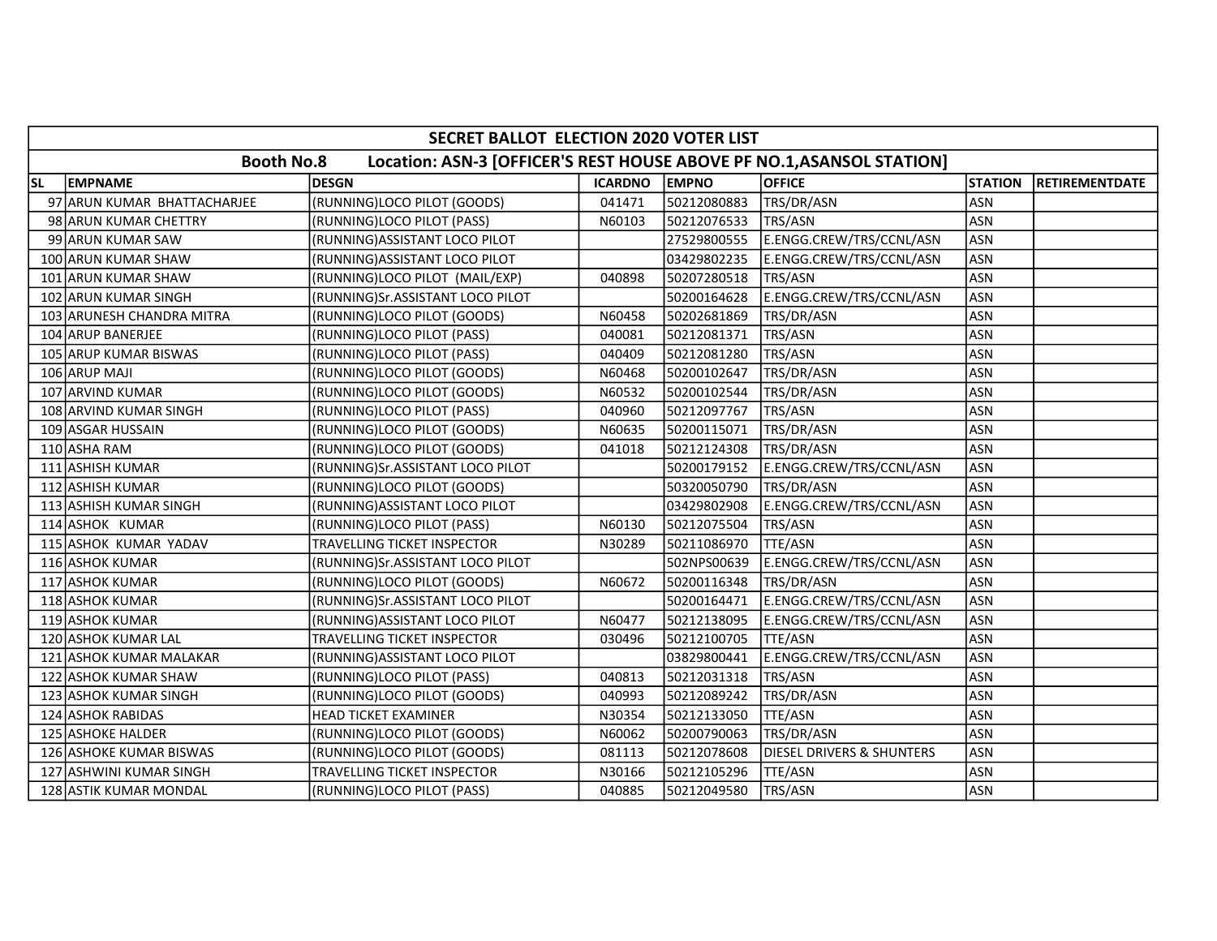| SECRET BALLOT ELECTION 2020 VOTER LIST | | | | | | | |
|---|---|---|---|---|---|---|---|
| Booth No.8 Location: ASN-3 [OFFICER'S REST HOUSE ABOVE PF NO.1,ASANSOL STATION] | | | | | | | |
| SL | EMPNAME | DESGN | ICARDNO | EMPNO | OFFICE | STATION | RETIREMENTDATE |
| 97 | ARUN KUMAR BHATTACHARJEE | (RUNNING)LOCO PILOT (GOODS) | 041471 | 50212080883 | TRS/DR/ASN | ASN | |
| 98 | ARUN KUMAR CHETTRY | (RUNNING)LOCO PILOT (PASS) | N60103 | 50212076533 | TRS/ASN | ASN | |
| 99 | ARUN KUMAR SAW | (RUNNING)ASSISTANT LOCO PILOT | | 27529800555 | E.ENGG.CREW/TRS/CCNL/ASN | ASN | |
| 100 | ARUN KUMAR SHAW | (RUNNING)ASSISTANT LOCO PILOT | | 03429802235 | E.ENGG.CREW/TRS/CCNL/ASN | ASN | |
| 101 | ARUN KUMAR SHAW | (RUNNING)LOCO PILOT (MAIL/EXP) | 040898 | 50207280518 | TRS/ASN | ASN | |
| 102 | ARUN KUMAR SINGH | (RUNNING)Sr.ASSISTANT LOCO PILOT | | 50200164628 | E.ENGG.CREW/TRS/CCNL/ASN | ASN | |
| 103 | ARUNESH CHANDRA MITRA | (RUNNING)LOCO PILOT (GOODS) | N60458 | 50202681869 | TRS/DR/ASN | ASN | |
| 104 | ARUP BANERJEE | (RUNNING)LOCO PILOT (PASS) | 040081 | 50212081371 | TRS/ASN | ASN | |
| 105 | ARUP KUMAR BISWAS | (RUNNING)LOCO PILOT (PASS) | 040409 | 50212081280 | TRS/ASN | ASN | |
| 106 | ARUP MAJI | (RUNNING)LOCO PILOT (GOODS) | N60468 | 50200102647 | TRS/DR/ASN | ASN | |
| 107 | ARVIND KUMAR | (RUNNING)LOCO PILOT (GOODS) | N60532 | 50200102544 | TRS/DR/ASN | ASN | |
| 108 | ARVIND KUMAR SINGH | (RUNNING)LOCO PILOT (PASS) | 040960 | 50212097767 | TRS/ASN | ASN | |
| 109 | ASGAR HUSSAIN | (RUNNING)LOCO PILOT (GOODS) | N60635 | 50200115071 | TRS/DR/ASN | ASN | |
| 110 | ASHA RAM | (RUNNING)LOCO PILOT (GOODS) | 041018 | 50212124308 | TRS/DR/ASN | ASN | |
| 111 | ASHISH KUMAR | (RUNNING)Sr.ASSISTANT LOCO PILOT | | 50200179152 | E.ENGG.CREW/TRS/CCNL/ASN | ASN | |
| 112 | ASHISH KUMAR | (RUNNING)LOCO PILOT (GOODS) | | 50320050790 | TRS/DR/ASN | ASN | |
| 113 | ASHISH KUMAR SINGH | (RUNNING)ASSISTANT LOCO PILOT | | 03429802908 | E.ENGG.CREW/TRS/CCNL/ASN | ASN | |
| 114 | ASHOK KUMAR | (RUNNING)LOCO PILOT (PASS) | N60130 | 50212075504 | TRS/ASN | ASN | |
| 115 | ASHOK KUMAR YADAV | TRAVELLING TICKET INSPECTOR | N30289 | 50211086970 | TTE/ASN | ASN | |
| 116 | ASHOK KUMAR | (RUNNING)Sr.ASSISTANT LOCO PILOT | | 502NPS00639 | E.ENGG.CREW/TRS/CCNL/ASN | ASN | |
| 117 | ASHOK KUMAR | (RUNNING)LOCO PILOT (GOODS) | N60672 | 50200116348 | TRS/DR/ASN | ASN | |
| 118 | ASHOK KUMAR | (RUNNING)Sr.ASSISTANT LOCO PILOT | | 50200164471 | E.ENGG.CREW/TRS/CCNL/ASN | ASN | |
| 119 | ASHOK KUMAR | (RUNNING)ASSISTANT LOCO PILOT | N60477 | 50212138095 | E.ENGG.CREW/TRS/CCNL/ASN | ASN | |
| 120 | ASHOK KUMAR LAL | TRAVELLING TICKET INSPECTOR | 030496 | 50212100705 | TTE/ASN | ASN | |
| 121 | ASHOK KUMAR MALAKAR | (RUNNING)ASSISTANT LOCO PILOT | | 03829800441 | E.ENGG.CREW/TRS/CCNL/ASN | ASN | |
| 122 | ASHOK KUMAR SHAW | (RUNNING)LOCO PILOT (PASS) | 040813 | 50212031318 | TRS/ASN | ASN | |
| 123 | ASHOK KUMAR SINGH | (RUNNING)LOCO PILOT (GOODS) | 040993 | 50212089242 | TRS/DR/ASN | ASN | |
| 124 | ASHOK RABIDAS | HEAD TICKET EXAMINER | N30354 | 50212133050 | TTE/ASN | ASN | |
| 125 | ASHOKE HALDER | (RUNNING)LOCO PILOT (GOODS) | N60062 | 50200790063 | TRS/DR/ASN | ASN | |
| 126 | ASHOKE KUMAR BISWAS | (RUNNING)LOCO PILOT (GOODS) | 081113 | 50212078608 | DIESEL DRIVERS & SHUNTERS | ASN | |
| 127 | ASHWINI KUMAR SINGH | TRAVELLING TICKET INSPECTOR | N30166 | 50212105296 | TTE/ASN | ASN | |
| 128 | ASTIK KUMAR MONDAL | (RUNNING)LOCO PILOT (PASS) | 040885 | 50212049580 | TRS/ASN | ASN | |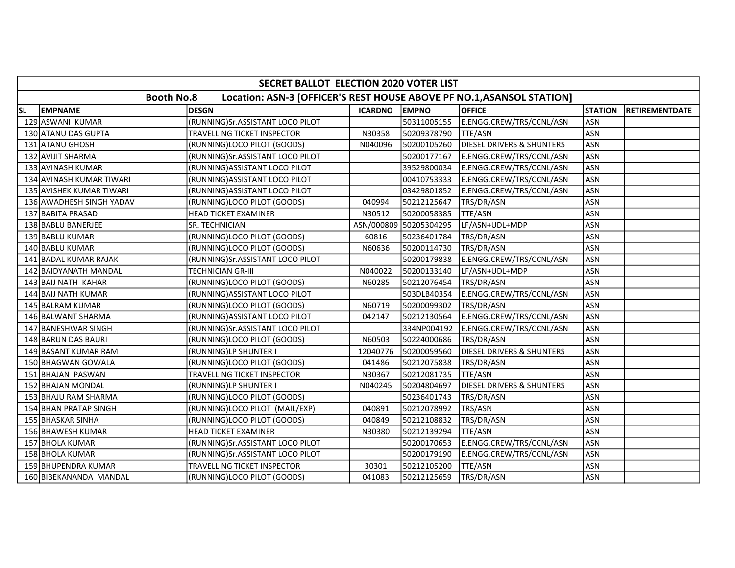| SECRET BALLOT ELECTION 2020 VOTER LIST | | | | | | | |
|---|---|---|---|---|---|---|---|
| **Booth No.8 Location: ASN-3 [OFFICER'S REST HOUSE ABOVE PF NO.1,ASANSOL STATION]** | | | | | | | |
| **SL** | **EMPNAME** | **DESGN** | **ICARDNO** | **EMPNO** | **OFFICE** | **STATION** | **RETIREMENTDATE** |
| 129 | ASWANI KUMAR | (RUNNING)Sr.ASSISTANT LOCO PILOT | | 50311005155 | E.ENGG.CREW/TRS/CCNL/ASN | ASN | |
| 130 | ATANU DAS GUPTA | TRAVELLING TICKET INSPECTOR | N30358 | 50209378790 | TTE/ASN | ASN | |
| 131 | ATANU GHOSH | (RUNNING)LOCO PILOT (GOODS) | N040096 | 50200105260 | DIESEL DRIVERS & SHUNTERS | ASN | |
| 132 | AVIJIT SHARMA | (RUNNING)Sr.ASSISTANT LOCO PILOT | | 50200177167 | E.ENGG.CREW/TRS/CCNL/ASN | ASN | |
| 133 | AVINASH KUMAR | (RUNNING)ASSISTANT LOCO PILOT | | 39529800034 | E.ENGG.CREW/TRS/CCNL/ASN | ASN | |
| 134 | AVINASH KUMAR TIWARI | (RUNNING)ASSISTANT LOCO PILOT | | 00410753333 | E.ENGG.CREW/TRS/CCNL/ASN | ASN | |
| 135 | AVISHEK KUMAR TIWARI | (RUNNING)ASSISTANT LOCO PILOT | | 03429801852 | E.ENGG.CREW/TRS/CCNL/ASN | ASN | |
| 136 | AWADHESH SINGH YADAV | (RUNNING)LOCO PILOT (GOODS) | 040994 | 50212125647 | TRS/DR/ASN | ASN | |
| 137 | BABITA PRASAD | HEAD TICKET EXAMINER | N30512 | 50200058385 | TTE/ASN | ASN | |
| 138 | BABLU BANERJEE | SR. TECHNICIAN | ASN/000809 | 50205304295 | LF/ASN+UDL+MDP | ASN | |
| 139 | BABLU KUMAR | (RUNNING)LOCO PILOT (GOODS) | 60816 | 50236401784 | TRS/DR/ASN | ASN | |
| 140 | BABLU KUMAR | (RUNNING)LOCO PILOT (GOODS) | N60636 | 50200114730 | TRS/DR/ASN | ASN | |
| 141 | BADAL KUMAR RAJAK | (RUNNING)Sr.ASSISTANT LOCO PILOT | | 50200179838 | E.ENGG.CREW/TRS/CCNL/ASN | ASN | |
| 142 | BAIDYANATH MANDAL | TECHNICIAN GR-III | N040022 | 50200133140 | LF/ASN+UDL+MDP | ASN | |
| 143 | BAIJ NATH KAHAR | (RUNNING)LOCO PILOT (GOODS) | N60285 | 50212076454 | TRS/DR/ASN | ASN | |
| 144 | BAIJ NATH KUMAR | (RUNNING)ASSISTANT LOCO PILOT | | 503DLB40354 | E.ENGG.CREW/TRS/CCNL/ASN | ASN | |
| 145 | BALRAM KUMAR | (RUNNING)LOCO PILOT (GOODS) | N60719 | 50200099302 | TRS/DR/ASN | ASN | |
| 146 | BALWANT SHARMA | (RUNNING)ASSISTANT LOCO PILOT | 042147 | 50212130564 | E.ENGG.CREW/TRS/CCNL/ASN | ASN | |
| 147 | BANESHWAR SINGH | (RUNNING)Sr.ASSISTANT LOCO PILOT | | 334NP004192 | E.ENGG.CREW/TRS/CCNL/ASN | ASN | |
| 148 | BARUN DAS BAURI | (RUNNING)LOCO PILOT (GOODS) | N60503 | 50224000686 | TRS/DR/ASN | ASN | |
| 149 | BASANT KUMAR RAM | (RUNNING)LP SHUNTER I | 12040776 | 50200059560 | DIESEL DRIVERS & SHUNTERS | ASN | |
| 150 | BHAGWAN GOWALA | (RUNNING)LOCO PILOT (GOODS) | 041486 | 50212075838 | TRS/DR/ASN | ASN | |
| 151 | BHAJAN PASWAN | TRAVELLING TICKET INSPECTOR | N30367 | 50212081735 | TTE/ASN | ASN | |
| 152 | BHAJAN MONDAL | (RUNNING)LP SHUNTER I | N040245 | 50204804697 | DIESEL DRIVERS & SHUNTERS | ASN | |
| 153 | BHAJU RAM SHARMA | (RUNNING)LOCO PILOT (GOODS) | | 50236401743 | TRS/DR/ASN | ASN | |
| 154 | BHAN PRATAP SINGH | (RUNNING)LOCO PILOT (MAIL/EXP) | 040891 | 50212078992 | TRS/ASN | ASN | |
| 155 | BHASKAR SINHA | (RUNNING)LOCO PILOT (GOODS) | 040849 | 50212108832 | TRS/DR/ASN | ASN | |
| 156 | BHAWESH KUMAR | HEAD TICKET EXAMINER | N30380 | 50212139294 | TTE/ASN | ASN | |
| 157 | BHOLA KUMAR | (RUNNING)Sr.ASSISTANT LOCO PILOT | | 50200170653 | E.ENGG.CREW/TRS/CCNL/ASN | ASN | |
| 158 | BHOLA KUMAR | (RUNNING)Sr.ASSISTANT LOCO PILOT | | 50200179190 | E.ENGG.CREW/TRS/CCNL/ASN | ASN | |
| 159 | BHUPENDRA KUMAR | TRAVELLING TICKET INSPECTOR | 30301 | 50212105200 | TTE/ASN | ASN | |
| 160 | BIBEKANANDA MANDAL | (RUNNING)LOCO PILOT (GOODS) | 041083 | 50212125659 | TRS/DR/ASN | ASN | |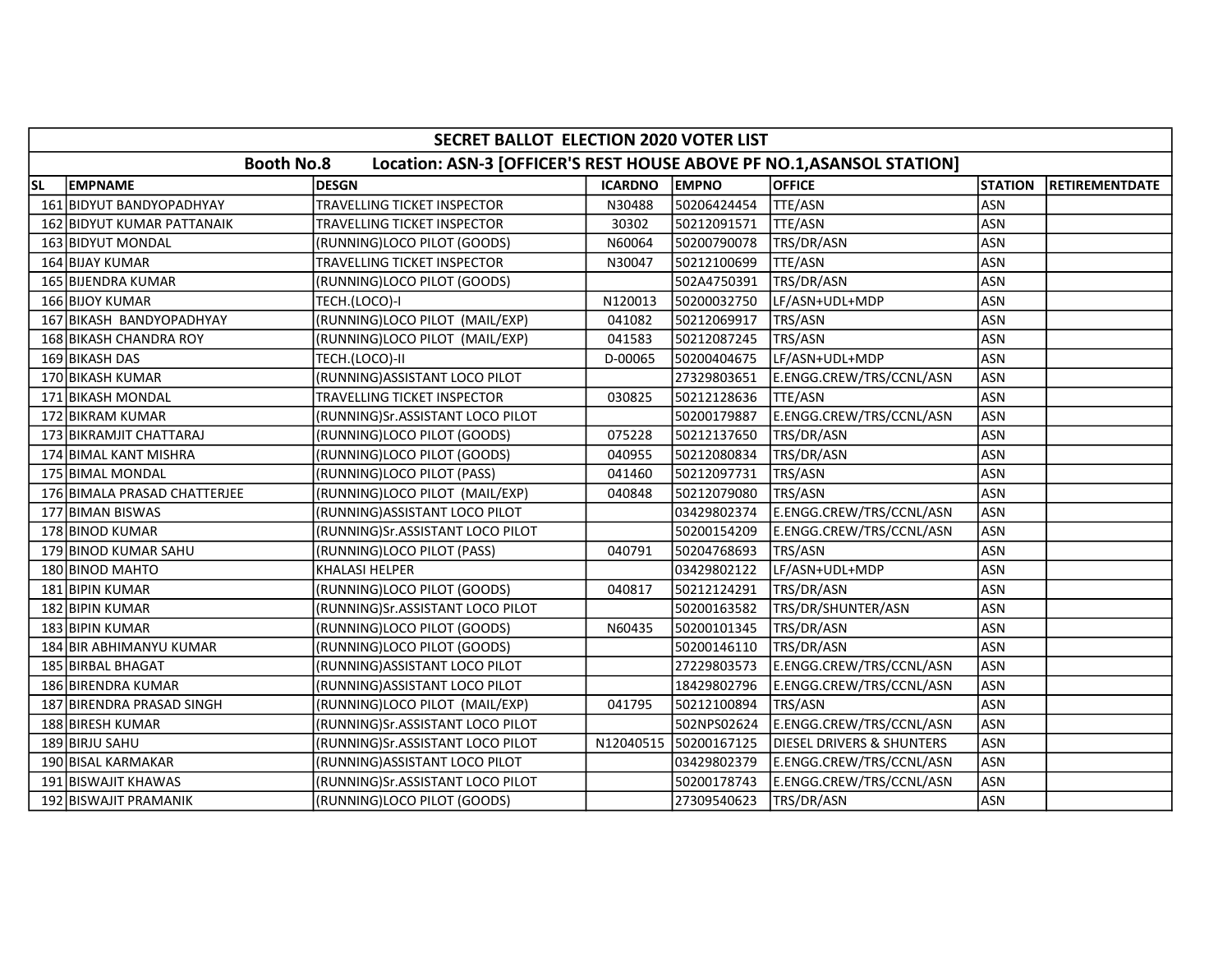| SECRET BALLOT ELECTION 2020 VOTER LIST | | | | | | | |
|---|---|---|---|---|---|---|---|
| Booth No.8 Location: ASN-3 [OFFICER'S REST HOUSE ABOVE PF NO.1,ASANSOL STATION] | | | | | | | |
| SL | EMPNAME | DESGN | ICARDNO | EMPNO | OFFICE | STATION | RETIREMENTDATE |
| 161 | BIDYUT BANDYOPADHYAY | TRAVELLING TICKET INSPECTOR | N30488 | 50206424454 | TTE/ASN | ASN | |
| 162 | BIDYUT KUMAR PATTANAIK | TRAVELLING TICKET INSPECTOR | 30302 | 50212091571 | TTE/ASN | ASN | |
| 163 | BIDYUT MONDAL | (RUNNING)LOCO PILOT (GOODS) | N60064 | 50200790078 | TRS/DR/ASN | ASN | |
| 164 | BIJAY KUMAR | TRAVELLING TICKET INSPECTOR | N30047 | 50212100699 | TTE/ASN | ASN | |
| 165 | BIJENDRA KUMAR | (RUNNING)LOCO PILOT (GOODS) | | 502A4750391 | TRS/DR/ASN | ASN | |
| 166 | BIJOY KUMAR | TECH.(LOCO)-I | N120013 | 50200032750 | LF/ASN+UDL+MDP | ASN | |
| 167 | BIKASH BANDYOPADHYAY | (RUNNING)LOCO PILOT (MAIL/EXP) | 041082 | 50212069917 | TRS/ASN | ASN | |
| 168 | BIKASH CHANDRA ROY | (RUNNING)LOCO PILOT (MAIL/EXP) | 041583 | 50212087245 | TRS/ASN | ASN | |
| 169 | BIKASH DAS | TECH.(LOCO)-II | D-00065 | 50200404675 | LF/ASN+UDL+MDP | ASN | |
| 170 | BIKASH KUMAR | (RUNNING)ASSISTANT LOCO PILOT | | 27329803651 | E.ENGG.CREW/TRS/CCNL/ASN | ASN | |
| 171 | BIKASH MONDAL | TRAVELLING TICKET INSPECTOR | 030825 | 50212128636 | TTE/ASN | ASN | |
| 172 | BIKRAM KUMAR | (RUNNING)Sr.ASSISTANT LOCO PILOT | | 50200179887 | E.ENGG.CREW/TRS/CCNL/ASN | ASN | |
| 173 | BIKRAMJIT CHATTARAJ | (RUNNING)LOCO PILOT (GOODS) | 075228 | 50212137650 | TRS/DR/ASN | ASN | |
| 174 | BIMAL KANT MISHRA | (RUNNING)LOCO PILOT (GOODS) | 040955 | 50212080834 | TRS/DR/ASN | ASN | |
| 175 | BIMAL MONDAL | (RUNNING)LOCO PILOT (PASS) | 041460 | 50212097731 | TRS/ASN | ASN | |
| 176 | BIMALA PRASAD CHATTERJEE | (RUNNING)LOCO PILOT (MAIL/EXP) | 040848 | 50212079080 | TRS/ASN | ASN | |
| 177 | BIMAN BISWAS | (RUNNING)ASSISTANT LOCO PILOT | | 03429802374 | E.ENGG.CREW/TRS/CCNL/ASN | ASN | |
| 178 | BINOD KUMAR | (RUNNING)Sr.ASSISTANT LOCO PILOT | | 50200154209 | E.ENGG.CREW/TRS/CCNL/ASN | ASN | |
| 179 | BINOD KUMAR SAHU | (RUNNING)LOCO PILOT (PASS) | 040791 | 50204768693 | TRS/ASN | ASN | |
| 180 | BINOD MAHTO | KHALASI HELPER | | 03429802122 | LF/ASN+UDL+MDP | ASN | |
| 181 | BIPIN KUMAR | (RUNNING)LOCO PILOT (GOODS) | 040817 | 50212124291 | TRS/DR/ASN | ASN | |
| 182 | BIPIN KUMAR | (RUNNING)Sr.ASSISTANT LOCO PILOT | | 50200163582 | TRS/DR/SHUNTER/ASN | ASN | |
| 183 | BIPIN KUMAR | (RUNNING)LOCO PILOT (GOODS) | N60435 | 50200101345 | TRS/DR/ASN | ASN | |
| 184 | BIR ABHIMANYU KUMAR | (RUNNING)LOCO PILOT (GOODS) | | 50200146110 | TRS/DR/ASN | ASN | |
| 185 | BIRBAL BHAGAT | (RUNNING)ASSISTANT LOCO PILOT | | 27229803573 | E.ENGG.CREW/TRS/CCNL/ASN | ASN | |
| 186 | BIRENDRA KUMAR | (RUNNING)ASSISTANT LOCO PILOT | | 18429802796 | E.ENGG.CREW/TRS/CCNL/ASN | ASN | |
| 187 | BIRENDRA PRASAD SINGH | (RUNNING)LOCO PILOT (MAIL/EXP) | 041795 | 50212100894 | TRS/ASN | ASN | |
| 188 | BIRESH KUMAR | (RUNNING)Sr.ASSISTANT LOCO PILOT | | 502NPS02624 | E.ENGG.CREW/TRS/CCNL/ASN | ASN | |
| 189 | BIRJU SAHU | (RUNNING)Sr.ASSISTANT LOCO PILOT | N12040515 | 50200167125 | DIESEL DRIVERS & SHUNTERS | ASN | |
| 190 | BISAL KARMAKAR | (RUNNING)ASSISTANT LOCO PILOT | | 03429802379 | E.ENGG.CREW/TRS/CCNL/ASN | ASN | |
| 191 | BISWAJIT KHAWAS | (RUNNING)Sr.ASSISTANT LOCO PILOT | | 50200178743 | E.ENGG.CREW/TRS/CCNL/ASN | ASN | |
| 192 | BISWAJIT PRAMANIK | (RUNNING)LOCO PILOT (GOODS) | | 27309540623 | TRS/DR/ASN | ASN | |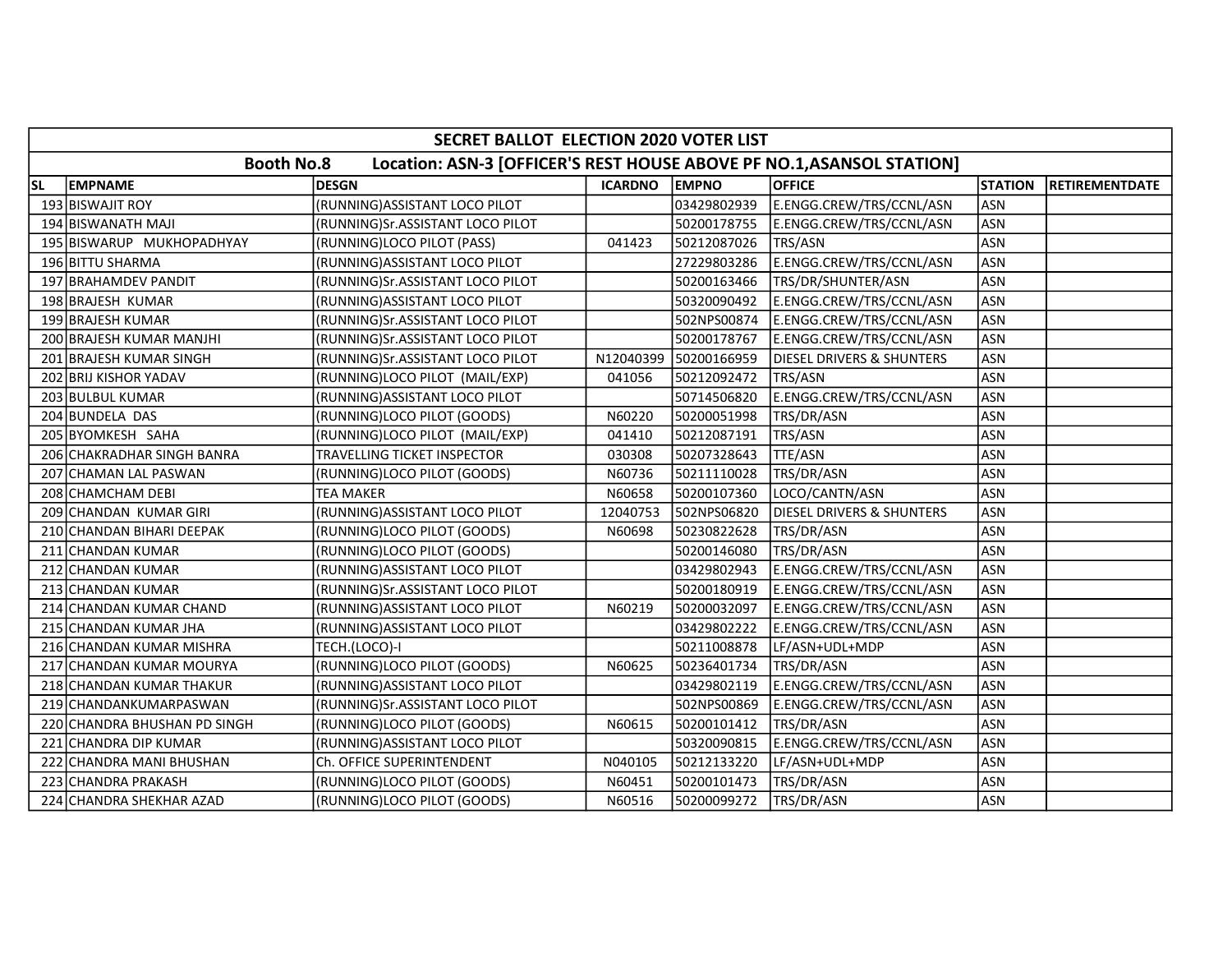| SECRET BALLOT ELECTION 2020 VOTER LIST | | | | | | | |
|---|---|---|---|---|---|---|---|
| Booth No.8 Location: ASN-3 [OFFICER'S REST HOUSE ABOVE PF NO.1,ASANSOL STATION] | | | | | | | |
| SL | EMPNAME | DESGN | ICARDNO | EMPNO | OFFICE | STATION | RETIREMENTDATE |
| 193 | BISWAJIT ROY | (RUNNING)ASSISTANT LOCO PILOT | | 03429802939 | E.ENGG.CREW/TRS/CCNL/ASN | ASN | |
| 194 | BISWANATH MAJI | (RUNNING)Sr.ASSISTANT LOCO PILOT | | 50200178755 | E.ENGG.CREW/TRS/CCNL/ASN | ASN | |
| 195 | BISWARUP MUKHOPADHYAY | (RUNNING)LOCO PILOT (PASS) | 041423 | 50212087026 | TRS/ASN | ASN | |
| 196 | BITTU SHARMA | (RUNNING)ASSISTANT LOCO PILOT | | 27229803286 | E.ENGG.CREW/TRS/CCNL/ASN | ASN | |
| 197 | BRAHAMDEV PANDIT | (RUNNING)Sr.ASSISTANT LOCO PILOT | | 50200163466 | TRS/DR/SHUNTER/ASN | ASN | |
| 198 | BRAJESH KUMAR | (RUNNING)ASSISTANT LOCO PILOT | | 50320090492 | E.ENGG.CREW/TRS/CCNL/ASN | ASN | |
| 199 | BRAJESH KUMAR | (RUNNING)Sr.ASSISTANT LOCO PILOT | | 502NPS00874 | E.ENGG.CREW/TRS/CCNL/ASN | ASN | |
| 200 | BRAJESH KUMAR MANJHI | (RUNNING)Sr.ASSISTANT LOCO PILOT | | 50200178767 | E.ENGG.CREW/TRS/CCNL/ASN | ASN | |
| 201 | BRAJESH KUMAR SINGH | (RUNNING)Sr.ASSISTANT LOCO PILOT | N12040399 | 50200166959 | DIESEL DRIVERS & SHUNTERS | ASN | |
| 202 | BRIJ KISHOR YADAV | (RUNNING)LOCO PILOT (MAIL/EXP) | 041056 | 50212092472 | TRS/ASN | ASN | |
| 203 | BULBUL KUMAR | (RUNNING)ASSISTANT LOCO PILOT | | 50714506820 | E.ENGG.CREW/TRS/CCNL/ASN | ASN | |
| 204 | BUNDELA DAS | (RUNNING)LOCO PILOT (GOODS) | N60220 | 50200051998 | TRS/DR/ASN | ASN | |
| 205 | BYOMKESH SAHA | (RUNNING)LOCO PILOT (MAIL/EXP) | 041410 | 50212087191 | TRS/ASN | ASN | |
| 206 | CHAKRADHAR SINGH BANRA | TRAVELLING TICKET INSPECTOR | 030308 | 50207328643 | TTE/ASN | ASN | |
| 207 | CHAMAN LAL PASWAN | (RUNNING)LOCO PILOT (GOODS) | N60736 | 50211110028 | TRS/DR/ASN | ASN | |
| 208 | CHAMCHAM DEBI | TEA MAKER | N60658 | 50200107360 | LOCO/CANTN/ASN | ASN | |
| 209 | CHANDAN KUMAR GIRI | (RUNNING)ASSISTANT LOCO PILOT | 12040753 | 502NPS06820 | DIESEL DRIVERS & SHUNTERS | ASN | |
| 210 | CHANDAN BIHARI DEEPAK | (RUNNING)LOCO PILOT (GOODS) | N60698 | 50230822628 | TRS/DR/ASN | ASN | |
| 211 | CHANDAN KUMAR | (RUNNING)LOCO PILOT (GOODS) | | 50200146080 | TRS/DR/ASN | ASN | |
| 212 | CHANDAN KUMAR | (RUNNING)ASSISTANT LOCO PILOT | | 03429802943 | E.ENGG.CREW/TRS/CCNL/ASN | ASN | |
| 213 | CHANDAN KUMAR | (RUNNING)Sr.ASSISTANT LOCO PILOT | | 50200180919 | E.ENGG.CREW/TRS/CCNL/ASN | ASN | |
| 214 | CHANDAN KUMAR CHAND | (RUNNING)ASSISTANT LOCO PILOT | N60219 | 50200032097 | E.ENGG.CREW/TRS/CCNL/ASN | ASN | |
| 215 | CHANDAN KUMAR JHA | (RUNNING)ASSISTANT LOCO PILOT | | 03429802222 | E.ENGG.CREW/TRS/CCNL/ASN | ASN | |
| 216 | CHANDAN KUMAR MISHRA | TECH.(LOCO)-I | | 50211008878 | LF/ASN+UDL+MDP | ASN | |
| 217 | CHANDAN KUMAR MOURYA | (RUNNING)LOCO PILOT (GOODS) | N60625 | 50236401734 | TRS/DR/ASN | ASN | |
| 218 | CHANDAN KUMAR THAKUR | (RUNNING)ASSISTANT LOCO PILOT | | 03429802119 | E.ENGG.CREW/TRS/CCNL/ASN | ASN | |
| 219 | CHANDANKUMARPASWAN | (RUNNING)Sr.ASSISTANT LOCO PILOT | | 502NPS00869 | E.ENGG.CREW/TRS/CCNL/ASN | ASN | |
| 220 | CHANDRA BHUSHAN PD SINGH | (RUNNING)LOCO PILOT (GOODS) | N60615 | 50200101412 | TRS/DR/ASN | ASN | |
| 221 | CHANDRA DIP KUMAR | (RUNNING)ASSISTANT LOCO PILOT | | 50320090815 | E.ENGG.CREW/TRS/CCNL/ASN | ASN | |
| 222 | CHANDRA MANI BHUSHAN | Ch. OFFICE SUPERINTENDENT | N040105 | 50212133220 | LF/ASN+UDL+MDP | ASN | |
| 223 | CHANDRA PRAKASH | (RUNNING)LOCO PILOT (GOODS) | N60451 | 50200101473 | TRS/DR/ASN | ASN | |
| 224 | CHANDRA SHEKHAR AZAD | (RUNNING)LOCO PILOT (GOODS) | N60516 | 50200099272 | TRS/DR/ASN | ASN | |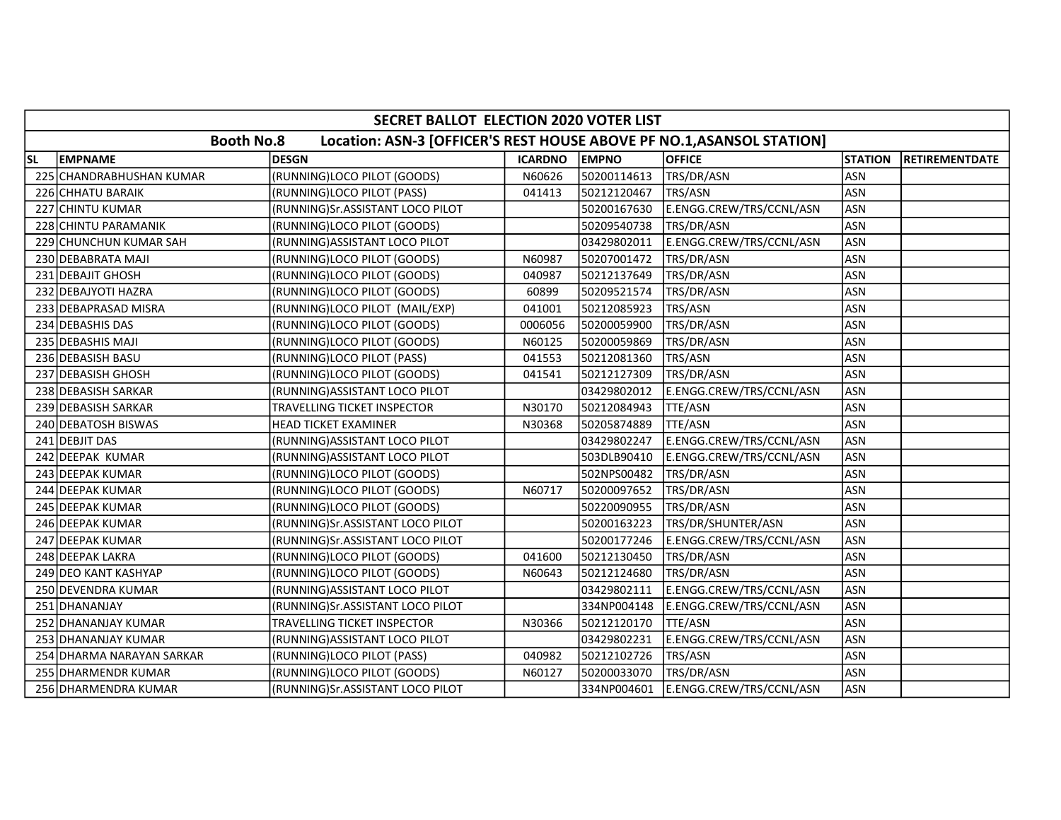| SECRET BALLOT ELECTION 2020 VOTER LIST | | | | | | | |
|---|---|---|---|---|---|---|---|
| Booth No.8 Location: ASN-3 [OFFICER'S REST HOUSE ABOVE PF NO.1,ASANSOL STATION] | | | | | | | |
| SL | EMPNAME | DESGN | ICARDNO | EMPNO | OFFICE | STATION | RETIREMENTDATE |
| 225 | CHANDRABHUSHAN KUMAR | (RUNNING)LOCO PILOT (GOODS) | N60626 | 50200114613 | TRS/DR/ASN | ASN | |
| 226 | CHHATU BARAIK | (RUNNING)LOCO PILOT (PASS) | 041413 | 50212120467 | TRS/ASN | ASN | |
| 227 | CHINTU KUMAR | (RUNNING)Sr.ASSISTANT LOCO PILOT | | 50200167630 | E.ENGG.CREW/TRS/CCNL/ASN | ASN | |
| 228 | CHINTU PARAMANIK | (RUNNING)LOCO PILOT (GOODS) | | 50209540738 | TRS/DR/ASN | ASN | |
| 229 | CHUNCHUN KUMAR SAH | (RUNNING)ASSISTANT LOCO PILOT | | 03429802011 | E.ENGG.CREW/TRS/CCNL/ASN | ASN | |
| 230 | DEBABRATA MAJI | (RUNNING)LOCO PILOT (GOODS) | N60987 | 50207001472 | TRS/DR/ASN | ASN | |
| 231 | DEBAJIT GHOSH | (RUNNING)LOCO PILOT (GOODS) | 040987 | 50212137649 | TRS/DR/ASN | ASN | |
| 232 | DEBAJYOTI HAZRA | (RUNNING)LOCO PILOT (GOODS) | 60899 | 50209521574 | TRS/DR/ASN | ASN | |
| 233 | DEBAPRASAD MISRA | (RUNNING)LOCO PILOT (MAIL/EXP) | 041001 | 50212085923 | TRS/ASN | ASN | |
| 234 | DEBASHIS DAS | (RUNNING)LOCO PILOT (GOODS) | 0006056 | 50200059900 | TRS/DR/ASN | ASN | |
| 235 | DEBASHIS MAJI | (RUNNING)LOCO PILOT (GOODS) | N60125 | 50200059869 | TRS/DR/ASN | ASN | |
| 236 | DEBASISH BASU | (RUNNING)LOCO PILOT (PASS) | 041553 | 50212081360 | TRS/ASN | ASN | |
| 237 | DEBASISH GHOSH | (RUNNING)LOCO PILOT (GOODS) | 041541 | 50212127309 | TRS/DR/ASN | ASN | |
| 238 | DEBASISH SARKAR | (RUNNING)ASSISTANT LOCO PILOT | | 03429802012 | E.ENGG.CREW/TRS/CCNL/ASN | ASN | |
| 239 | DEBASISH SARKAR | TRAVELLING TICKET INSPECTOR | N30170 | 50212084943 | TTE/ASN | ASN | |
| 240 | DEBATOSH BISWAS | HEAD TICKET EXAMINER | N30368 | 50205874889 | TTE/ASN | ASN | |
| 241 | DEBJIT DAS | (RUNNING)ASSISTANT LOCO PILOT | | 03429802247 | E.ENGG.CREW/TRS/CCNL/ASN | ASN | |
| 242 | DEEPAK KUMAR | (RUNNING)ASSISTANT LOCO PILOT | | 503DLB90410 | E.ENGG.CREW/TRS/CCNL/ASN | ASN | |
| 243 | DEEPAK KUMAR | (RUNNING)LOCO PILOT (GOODS) | | 502NPS00482 | TRS/DR/ASN | ASN | |
| 244 | DEEPAK KUMAR | (RUNNING)LOCO PILOT (GOODS) | N60717 | 50200097652 | TRS/DR/ASN | ASN | |
| 245 | DEEPAK KUMAR | (RUNNING)LOCO PILOT (GOODS) | | 50220090955 | TRS/DR/ASN | ASN | |
| 246 | DEEPAK KUMAR | (RUNNING)Sr.ASSISTANT LOCO PILOT | | 50200163223 | TRS/DR/SHUNTER/ASN | ASN | |
| 247 | DEEPAK KUMAR | (RUNNING)Sr.ASSISTANT LOCO PILOT | | 50200177246 | E.ENGG.CREW/TRS/CCNL/ASN | ASN | |
| 248 | DEEPAK LAKRA | (RUNNING)LOCO PILOT (GOODS) | 041600 | 50212130450 | TRS/DR/ASN | ASN | |
| 249 | DEO KANT KASHYAP | (RUNNING)LOCO PILOT (GOODS) | N60643 | 50212124680 | TRS/DR/ASN | ASN | |
| 250 | DEVENDRA KUMAR | (RUNNING)ASSISTANT LOCO PILOT | | 03429802111 | E.ENGG.CREW/TRS/CCNL/ASN | ASN | |
| 251 | DHANANJAY | (RUNNING)Sr.ASSISTANT LOCO PILOT | | 334NP004148 | E.ENGG.CREW/TRS/CCNL/ASN | ASN | |
| 252 | DHANANJAY KUMAR | TRAVELLING TICKET INSPECTOR | N30366 | 50212120170 | TTE/ASN | ASN | |
| 253 | DHANANJAY KUMAR | (RUNNING)ASSISTANT LOCO PILOT | | 03429802231 | E.ENGG.CREW/TRS/CCNL/ASN | ASN | |
| 254 | DHARMA NARAYAN SARKAR | (RUNNING)LOCO PILOT (PASS) | 040982 | 50212102726 | TRS/ASN | ASN | |
| 255 | DHARMENDR KUMAR | (RUNNING)LOCO PILOT (GOODS) | N60127 | 50200033070 | TRS/DR/ASN | ASN | |
| 256 | DHARMENDRA KUMAR | (RUNNING)Sr.ASSISTANT LOCO PILOT | | 334NP004601 | E.ENGG.CREW/TRS/CCNL/ASN | ASN | |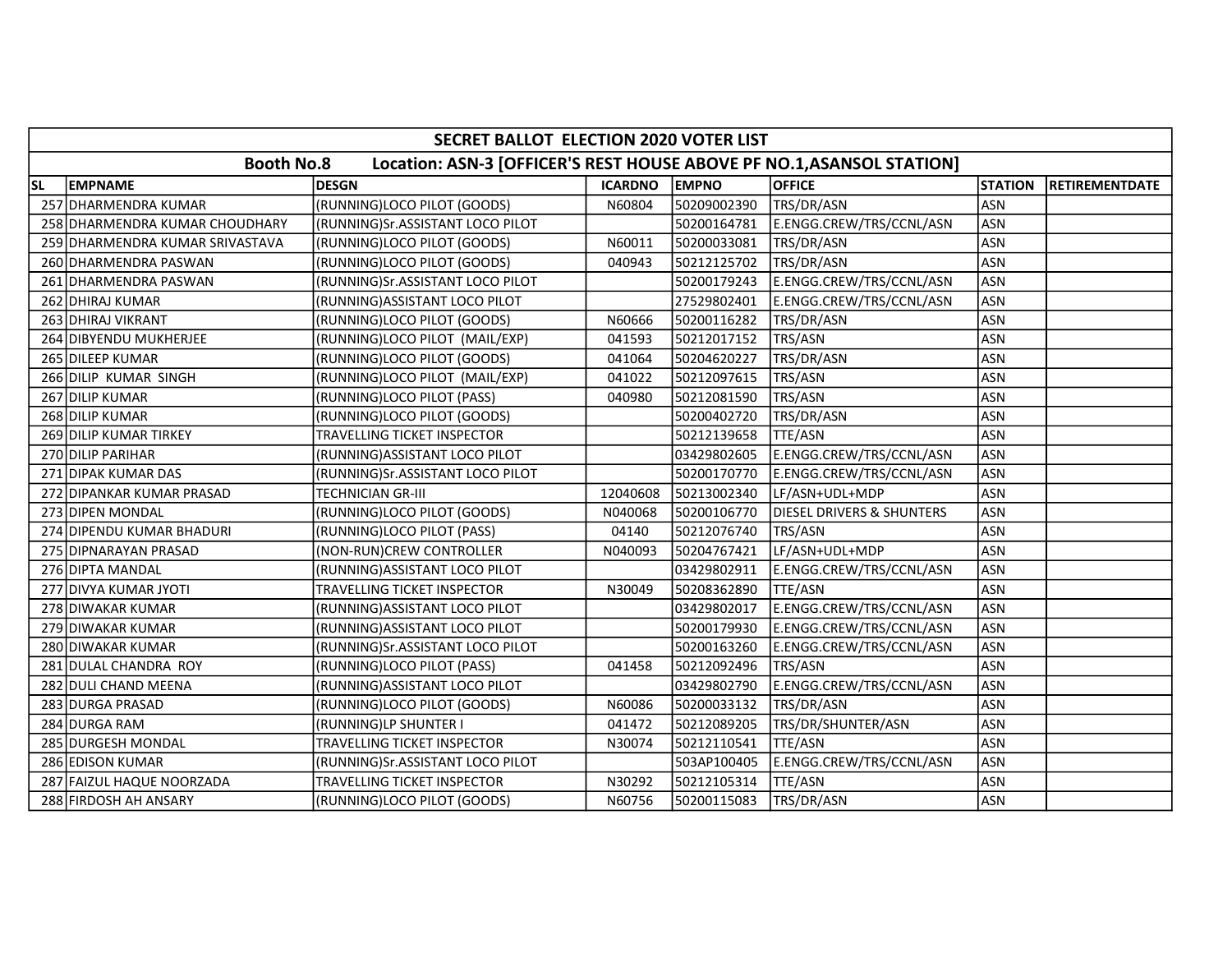| SECRET BALLOT ELECTION 2020 VOTER LIST | | | | | | | |
|---|---|---|---|---|---|---|---|
| Booth No.8 Location: ASN-3 [OFFICER'S REST HOUSE ABOVE PF NO.1,ASANSOL STATION] | | | | | | | |
| SL EMPNAME | DESGN | ICARDNO | EMPNO | OFFICE | STATION | RETIREMENTDATE | |

| SL | EMPNAME | DESGN | ICARDNO | EMPNO | OFFICE | STATION | RETIREMENTDATE |
|---|---|---|---|---|---|---|---|
| 257 | DHARMENDRA KUMAR | (RUNNING)LOCO PILOT (GOODS) | N60804 | 50209002390 | TRS/DR/ASN | ASN | |
| 258 | DHARMENDRA KUMAR CHOUDHARY | (RUNNING)Sr.ASSISTANT LOCO PILOT | | 50200164781 | E.ENGG.CREW/TRS/CCNL/ASN | ASN | |
| 259 | DHARMENDRA KUMAR SRIVASTAVA | (RUNNING)LOCO PILOT (GOODS) | N60011 | 50200033081 | TRS/DR/ASN | ASN | |
| 260 | DHARMENDRA PASWAN | (RUNNING)LOCO PILOT (GOODS) | 040943 | 50212125702 | TRS/DR/ASN | ASN | |
| 261 | DHARMENDRA PASWAN | (RUNNING)Sr.ASSISTANT LOCO PILOT | | 50200179243 | E.ENGG.CREW/TRS/CCNL/ASN | ASN | |
| 262 | DHIRAJ KUMAR | (RUNNING)ASSISTANT LOCO PILOT | | 27529802401 | E.ENGG.CREW/TRS/CCNL/ASN | ASN | |
| 263 | DHIRAJ VIKRANT | (RUNNING)LOCO PILOT (GOODS) | N60666 | 50200116282 | TRS/DR/ASN | ASN | |
| 264 | DIBYENDU MUKHERJEE | (RUNNING)LOCO PILOT (MAIL/EXP) | 041593 | 50212017152 | TRS/ASN | ASN | |
| 265 | DILEEP KUMAR | (RUNNING)LOCO PILOT (GOODS) | 041064 | 50204620227 | TRS/DR/ASN | ASN | |
| 266 | DILIP KUMAR SINGH | (RUNNING)LOCO PILOT (MAIL/EXP) | 041022 | 50212097615 | TRS/ASN | ASN | |
| 267 | DILIP KUMAR | (RUNNING)LOCO PILOT (PASS) | 040980 | 50212081590 | TRS/ASN | ASN | |
| 268 | DILIP KUMAR | (RUNNING)LOCO PILOT (GOODS) | | 50200402720 | TRS/DR/ASN | ASN | |
| 269 | DILIP KUMAR TIRKEY | TRAVELLING TICKET INSPECTOR | | 50212139658 | TTE/ASN | ASN | |
| 270 | DILIP PARIHAR | (RUNNING)ASSISTANT LOCO PILOT | | 03429802605 | E.ENGG.CREW/TRS/CCNL/ASN | ASN | |
| 271 | DIPAK KUMAR DAS | (RUNNING)Sr.ASSISTANT LOCO PILOT | | 50200170770 | E.ENGG.CREW/TRS/CCNL/ASN | ASN | |
| 272 | DIPANKAR KUMAR PRASAD | TECHNICIAN GR-III | 12040608 | 50213002340 | LF/ASN+UDL+MDP | ASN | |
| 273 | DIPEN MONDAL | (RUNNING)LOCO PILOT (GOODS) | N040068 | 50200106770 | DIESEL DRIVERS & SHUNTERS | ASN | |
| 274 | DIPENDU KUMAR BHADURI | (RUNNING)LOCO PILOT (PASS) | 04140 | 50212076740 | TRS/ASN | ASN | |
| 275 | DIPNARAYAN PRASAD | (NON-RUN)CREW CONTROLLER | N040093 | 50204767421 | LF/ASN+UDL+MDP | ASN | |
| 276 | DIPTA MANDAL | (RUNNING)ASSISTANT LOCO PILOT | | 03429802911 | E.ENGG.CREW/TRS/CCNL/ASN | ASN | |
| 277 | DIVYA KUMAR JYOTI | TRAVELLING TICKET INSPECTOR | N30049 | 50208362890 | TTE/ASN | ASN | |
| 278 | DIWAKAR KUMAR | (RUNNING)ASSISTANT LOCO PILOT | | 03429802017 | E.ENGG.CREW/TRS/CCNL/ASN | ASN | |
| 279 | DIWAKAR KUMAR | (RUNNING)ASSISTANT LOCO PILOT | | 50200179930 | E.ENGG.CREW/TRS/CCNL/ASN | ASN | |
| 280 | DIWAKAR KUMAR | (RUNNING)Sr.ASSISTANT LOCO PILOT | | 50200163260 | E.ENGG.CREW/TRS/CCNL/ASN | ASN | |
| 281 | DULAL CHANDRA ROY | (RUNNING)LOCO PILOT (PASS) | 041458 | 50212092496 | TRS/ASN | ASN | |
| 282 | DULI CHAND MEENA | (RUNNING)ASSISTANT LOCO PILOT | | 03429802790 | E.ENGG.CREW/TRS/CCNL/ASN | ASN | |
| 283 | DURGA PRASAD | (RUNNING)LOCO PILOT (GOODS) | N60086 | 50200033132 | TRS/DR/ASN | ASN | |
| 284 | DURGA RAM | (RUNNING)LP SHUNTER I | 041472 | 50212089205 | TRS/DR/SHUNTER/ASN | ASN | |
| 285 | DURGESH MONDAL | TRAVELLING TICKET INSPECTOR | N30074 | 50212110541 | TTE/ASN | ASN | |
| 286 | EDISON KUMAR | (RUNNING)Sr.ASSISTANT LOCO PILOT | | 503AP100405 | E.ENGG.CREW/TRS/CCNL/ASN | ASN | |
| 287 | FAIZUL HAQUE NOORZADA | TRAVELLING TICKET INSPECTOR | N30292 | 50212105314 | TTE/ASN | ASN | |
| 288 | FIRDOSH AH ANSARY | (RUNNING)LOCO PILOT (GOODS) | N60756 | 50200115083 | TRS/DR/ASN | ASN | |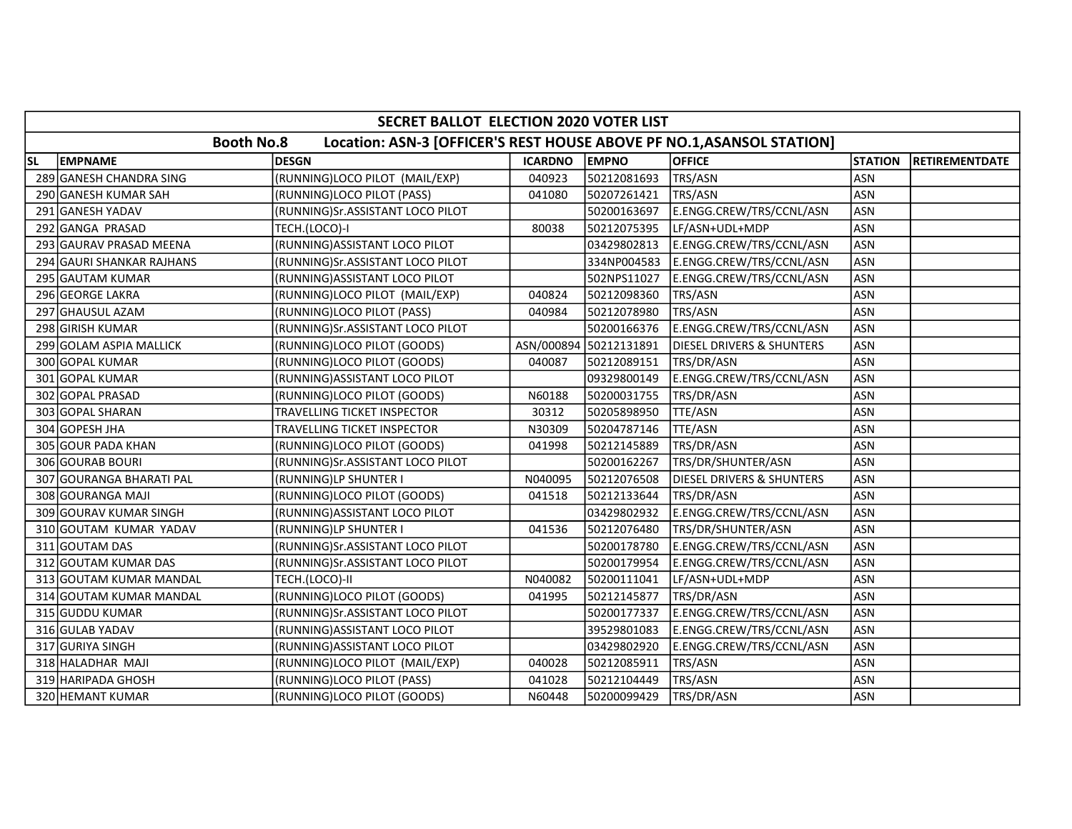| SECRET BALLOT ELECTION 2020 VOTER LIST | | | | | | | |
|---|---|---|---|---|---|---|---|
| Booth No.8 Location: ASN-3 [OFFICER'S REST HOUSE ABOVE PF NO.1,ASANSOL STATION] | | | | | | | |
| SL | EMPNAME | DESGN | ICARDNO | EMPNO | OFFICE | STATION | RETIREMENTDATE |
| 289 | GANESH CHANDRA SING | (RUNNING)LOCO PILOT (MAIL/EXP) | 040923 | 50212081693 | TRS/ASN | ASN | |
| 290 | GANESH KUMAR SAH | (RUNNING)LOCO PILOT (PASS) | 041080 | 50207261421 | TRS/ASN | ASN | |
| 291 | GANESH YADAV | (RUNNING)Sr.ASSISTANT LOCO PILOT | | 50200163697 | E.ENGG.CREW/TRS/CCNL/ASN | ASN | |
| 292 | GANGA PRASAD | TECH.(LOCO)-I | 80038 | 50212075395 | LF/ASN+UDL+MDP | ASN | |
| 293 | GAURAV PRASAD MEENA | (RUNNING)ASSISTANT LOCO PILOT | | 03429802813 | E.ENGG.CREW/TRS/CCNL/ASN | ASN | |
| 294 | GAURI SHANKAR RAJHANS | (RUNNING)Sr.ASSISTANT LOCO PILOT | | 334NP004583 | E.ENGG.CREW/TRS/CCNL/ASN | ASN | |
| 295 | GAUTAM KUMAR | (RUNNING)ASSISTANT LOCO PILOT | | 502NPS11027 | E.ENGG.CREW/TRS/CCNL/ASN | ASN | |
| 296 | GEORGE LAKRA | (RUNNING)LOCO PILOT (MAIL/EXP) | 040824 | 50212098360 | TRS/ASN | ASN | |
| 297 | GHAUSUL AZAM | (RUNNING)LOCO PILOT (PASS) | 040984 | 50212078980 | TRS/ASN | ASN | |
| 298 | GIRISH KUMAR | (RUNNING)Sr.ASSISTANT LOCO PILOT | | 50200166376 | E.ENGG.CREW/TRS/CCNL/ASN | ASN | |
| 299 | GOLAM ASPIA MALLICK | (RUNNING)LOCO PILOT (GOODS) | ASN/000894 | 50212131891 | DIESEL DRIVERS & SHUNTERS | ASN | |
| 300 | GOPAL KUMAR | (RUNNING)LOCO PILOT (GOODS) | 040087 | 50212089151 | TRS/DR/ASN | ASN | |
| 301 | GOPAL KUMAR | (RUNNING)ASSISTANT LOCO PILOT | | 09329800149 | E.ENGG.CREW/TRS/CCNL/ASN | ASN | |
| 302 | GOPAL PRASAD | (RUNNING)LOCO PILOT (GOODS) | N60188 | 50200031755 | TRS/DR/ASN | ASN | |
| 303 | GOPAL SHARAN | TRAVELLING TICKET INSPECTOR | 30312 | 50205898950 | TTE/ASN | ASN | |
| 304 | GOPESH JHA | TRAVELLING TICKET INSPECTOR | N30309 | 50204787146 | TTE/ASN | ASN | |
| 305 | GOUR PADA KHAN | (RUNNING)LOCO PILOT (GOODS) | 041998 | 50212145889 | TRS/DR/ASN | ASN | |
| 306 | GOURAB BOURI | (RUNNING)Sr.ASSISTANT LOCO PILOT | | 50200162267 | TRS/DR/SHUNTER/ASN | ASN | |
| 307 | GOURANGA BHARATI PAL | (RUNNING)LP SHUNTER I | N040095 | 50212076508 | DIESEL DRIVERS & SHUNTERS | ASN | |
| 308 | GOURANGA MAJI | (RUNNING)LOCO PILOT (GOODS) | 041518 | 50212133644 | TRS/DR/ASN | ASN | |
| 309 | GOURAV KUMAR SINGH | (RUNNING)ASSISTANT LOCO PILOT | | 03429802932 | E.ENGG.CREW/TRS/CCNL/ASN | ASN | |
| 310 | GOUTAM KUMAR YADAV | (RUNNING)LP SHUNTER I | 041536 | 50212076480 | TRS/DR/SHUNTER/ASN | ASN | |
| 311 | GOUTAM DAS | (RUNNING)Sr.ASSISTANT LOCO PILOT | | 50200178780 | E.ENGG.CREW/TRS/CCNL/ASN | ASN | |
| 312 | GOUTAM KUMAR DAS | (RUNNING)Sr.ASSISTANT LOCO PILOT | | 50200179954 | E.ENGG.CREW/TRS/CCNL/ASN | ASN | |
| 313 | GOUTAM KUMAR MANDAL | TECH.(LOCO)-II | N040082 | 50200111041 | LF/ASN+UDL+MDP | ASN | |
| 314 | GOUTAM KUMAR MANDAL | (RUNNING)LOCO PILOT (GOODS) | 041995 | 50212145877 | TRS/DR/ASN | ASN | |
| 315 | GUDDU KUMAR | (RUNNING)Sr.ASSISTANT LOCO PILOT | | 50200177337 | E.ENGG.CREW/TRS/CCNL/ASN | ASN | |
| 316 | GULAB YADAV | (RUNNING)ASSISTANT LOCO PILOT | | 39529801083 | E.ENGG.CREW/TRS/CCNL/ASN | ASN | |
| 317 | GURIYA SINGH | (RUNNING)ASSISTANT LOCO PILOT | | 03429802920 | E.ENGG.CREW/TRS/CCNL/ASN | ASN | |
| 318 | HALADHAR MAJI | (RUNNING)LOCO PILOT (MAIL/EXP) | 040028 | 50212085911 | TRS/ASN | ASN | |
| 319 | HARIPADA GHOSH | (RUNNING)LOCO PILOT (PASS) | 041028 | 50212104449 | TRS/ASN | ASN | |
| 320 | HEMANT KUMAR | (RUNNING)LOCO PILOT (GOODS) | N60448 | 50200099429 | TRS/DR/ASN | ASN | |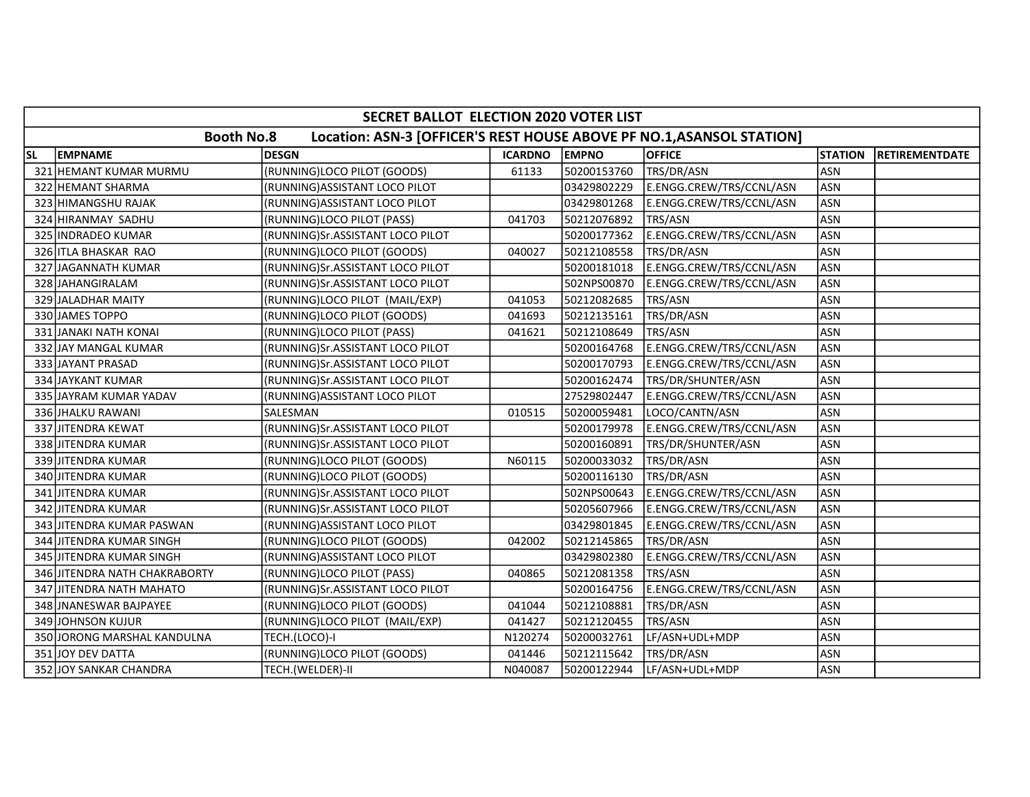| SECRET BALLOT ELECTION 2020 VOTER LIST | | | | | | | |
|---|---|---|---|---|---|---|---|
| Booth No.8 Location: ASN-3 [OFFICER'S REST HOUSE ABOVE PF NO.1,ASANSOL STATION] | | | | | | | |
| SL | EMPNAME | DESGN | ICARDNO | EMPNO | OFFICE | STATION | RETIREMENTDATE |
| 321 | HEMANT KUMAR MURMU | (RUNNING)LOCO PILOT (GOODS) | 61133 | 50200153760 | TRS/DR/ASN | ASN | |
| 322 | HEMANT SHARMA | (RUNNING)ASSISTANT LOCO PILOT | | 03429802229 | E.ENGG.CREW/TRS/CCNL/ASN | ASN | |
| 323 | HIMANGSHU RAJAK | (RUNNING)ASSISTANT LOCO PILOT | | 03429801268 | E.ENGG.CREW/TRS/CCNL/ASN | ASN | |
| 324 | HIRANMAY SADHU | (RUNNING)LOCO PILOT (PASS) | 041703 | 50212076892 | TRS/ASN | ASN | |
| 325 | INDRADEO KUMAR | (RUNNING)Sr.ASSISTANT LOCO PILOT | | 50200177362 | E.ENGG.CREW/TRS/CCNL/ASN | ASN | |
| 326 | ITLA BHASKAR RAO | (RUNNING)LOCO PILOT (GOODS) | 040027 | 50212108558 | TRS/DR/ASN | ASN | |
| 327 | JAGANNATH KUMAR | (RUNNING)Sr.ASSISTANT LOCO PILOT | | 50200181018 | E.ENGG.CREW/TRS/CCNL/ASN | ASN | |
| 328 | JAHANGIRALAM | (RUNNING)Sr.ASSISTANT LOCO PILOT | | 502NPS00870 | E.ENGG.CREW/TRS/CCNL/ASN | ASN | |
| 329 | JALADHAR MAITY | (RUNNING)LOCO PILOT (MAIL/EXP) | 041053 | 50212082685 | TRS/ASN | ASN | |
| 330 | JAMES TOPPO | (RUNNING)LOCO PILOT (GOODS) | 041693 | 50212135161 | TRS/DR/ASN | ASN | |
| 331 | JANAKI NATH KONAI | (RUNNING)LOCO PILOT (PASS) | 041621 | 50212108649 | TRS/ASN | ASN | |
| 332 | JAY MANGAL KUMAR | (RUNNING)Sr.ASSISTANT LOCO PILOT | | 50200164768 | E.ENGG.CREW/TRS/CCNL/ASN | ASN | |
| 333 | JAYANT PRASAD | (RUNNING)Sr.ASSISTANT LOCO PILOT | | 50200170793 | E.ENGG.CREW/TRS/CCNL/ASN | ASN | |
| 334 | JAYKANT KUMAR | (RUNNING)Sr.ASSISTANT LOCO PILOT | | 50200162474 | TRS/DR/SHUNTER/ASN | ASN | |
| 335 | JAYRAM KUMAR YADAV | (RUNNING)ASSISTANT LOCO PILOT | | 27529802447 | E.ENGG.CREW/TRS/CCNL/ASN | ASN | |
| 336 | JHALKU RAWANI | SALESMAN | 010515 | 50200059481 | LOCO/CANTN/ASN | ASN | |
| 337 | JITENDRA KEWAT | (RUNNING)Sr.ASSISTANT LOCO PILOT | | 50200179978 | E.ENGG.CREW/TRS/CCNL/ASN | ASN | |
| 338 | JITENDRA KUMAR | (RUNNING)Sr.ASSISTANT LOCO PILOT | | 50200160891 | TRS/DR/SHUNTER/ASN | ASN | |
| 339 | JITENDRA KUMAR | (RUNNING)LOCO PILOT (GOODS) | N60115 | 50200033032 | TRS/DR/ASN | ASN | |
| 340 | JITENDRA KUMAR | (RUNNING)LOCO PILOT (GOODS) | | 50200116130 | TRS/DR/ASN | ASN | |
| 341 | JITENDRA KUMAR | (RUNNING)Sr.ASSISTANT LOCO PILOT | | 502NPS00643 | E.ENGG.CREW/TRS/CCNL/ASN | ASN | |
| 342 | JITENDRA KUMAR | (RUNNING)Sr.ASSISTANT LOCO PILOT | | 50205607966 | E.ENGG.CREW/TRS/CCNL/ASN | ASN | |
| 343 | JITENDRA KUMAR PASWAN | (RUNNING)ASSISTANT LOCO PILOT | | 03429801845 | E.ENGG.CREW/TRS/CCNL/ASN | ASN | |
| 344 | JITENDRA KUMAR SINGH | (RUNNING)LOCO PILOT (GOODS) | 042002 | 50212145865 | TRS/DR/ASN | ASN | |
| 345 | JITENDRA KUMAR SINGH | (RUNNING)ASSISTANT LOCO PILOT | | 03429802380 | E.ENGG.CREW/TRS/CCNL/ASN | ASN | |
| 346 | JITENDRA NATH CHAKRABORTY | (RUNNING)LOCO PILOT (PASS) | 040865 | 50212081358 | TRS/ASN | ASN | |
| 347 | JITENDRA NATH MAHATO | (RUNNING)Sr.ASSISTANT LOCO PILOT | | 50200164756 | E.ENGG.CREW/TRS/CCNL/ASN | ASN | |
| 348 | JNANESWAR BAJPAYEE | (RUNNING)LOCO PILOT (GOODS) | 041044 | 50212108881 | TRS/DR/ASN | ASN | |
| 349 | JOHNSON KUJUR | (RUNNING)LOCO PILOT (MAIL/EXP) | 041427 | 50212120455 | TRS/ASN | ASN | |
| 350 | JORONG MARSHAL KANDULNA | TECH.(LOCO)-I | N120274 | 50200032761 | LF/ASN+UDL+MDP | ASN | |
| 351 | JOY DEV DATTA | (RUNNING)LOCO PILOT (GOODS) | 041446 | 50212115642 | TRS/DR/ASN | ASN | |
| 352 | JOY SANKAR CHANDRA | TECH.(WELDER)-II | N040087 | 50200122944 | LF/ASN+UDL+MDP | ASN | |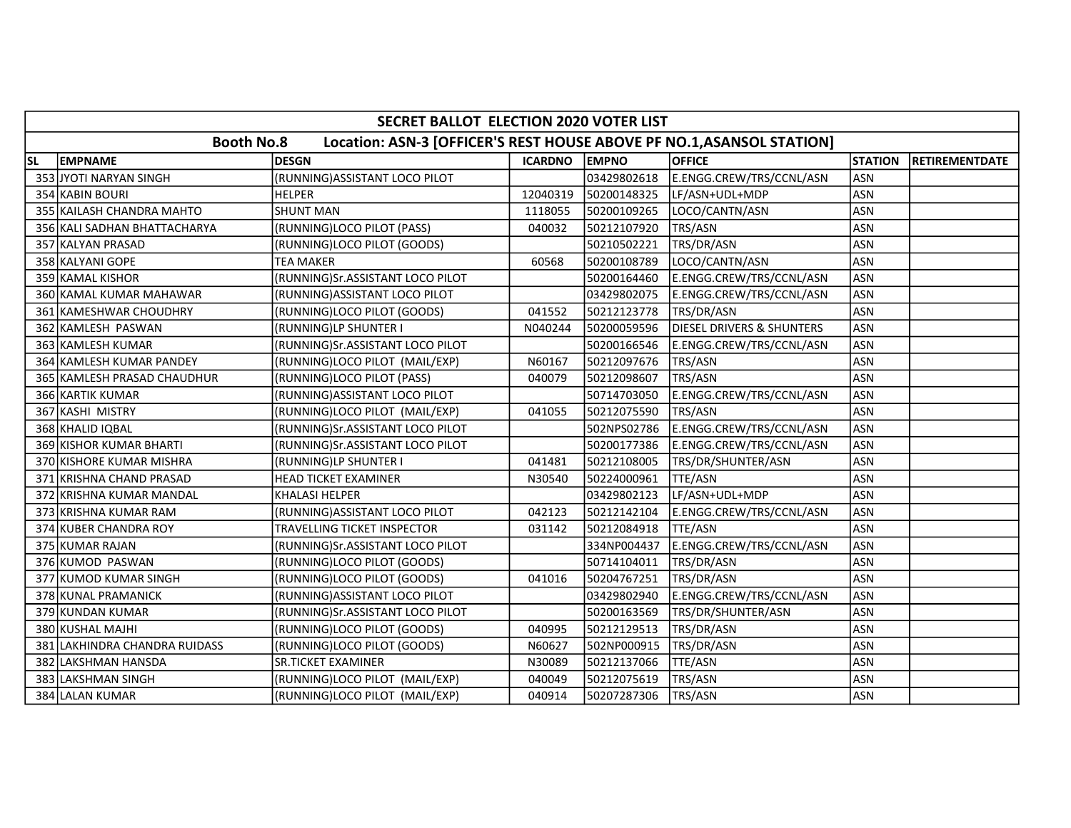| SECRET BALLOT ELECTION 2020 VOTER LIST | | | | | | | |
|---|---|---|---|---|---|---|---|
| Booth No.8 Location: ASN-3 [OFFICER'S REST HOUSE ABOVE PF NO.1,ASANSOL STATION] | | | | | | | |
| SL | EMPNAME | DESGN | ICARDNO | EMPNO | OFFICE | STATION | RETIREMENTDATE |
| 353 | JYOTI NARYAN SINGH | (RUNNING)ASSISTANT LOCO PILOT | | 03429802618 | E.ENGG.CREW/TRS/CCNL/ASN | ASN | |
| 354 | KABIN BOURI | HELPER | 12040319 | 50200148325 | LF/ASN+UDL+MDP | ASN | |
| 355 | KAILASH CHANDRA MAHTO | SHUNT MAN | 1118055 | 50200109265 | LOCO/CANTN/ASN | ASN | |
| 356 | KALI SADHAN BHATTACHARYA | (RUNNING)LOCO PILOT (PASS) | 040032 | 50212107920 | TRS/ASN | ASN | |
| 357 | KALYAN PRASAD | (RUNNING)LOCO PILOT (GOODS) | | 50210502221 | TRS/DR/ASN | ASN | |
| 358 | KALYANI GOPE | TEA MAKER | 60568 | 50200108789 | LOCO/CANTN/ASN | ASN | |
| 359 | KAMAL KISHOR | (RUNNING)Sr.ASSISTANT LOCO PILOT | | 50200164460 | E.ENGG.CREW/TRS/CCNL/ASN | ASN | |
| 360 | KAMAL KUMAR MAHAWAR | (RUNNING)ASSISTANT LOCO PILOT | | 03429802075 | E.ENGG.CREW/TRS/CCNL/ASN | ASN | |
| 361 | KAMESHWAR CHOUDHRY | (RUNNING)LOCO PILOT (GOODS) | 041552 | 50212123778 | TRS/DR/ASN | ASN | |
| 362 | KAMLESH PASWAN | (RUNNING)LP SHUNTER I | N040244 | 50200059596 | DIESEL DRIVERS & SHUNTERS | ASN | |
| 363 | KAMLESH KUMAR | (RUNNING)Sr.ASSISTANT LOCO PILOT | | 50200166546 | E.ENGG.CREW/TRS/CCNL/ASN | ASN | |
| 364 | KAMLESH KUMAR PANDEY | (RUNNING)LOCO PILOT (MAIL/EXP) | N60167 | 50212097676 | TRS/ASN | ASN | |
| 365 | KAMLESH PRASAD CHAUDHUR | (RUNNING)LOCO PILOT (PASS) | 040079 | 50212098607 | TRS/ASN | ASN | |
| 366 | KARTIK KUMAR | (RUNNING)ASSISTANT LOCO PILOT | | 50714703050 | E.ENGG.CREW/TRS/CCNL/ASN | ASN | |
| 367 | KASHI MISTRY | (RUNNING)LOCO PILOT (MAIL/EXP) | 041055 | 50212075590 | TRS/ASN | ASN | |
| 368 | KHALID IQBAL | (RUNNING)Sr.ASSISTANT LOCO PILOT | | 502NPS02786 | E.ENGG.CREW/TRS/CCNL/ASN | ASN | |
| 369 | KISHOR KUMAR BHARTI | (RUNNING)Sr.ASSISTANT LOCO PILOT | | 50200177386 | E.ENGG.CREW/TRS/CCNL/ASN | ASN | |
| 370 | KISHORE KUMAR MISHRA | (RUNNING)LP SHUNTER I | 041481 | 50212108005 | TRS/DR/SHUNTER/ASN | ASN | |
| 371 | KRISHNA CHAND PRASAD | HEAD TICKET EXAMINER | N30540 | 50224000961 | TTE/ASN | ASN | |
| 372 | KRISHNA KUMAR MANDAL | KHALASI HELPER | | 03429802123 | LF/ASN+UDL+MDP | ASN | |
| 373 | KRISHNA KUMAR RAM | (RUNNING)ASSISTANT LOCO PILOT | 042123 | 50212142104 | E.ENGG.CREW/TRS/CCNL/ASN | ASN | |
| 374 | KUBER CHANDRA ROY | TRAVELLING TICKET INSPECTOR | 031142 | 50212084918 | TTE/ASN | ASN | |
| 375 | KUMAR RAJAN | (RUNNING)Sr.ASSISTANT LOCO PILOT | | 334NP004437 | E.ENGG.CREW/TRS/CCNL/ASN | ASN | |
| 376 | KUMOD PASWAN | (RUNNING)LOCO PILOT (GOODS) | | 50714104011 | TRS/DR/ASN | ASN | |
| 377 | KUMOD KUMAR SINGH | (RUNNING)LOCO PILOT (GOODS) | 041016 | 50204767251 | TRS/DR/ASN | ASN | |
| 378 | KUNAL PRAMANICK | (RUNNING)ASSISTANT LOCO PILOT | | 03429802940 | E.ENGG.CREW/TRS/CCNL/ASN | ASN | |
| 379 | KUNDAN KUMAR | (RUNNING)Sr.ASSISTANT LOCO PILOT | | 50200163569 | TRS/DR/SHUNTER/ASN | ASN | |
| 380 | KUSHAL MAJHI | (RUNNING)LOCO PILOT (GOODS) | 040995 | 50212129513 | TRS/DR/ASN | ASN | |
| 381 | LAKHINDRA CHANDRA RUIDASS | (RUNNING)LOCO PILOT (GOODS) | N60627 | 502NP000915 | TRS/DR/ASN | ASN | |
| 382 | LAKSHMAN HANSDA | SR.TICKET EXAMINER | N30089 | 50212137066 | TTE/ASN | ASN | |
| 383 | LAKSHMAN SINGH | (RUNNING)LOCO PILOT (MAIL/EXP) | 040049 | 50212075619 | TRS/ASN | ASN | |
| 384 | LALAN KUMAR | (RUNNING)LOCO PILOT (MAIL/EXP) | 040914 | 50207287306 | TRS/ASN | ASN | |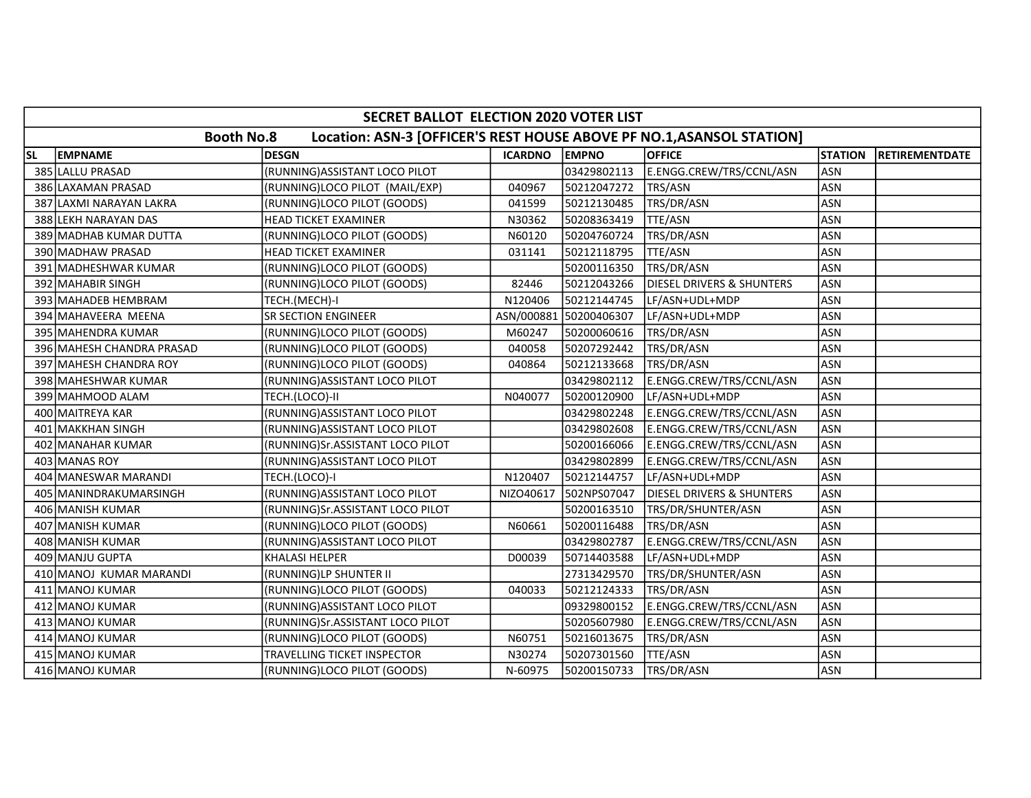## SECRET BALLOT ELECTION 2020 VOTER LIST

### Booth No.8 Location: ASN-3 [OFFICER'S REST HOUSE ABOVE PF NO.1,ASANSOL STATION]

| SL | EMPNAME | DESGN | ICARDNO | EMPNO | OFFICE | STATION | RETIREMENTDATE |
|---|---|---|---|---|---|---|---|
| 385 | LALLU PRASAD | (RUNNING)ASSISTANT LOCO PILOT | | 03429802113 | E.ENGG.CREW/TRS/CCNL/ASN | ASN | |
| 386 | LAXAMAN PRASAD | (RUNNING)LOCO PILOT (MAIL/EXP) | 040967 | 50212047272 | TRS/ASN | ASN | |
| 387 | LAXMI NARAYAN LAKRA | (RUNNING)LOCO PILOT (GOODS) | 041599 | 50212130485 | TRS/DR/ASN | ASN | |
| 388 | LEKH NARAYAN DAS | HEAD TICKET EXAMINER | N30362 | 50208363419 | TTE/ASN | ASN | |
| 389 | MADHAB KUMAR DUTTA | (RUNNING)LOCO PILOT (GOODS) | N60120 | 50204760724 | TRS/DR/ASN | ASN | |
| 390 | MADHAW PRASAD | HEAD TICKET EXAMINER | 031141 | 50212118795 | TTE/ASN | ASN | |
| 391 | MADHESHWAR KUMAR | (RUNNING)LOCO PILOT (GOODS) | | 50200116350 | TRS/DR/ASN | ASN | |
| 392 | MAHABIR SINGH | (RUNNING)LOCO PILOT (GOODS) | 82446 | 50212043266 | DIESEL DRIVERS & SHUNTERS | ASN | |
| 393 | MAHADEB HEMBRAM | TECH.(MECH)-I | N120406 | 50212144745 | LF/ASN+UDL+MDP | ASN | |
| 394 | MAHAVEERA MEENA | SR SECTION ENGINEER | ASN/000881 | 50200406307 | LF/ASN+UDL+MDP | ASN | |
| 395 | MAHENDRA KUMAR | (RUNNING)LOCO PILOT (GOODS) | M60247 | 50200060616 | TRS/DR/ASN | ASN | |
| 396 | MAHESH CHANDRA PRASAD | (RUNNING)LOCO PILOT (GOODS) | 040058 | 50207292442 | TRS/DR/ASN | ASN | |
| 397 | MAHESH CHANDRA ROY | (RUNNING)LOCO PILOT (GOODS) | 040864 | 50212133668 | TRS/DR/ASN | ASN | |
| 398 | MAHESHWAR KUMAR | (RUNNING)ASSISTANT LOCO PILOT | | 03429802112 | E.ENGG.CREW/TRS/CCNL/ASN | ASN | |
| 399 | MAHMOOD ALAM | TECH.(LOCO)-II | N040077 | 50200120900 | LF/ASN+UDL+MDP | ASN | |
| 400 | MAITREYA KAR | (RUNNING)ASSISTANT LOCO PILOT | | 03429802248 | E.ENGG.CREW/TRS/CCNL/ASN | ASN | |
| 401 | MAKKHAN SINGH | (RUNNING)ASSISTANT LOCO PILOT | | 03429802608 | E.ENGG.CREW/TRS/CCNL/ASN | ASN | |
| 402 | MANAHAR KUMAR | (RUNNING)Sr.ASSISTANT LOCO PILOT | | 50200166066 | E.ENGG.CREW/TRS/CCNL/ASN | ASN | |
| 403 | MANAS ROY | (RUNNING)ASSISTANT LOCO PILOT | | 03429802899 | E.ENGG.CREW/TRS/CCNL/ASN | ASN | |
| 404 | MANESWAR MARANDI | TECH.(LOCO)-I | N120407 | 50212144757 | LF/ASN+UDL+MDP | ASN | |
| 405 | MANINDRAKUMARSINGH | (RUNNING)ASSISTANT LOCO PILOT | NIZO40617 | 502NPS07047 | DIESEL DRIVERS & SHUNTERS | ASN | |
| 406 | MANISH KUMAR | (RUNNING)Sr.ASSISTANT LOCO PILOT | | 50200163510 | TRS/DR/SHUNTER/ASN | ASN | |
| 407 | MANISH KUMAR | (RUNNING)LOCO PILOT (GOODS) | N60661 | 50200116488 | TRS/DR/ASN | ASN | |
| 408 | MANISH KUMAR | (RUNNING)ASSISTANT LOCO PILOT | | 03429802787 | E.ENGG.CREW/TRS/CCNL/ASN | ASN | |
| 409 | MANJU GUPTA | KHALASI HELPER | D00039 | 50714403588 | LF/ASN+UDL+MDP | ASN | |
| 410 | MANOJ KUMAR MARANDI | (RUNNING)LP SHUNTER II | | 27313429570 | TRS/DR/SHUNTER/ASN | ASN | |
| 411 | MANOJ KUMAR | (RUNNING)LOCO PILOT (GOODS) | 040033 | 50212124333 | TRS/DR/ASN | ASN | |
| 412 | MANOJ KUMAR | (RUNNING)ASSISTANT LOCO PILOT | | 09329800152 | E.ENGG.CREW/TRS/CCNL/ASN | ASN | |
| 413 | MANOJ KUMAR | (RUNNING)Sr.ASSISTANT LOCO PILOT | | 50205607980 | E.ENGG.CREW/TRS/CCNL/ASN | ASN | |
| 414 | MANOJ KUMAR | (RUNNING)LOCO PILOT (GOODS) | N60751 | 50216013675 | TRS/DR/ASN | ASN | |
| 415 | MANOJ KUMAR | TRAVELLING TICKET INSPECTOR | N30274 | 50207301560 | TTE/ASN | ASN | |
| 416 | MANOJ KUMAR | (RUNNING)LOCO PILOT (GOODS) | N-60975 | 50200150733 | TRS/DR/ASN | ASN | |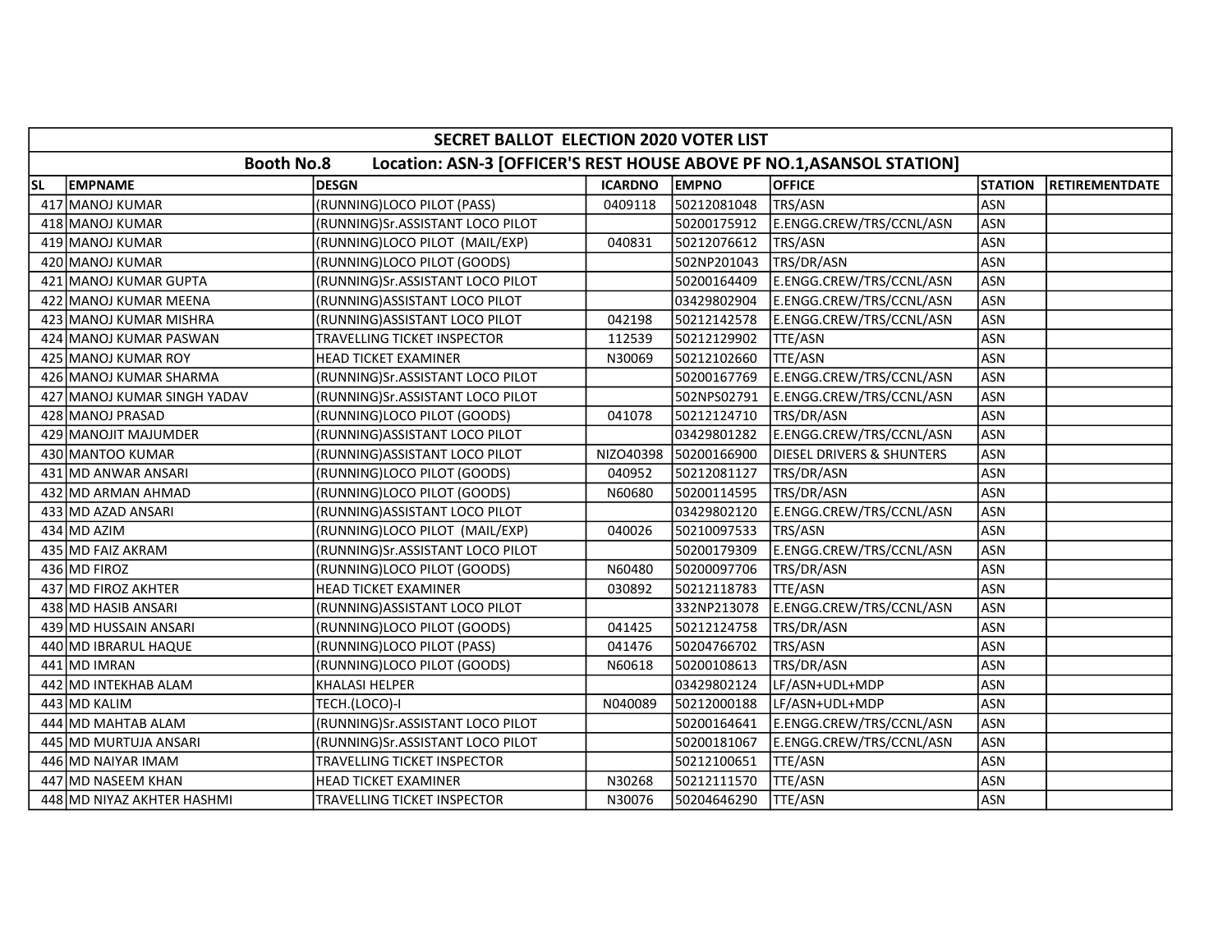| SECRET BALLOT ELECTION 2020 VOTER LIST | | | | | | | |
|---|---|---|---|---|---|---|---|
| **Booth No.8 Location: ASN-3 [OFFICER'S REST HOUSE ABOVE PF NO.1,ASANSOL STATION]** | | | | | | | |
| **SL** | **EMPNAME** | **DESGN** | **ICARDNO** | **EMPNO** | **OFFICE** | **STATION** | **RETIREMENTDATE** |
| 417 | MANOJ KUMAR | (RUNNING)LOCO PILOT (PASS) | 0409118 | 50212081048 | TRS/ASN | ASN | |
| 418 | MANOJ KUMAR | (RUNNING)Sr.ASSISTANT LOCO PILOT | | 50200175912 | E.ENGG.CREW/TRS/CCNL/ASN | ASN | |
| 419 | MANOJ KUMAR | (RUNNING)LOCO PILOT (MAIL/EXP) | 040831 | 50212076612 | TRS/ASN | ASN | |
| 420 | MANOJ KUMAR | (RUNNING)LOCO PILOT (GOODS) | | 502NP201043 | TRS/DR/ASN | ASN | |
| 421 | MANOJ KUMAR GUPTA | (RUNNING)Sr.ASSISTANT LOCO PILOT | | 50200164409 | E.ENGG.CREW/TRS/CCNL/ASN | ASN | |
| 422 | MANOJ KUMAR MEENA | (RUNNING)ASSISTANT LOCO PILOT | | 03429802904 | E.ENGG.CREW/TRS/CCNL/ASN | ASN | |
| 423 | MANOJ KUMAR MISHRA | (RUNNING)ASSISTANT LOCO PILOT | 042198 | 50212142578 | E.ENGG.CREW/TRS/CCNL/ASN | ASN | |
| 424 | MANOJ KUMAR PASWAN | TRAVELLING TICKET INSPECTOR | 112539 | 50212129902 | TTE/ASN | ASN | |
| 425 | MANOJ KUMAR ROY | HEAD TICKET EXAMINER | N30069 | 50212102660 | TTE/ASN | ASN | |
| 426 | MANOJ KUMAR SHARMA | (RUNNING)Sr.ASSISTANT LOCO PILOT | | 50200167769 | E.ENGG.CREW/TRS/CCNL/ASN | ASN | |
| 427 | MANOJ KUMAR SINGH YADAV | (RUNNING)Sr.ASSISTANT LOCO PILOT | | 502NPS02791 | E.ENGG.CREW/TRS/CCNL/ASN | ASN | |
| 428 | MANOJ PRASAD | (RUNNING)LOCO PILOT (GOODS) | 041078 | 50212124710 | TRS/DR/ASN | ASN | |
| 429 | MANOJIT MAJUMDER | (RUNNING)ASSISTANT LOCO PILOT | | 03429801282 | E.ENGG.CREW/TRS/CCNL/ASN | ASN | |
| 430 | MANTOO KUMAR | (RUNNING)ASSISTANT LOCO PILOT | NIZO40398 | 50200166900 | DIESEL DRIVERS & SHUNTERS | ASN | |
| 431 | MD ANWAR ANSARI | (RUNNING)LOCO PILOT (GOODS) | 040952 | 50212081127 | TRS/DR/ASN | ASN | |
| 432 | MD ARMAN AHMAD | (RUNNING)LOCO PILOT (GOODS) | N60680 | 50200114595 | TRS/DR/ASN | ASN | |
| 433 | MD AZAD ANSARI | (RUNNING)ASSISTANT LOCO PILOT | | 03429802120 | E.ENGG.CREW/TRS/CCNL/ASN | ASN | |
| 434 | MD AZIM | (RUNNING)LOCO PILOT (MAIL/EXP) | 040026 | 50210097533 | TRS/ASN | ASN | |
| 435 | MD FAIZ AKRAM | (RUNNING)Sr.ASSISTANT LOCO PILOT | | 50200179309 | E.ENGG.CREW/TRS/CCNL/ASN | ASN | |
| 436 | MD FIROZ | (RUNNING)LOCO PILOT (GOODS) | N60480 | 50200097706 | TRS/DR/ASN | ASN | |
| 437 | MD FIROZ AKHTER | HEAD TICKET EXAMINER | 030892 | 50212118783 | TTE/ASN | ASN | |
| 438 | MD HASIB ANSARI | (RUNNING)ASSISTANT LOCO PILOT | | 332NP213078 | E.ENGG.CREW/TRS/CCNL/ASN | ASN | |
| 439 | MD HUSSAIN ANSARI | (RUNNING)LOCO PILOT (GOODS) | 041425 | 50212124758 | TRS/DR/ASN | ASN | |
| 440 | MD IBRARUL HAQUE | (RUNNING)LOCO PILOT (PASS) | 041476 | 50204766702 | TRS/ASN | ASN | |
| 441 | MD IMRAN | (RUNNING)LOCO PILOT (GOODS) | N60618 | 50200108613 | TRS/DR/ASN | ASN | |
| 442 | MD INTEKHAB ALAM | KHALASI HELPER | | 03429802124 | LF/ASN+UDL+MDP | ASN | |
| 443 | MD KALIM | TECH.(LOCO)-I | N040089 | 50212000188 | LF/ASN+UDL+MDP | ASN | |
| 444 | MD MAHTAB ALAM | (RUNNING)Sr.ASSISTANT LOCO PILOT | | 50200164641 | E.ENGG.CREW/TRS/CCNL/ASN | ASN | |
| 445 | MD MURTUJA ANSARI | (RUNNING)Sr.ASSISTANT LOCO PILOT | | 50200181067 | E.ENGG.CREW/TRS/CCNL/ASN | ASN | |
| 446 | MD NAIYAR IMAM | TRAVELLING TICKET INSPECTOR | | 50212100651 | TTE/ASN | ASN | |
| 447 | MD NASEEM KHAN | HEAD TICKET EXAMINER | N30268 | 50212111570 | TTE/ASN | ASN | |
| 448 | MD NIYAZ AKHTER HASHMI | TRAVELLING TICKET INSPECTOR | N30076 | 50204646290 | TTE/ASN | ASN | |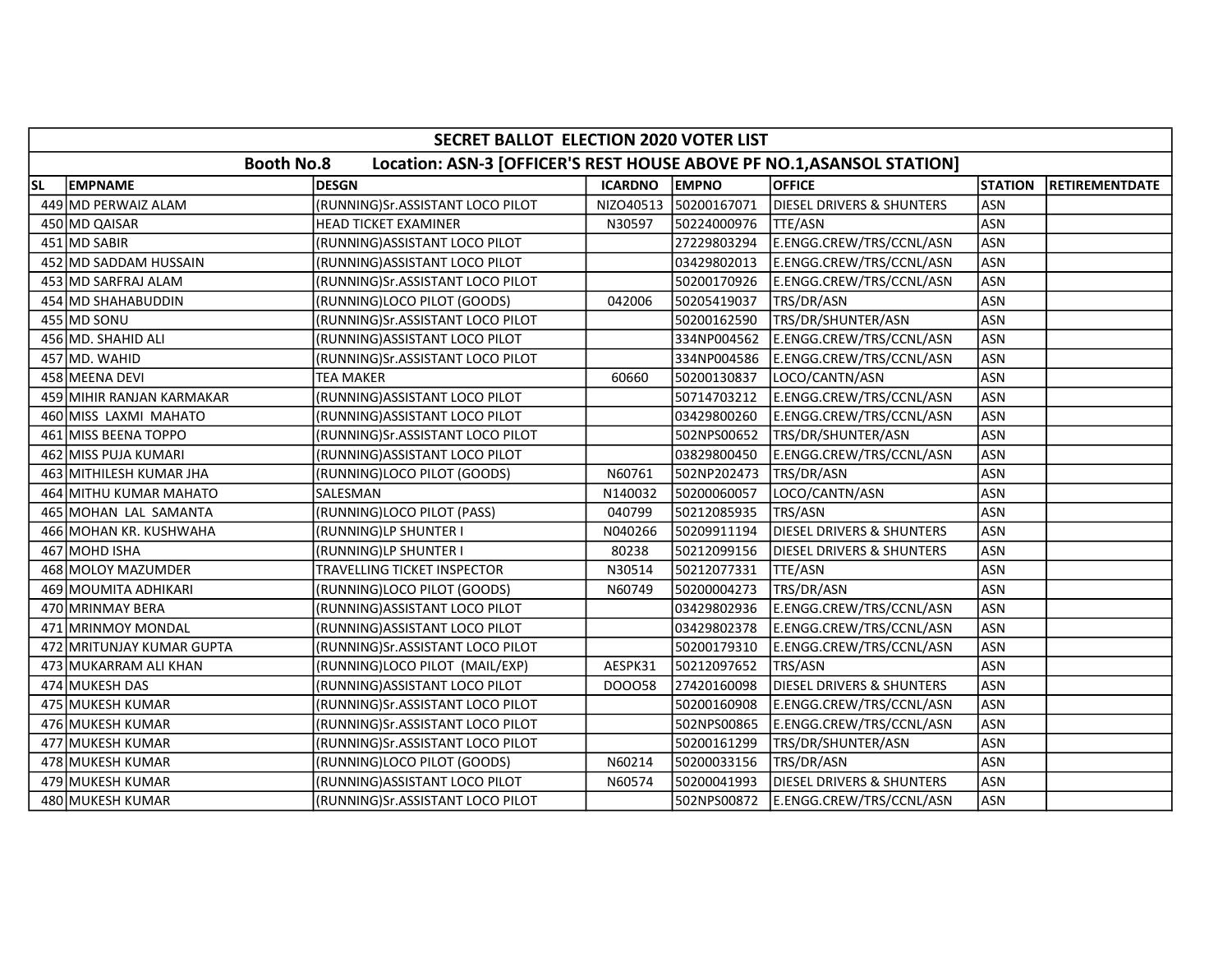| SECRET BALLOT ELECTION 2020 VOTER LIST | | | | | | | |
|---|---|---|---|---|---|---|---|
| **Booth No.8 Location: ASN-3 [OFFICER'S REST HOUSE ABOVE PF NO.1,ASANSOL STATION]** | | | | | | | |
| **SL** | **EMPNAME** | **DESGN** | **ICARDNO** | **EMPNO** | **OFFICE** | **STATION** | **RETIREMENTDATE** |
| 449 | MD PERWAIZ ALAM | (RUNNING)Sr.ASSISTANT LOCO PILOT | NIZO40513 | 50200167071 | DIESEL DRIVERS & SHUNTERS | ASN | |
| 450 | MD QAISAR | HEAD TICKET EXAMINER | N30597 | 50224000976 | TTE/ASN | ASN | |
| 451 | MD SABIR | (RUNNING)ASSISTANT LOCO PILOT | | 27229803294 | E.ENGG.CREW/TRS/CCNL/ASN | ASN | |
| 452 | MD SADDAM HUSSAIN | (RUNNING)ASSISTANT LOCO PILOT | | 03429802013 | E.ENGG.CREW/TRS/CCNL/ASN | ASN | |
| 453 | MD SARFRAJ ALAM | (RUNNING)Sr.ASSISTANT LOCO PILOT | | 50200170926 | E.ENGG.CREW/TRS/CCNL/ASN | ASN | |
| 454 | MD SHAHABUDDIN | (RUNNING)LOCO PILOT (GOODS) | 042006 | 50205419037 | TRS/DR/ASN | ASN | |
| 455 | MD SONU | (RUNNING)Sr.ASSISTANT LOCO PILOT | | 50200162590 | TRS/DR/SHUNTER/ASN | ASN | |
| 456 | MD. SHAHID ALI | (RUNNING)ASSISTANT LOCO PILOT | | 334NP004562 | E.ENGG.CREW/TRS/CCNL/ASN | ASN | |
| 457 | MD. WAHID | (RUNNING)Sr.ASSISTANT LOCO PILOT | | 334NP004586 | E.ENGG.CREW/TRS/CCNL/ASN | ASN | |
| 458 | MEENA DEVI | TEA MAKER | 60660 | 50200130837 | LOCO/CANTN/ASN | ASN | |
| 459 | MIHIR RANJAN KARMAKAR | (RUNNING)ASSISTANT LOCO PILOT | | 50714703212 | E.ENGG.CREW/TRS/CCNL/ASN | ASN | |
| 460 | MISS LAXMI MAHATO | (RUNNING)ASSISTANT LOCO PILOT | | 03429800260 | E.ENGG.CREW/TRS/CCNL/ASN | ASN | |
| 461 | MISS BEENA TOPPO | (RUNNING)Sr.ASSISTANT LOCO PILOT | | 502NPS00652 | TRS/DR/SHUNTER/ASN | ASN | |
| 462 | MISS PUJA KUMARI | (RUNNING)ASSISTANT LOCO PILOT | | 03829800450 | E.ENGG.CREW/TRS/CCNL/ASN | ASN | |
| 463 | MITHILESH KUMAR JHA | (RUNNING)LOCO PILOT (GOODS) | N60761 | 502NP202473 | TRS/DR/ASN | ASN | |
| 464 | MITHU KUMAR MAHATO | SALESMAN | N140032 | 50200060057 | LOCO/CANTN/ASN | ASN | |
| 465 | MOHAN LAL SAMANTA | (RUNNING)LOCO PILOT (PASS) | 040799 | 50212085935 | TRS/ASN | ASN | |
| 466 | MOHAN KR. KUSHWAHA | (RUNNING)LP SHUNTER I | N040266 | 50209911194 | DIESEL DRIVERS & SHUNTERS | ASN | |
| 467 | MOHD ISHA | (RUNNING)LP SHUNTER I | 80238 | 50212099156 | DIESEL DRIVERS & SHUNTERS | ASN | |
| 468 | MOLOY MAZUMDER | TRAVELLING TICKET INSPECTOR | N30514 | 50212077331 | TTE/ASN | ASN | |
| 469 | MOUMITA ADHIKARI | (RUNNING)LOCO PILOT (GOODS) | N60749 | 50200004273 | TRS/DR/ASN | ASN | |
| 470 | MRINMAY BERA | (RUNNING)ASSISTANT LOCO PILOT | | 03429802936 | E.ENGG.CREW/TRS/CCNL/ASN | ASN | |
| 471 | MRINMOY MONDAL | (RUNNING)ASSISTANT LOCO PILOT | | 03429802378 | E.ENGG.CREW/TRS/CCNL/ASN | ASN | |
| 472 | MRITUNJAY KUMAR GUPTA | (RUNNING)Sr.ASSISTANT LOCO PILOT | | 50200179310 | E.ENGG.CREW/TRS/CCNL/ASN | ASN | |
| 473 | MUKARRAM ALI KHAN | (RUNNING)LOCO PILOT (MAIL/EXP) | AESPK31 | 50212097652 | TRS/ASN | ASN | |
| 474 | MUKESH DAS | (RUNNING)ASSISTANT LOCO PILOT | DOOO58 | 27420160098 | DIESEL DRIVERS & SHUNTERS | ASN | |
| 475 | MUKESH KUMAR | (RUNNING)Sr.ASSISTANT LOCO PILOT | | 50200160908 | E.ENGG.CREW/TRS/CCNL/ASN | ASN | |
| 476 | MUKESH KUMAR | (RUNNING)Sr.ASSISTANT LOCO PILOT | | 502NPS00865 | E.ENGG.CREW/TRS/CCNL/ASN | ASN | |
| 477 | MUKESH KUMAR | (RUNNING)Sr.ASSISTANT LOCO PILOT | | 50200161299 | TRS/DR/SHUNTER/ASN | ASN | |
| 478 | MUKESH KUMAR | (RUNNING)LOCO PILOT (GOODS) | N60214 | 50200033156 | TRS/DR/ASN | ASN | |
| 479 | MUKESH KUMAR | (RUNNING)ASSISTANT LOCO PILOT | N60574 | 50200041993 | DIESEL DRIVERS & SHUNTERS | ASN | |
| 480 | MUKESH KUMAR | (RUNNING)Sr.ASSISTANT LOCO PILOT | | 502NPS00872 | E.ENGG.CREW/TRS/CCNL/ASN | ASN | |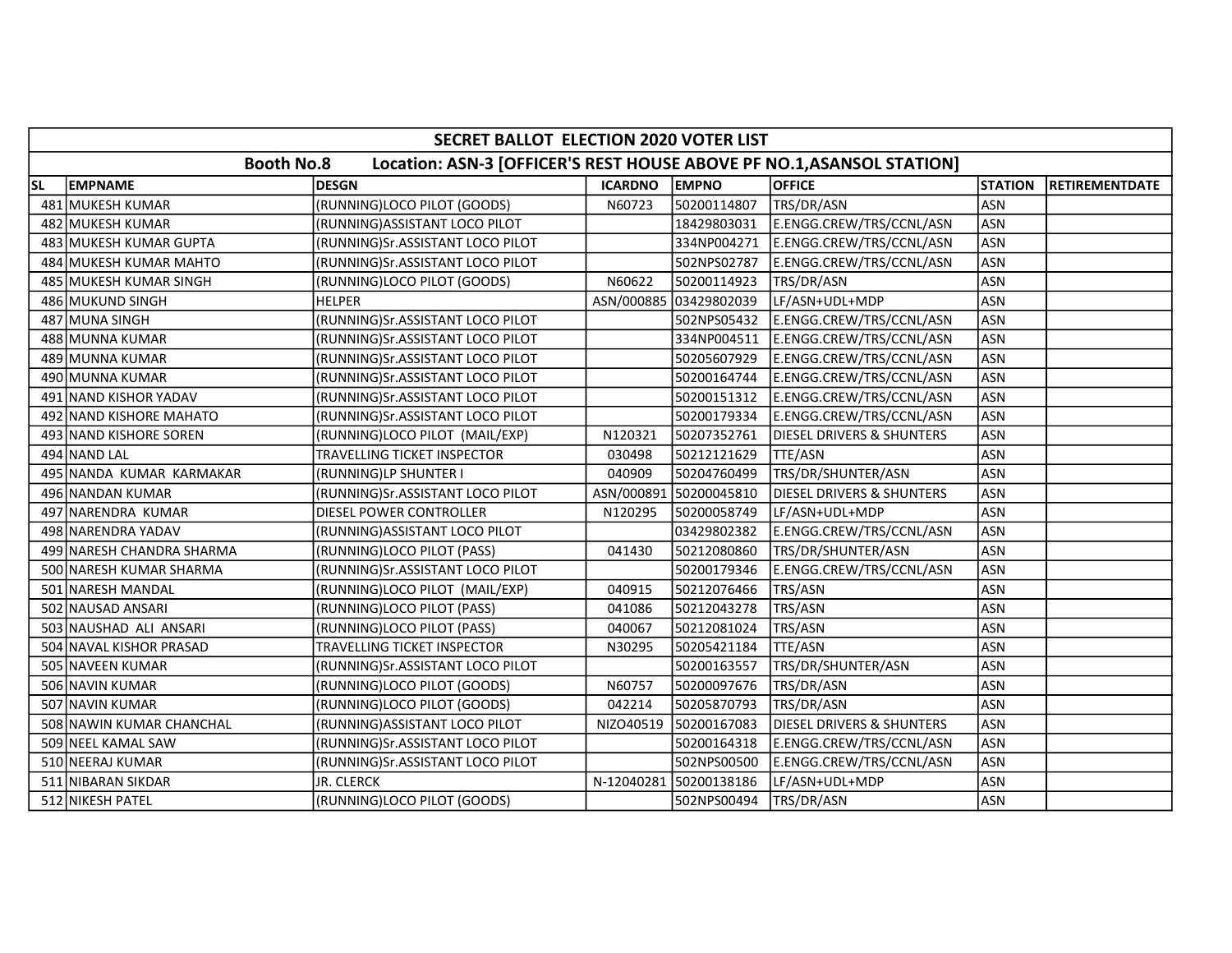# SECRET BALLOT ELECTION 2020 VOTER LIST

## Booth No.8 Location: ASN-3 [OFFICER'S REST HOUSE ABOVE PF NO.1,ASANSOL STATION]

| SL | EMPNAME | DESGN | ICARDNO | EMPNO | OFFICE | STATION | RETIREMENTDATE |
|---|---|---|---|---|---|---|---|
| 481 | MUKESH KUMAR | (RUNNING)LOCO PILOT (GOODS) | N60723 | 50200114807 | TRS/DR/ASN | ASN | |
| 482 | MUKESH KUMAR | (RUNNING)ASSISTANT LOCO PILOT | | 18429803031 | E.ENGG.CREW/TRS/CCNL/ASN | ASN | |
| 483 | MUKESH KUMAR GUPTA | (RUNNING)Sr.ASSISTANT LOCO PILOT | | 334NP004271 | E.ENGG.CREW/TRS/CCNL/ASN | ASN | |
| 484 | MUKESH KUMAR MAHTO | (RUNNING)Sr.ASSISTANT LOCO PILOT | | 502NPS02787 | E.ENGG.CREW/TRS/CCNL/ASN | ASN | |
| 485 | MUKESH KUMAR SINGH | (RUNNING)LOCO PILOT (GOODS) | N60622 | 50200114923 | TRS/DR/ASN | ASN | |
| 486 | MUKUND SINGH | HELPER | ASN/000885 | 03429802039 | LF/ASN+UDL+MDP | ASN | |
| 487 | MUNA SINGH | (RUNNING)Sr.ASSISTANT LOCO PILOT | | 502NPS05432 | E.ENGG.CREW/TRS/CCNL/ASN | ASN | |
| 488 | MUNNA KUMAR | (RUNNING)Sr.ASSISTANT LOCO PILOT | | 334NP004511 | E.ENGG.CREW/TRS/CCNL/ASN | ASN | |
| 489 | MUNNA KUMAR | (RUNNING)Sr.ASSISTANT LOCO PILOT | | 50205607929 | E.ENGG.CREW/TRS/CCNL/ASN | ASN | |
| 490 | MUNNA KUMAR | (RUNNING)Sr.ASSISTANT LOCO PILOT | | 50200164744 | E.ENGG.CREW/TRS/CCNL/ASN | ASN | |
| 491 | NAND KISHOR YADAV | (RUNNING)Sr.ASSISTANT LOCO PILOT | | 50200151312 | E.ENGG.CREW/TRS/CCNL/ASN | ASN | |
| 492 | NAND KISHORE MAHATO | (RUNNING)Sr.ASSISTANT LOCO PILOT | | 50200179334 | E.ENGG.CREW/TRS/CCNL/ASN | ASN | |
| 493 | NAND KISHORE SOREN | (RUNNING)LOCO PILOT (MAIL/EXP) | N120321 | 50207352761 | DIESEL DRIVERS & SHUNTERS | ASN | |
| 494 | NAND LAL | TRAVELLING TICKET INSPECTOR | 030498 | 50212121629 | TTE/ASN | ASN | |
| 495 | NANDA KUMAR KARMAKAR | (RUNNING)LP SHUNTER I | 040909 | 50204760499 | TRS/DR/SHUNTER/ASN | ASN | |
| 496 | NANDAN KUMAR | (RUNNING)Sr.ASSISTANT LOCO PILOT | ASN/000891 | 50200045810 | DIESEL DRIVERS & SHUNTERS | ASN | |
| 497 | NARENDRA KUMAR | DIESEL POWER CONTROLLER | N120295 | 50200058749 | LF/ASN+UDL+MDP | ASN | |
| 498 | NARENDRA YADAV | (RUNNING)ASSISTANT LOCO PILOT | | 03429802382 | E.ENGG.CREW/TRS/CCNL/ASN | ASN | |
| 499 | NARESH CHANDRA SHARMA | (RUNNING)LOCO PILOT (PASS) | 041430 | 50212080860 | TRS/DR/SHUNTER/ASN | ASN | |
| 500 | NARESH KUMAR SHARMA | (RUNNING)Sr.ASSISTANT LOCO PILOT | | 50200179346 | E.ENGG.CREW/TRS/CCNL/ASN | ASN | |
| 501 | NARESH MANDAL | (RUNNING)LOCO PILOT (MAIL/EXP) | 040915 | 50212076466 | TRS/ASN | ASN | |
| 502 | NAUSAD ANSARI | (RUNNING)LOCO PILOT (PASS) | 041086 | 50212043278 | TRS/ASN | ASN | |
| 503 | NAUSHAD ALI ANSARI | (RUNNING)LOCO PILOT (PASS) | 040067 | 50212081024 | TRS/ASN | ASN | |
| 504 | NAVAL KISHOR PRASAD | TRAVELLING TICKET INSPECTOR | N30295 | 50205421184 | TTE/ASN | ASN | |
| 505 | NAVEEN KUMAR | (RUNNING)Sr.ASSISTANT LOCO PILOT | | 50200163557 | TRS/DR/SHUNTER/ASN | ASN | |
| 506 | NAVIN KUMAR | (RUNNING)LOCO PILOT (GOODS) | N60757 | 50200097676 | TRS/DR/ASN | ASN | |
| 507 | NAVIN KUMAR | (RUNNING)LOCO PILOT (GOODS) | 042214 | 50205870793 | TRS/DR/ASN | ASN | |
| 508 | NAWIN KUMAR CHANCHAL | (RUNNING)ASSISTANT LOCO PILOT | NIZO40519 | 50200167083 | DIESEL DRIVERS & SHUNTERS | ASN | |
| 509 | NEEL KAMAL SAW | (RUNNING)Sr.ASSISTANT LOCO PILOT | | 50200164318 | E.ENGG.CREW/TRS/CCNL/ASN | ASN | |
| 510 | NEERAJ KUMAR | (RUNNING)Sr.ASSISTANT LOCO PILOT | | 502NPS00500 | E.ENGG.CREW/TRS/CCNL/ASN | ASN | |
| 511 | NIBARAN SIKDAR | JR. CLERCK | N-12040281 | 50200138186 | LF/ASN+UDL+MDP | ASN | |
| 512 | NIKESH PATEL | (RUNNING)LOCO PILOT (GOODS) | | 502NPS00494 | TRS/DR/ASN | ASN | |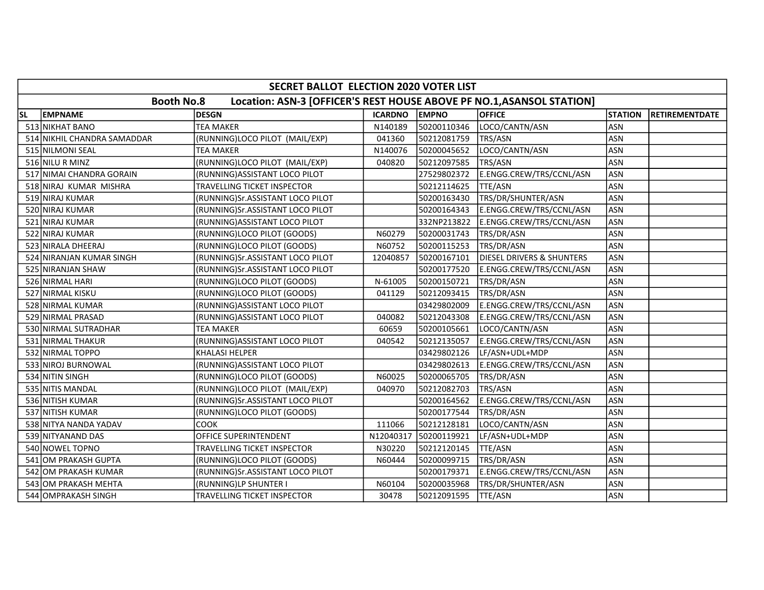| SECRET BALLOT ELECTION 2020 VOTER LIST | | | | | | | |
|---|---|---|---|---|---|---|---|
| Booth No.8 Location: ASN-3 [OFFICER'S REST HOUSE ABOVE PF NO.1,ASANSOL STATION] | | | | | | | |
| SL | EMPNAME | DESGN | ICARDNO | EMPNO | OFFICE | STATION | RETIREMENTDATE |
| 513 | NIKHAT BANO | TEA MAKER | N140189 | 50200110346 | LOCO/CANTN/ASN | ASN | |
| 514 | NIKHIL CHANDRA SAMADDAR | (RUNNING)LOCO PILOT (MAIL/EXP) | 041360 | 50212081759 | TRS/ASN | ASN | |
| 515 | NILMONI SEAL | TEA MAKER | N140076 | 50200045652 | LOCO/CANTN/ASN | ASN | |
| 516 | NILU R MINZ | (RUNNING)LOCO PILOT (MAIL/EXP) | 040820 | 50212097585 | TRS/ASN | ASN | |
| 517 | NIMAI CHANDRA GORAIN | (RUNNING)ASSISTANT LOCO PILOT | | 27529802372 | E.ENGG.CREW/TRS/CCNL/ASN | ASN | |
| 518 | NIRAJ KUMAR MISHRA | TRAVELLING TICKET INSPECTOR | | 50212114625 | TTE/ASN | ASN | |
| 519 | NIRAJ KUMAR | (RUNNING)Sr.ASSISTANT LOCO PILOT | | 50200163430 | TRS/DR/SHUNTER/ASN | ASN | |
| 520 | NIRAJ KUMAR | (RUNNING)Sr.ASSISTANT LOCO PILOT | | 50200164343 | E.ENGG.CREW/TRS/CCNL/ASN | ASN | |
| 521 | NIRAJ KUMAR | (RUNNING)ASSISTANT LOCO PILOT | | 332NP213822 | E.ENGG.CREW/TRS/CCNL/ASN | ASN | |
| 522 | NIRAJ KUMAR | (RUNNING)LOCO PILOT (GOODS) | N60279 | 50200031743 | TRS/DR/ASN | ASN | |
| 523 | NIRALA DHEERAJ | (RUNNING)LOCO PILOT (GOODS) | N60752 | 50200115253 | TRS/DR/ASN | ASN | |
| 524 | NIRANJAN KUMAR SINGH | (RUNNING)Sr.ASSISTANT LOCO PILOT | 12040857 | 50200167101 | DIESEL DRIVERS & SHUNTERS | ASN | |
| 525 | NIRANJAN SHAW | (RUNNING)Sr.ASSISTANT LOCO PILOT | | 50200177520 | E.ENGG.CREW/TRS/CCNL/ASN | ASN | |
| 526 | NIRMAL HARI | (RUNNING)LOCO PILOT (GOODS) | N-61005 | 50200150721 | TRS/DR/ASN | ASN | |
| 527 | NIRMAL KISKU | (RUNNING)LOCO PILOT (GOODS) | 041129 | 50212093415 | TRS/DR/ASN | ASN | |
| 528 | NIRMAL KUMAR | (RUNNING)ASSISTANT LOCO PILOT | | 03429802009 | E.ENGG.CREW/TRS/CCNL/ASN | ASN | |
| 529 | NIRMAL PRASAD | (RUNNING)ASSISTANT LOCO PILOT | 040082 | 50212043308 | E.ENGG.CREW/TRS/CCNL/ASN | ASN | |
| 530 | NIRMAL SUTRADHAR | TEA MAKER | 60659 | 50200105661 | LOCO/CANTN/ASN | ASN | |
| 531 | NIRMAL THAKUR | (RUNNING)ASSISTANT LOCO PILOT | 040542 | 50212135057 | E.ENGG.CREW/TRS/CCNL/ASN | ASN | |
| 532 | NIRMAL TOPPO | KHALASI HELPER | | 03429802126 | LF/ASN+UDL+MDP | ASN | |
| 533 | NIROJ BURNOWAL | (RUNNING)ASSISTANT LOCO PILOT | | 03429802613 | E.ENGG.CREW/TRS/CCNL/ASN | ASN | |
| 534 | NITIN SINGH | (RUNNING)LOCO PILOT (GOODS) | N60025 | 50200065705 | TRS/DR/ASN | ASN | |
| 535 | NITIS MANDAL | (RUNNING)LOCO PILOT (MAIL/EXP) | 040970 | 50212082703 | TRS/ASN | ASN | |
| 536 | NITISH KUMAR | (RUNNING)Sr.ASSISTANT LOCO PILOT | | 50200164562 | E.ENGG.CREW/TRS/CCNL/ASN | ASN | |
| 537 | NITISH KUMAR | (RUNNING)LOCO PILOT (GOODS) | | 50200177544 | TRS/DR/ASN | ASN | |
| 538 | NITYA NANDA YADAV | COOK | 111066 | 50212128181 | LOCO/CANTN/ASN | ASN | |
| 539 | NITYANAND DAS | OFFICE SUPERINTENDENT | N12040317 | 50200119921 | LF/ASN+UDL+MDP | ASN | |
| 540 | NOWEL TOPNO | TRAVELLING TICKET INSPECTOR | N30220 | 50212120145 | TTE/ASN | ASN | |
| 541 | OM PRAKASH GUPTA | (RUNNING)LOCO PILOT (GOODS) | N60444 | 50200099715 | TRS/DR/ASN | ASN | |
| 542 | OM PRAKASH KUMAR | (RUNNING)Sr.ASSISTANT LOCO PILOT | | 50200179371 | E.ENGG.CREW/TRS/CCNL/ASN | ASN | |
| 543 | OM PRAKASH MEHTA | (RUNNING)LP SHUNTER I | N60104 | 50200035968 | TRS/DR/SHUNTER/ASN | ASN | |
| 544 | OMPRAKASH SINGH | TRAVELLING TICKET INSPECTOR | 30478 | 50212091595 | TTE/ASN | ASN | |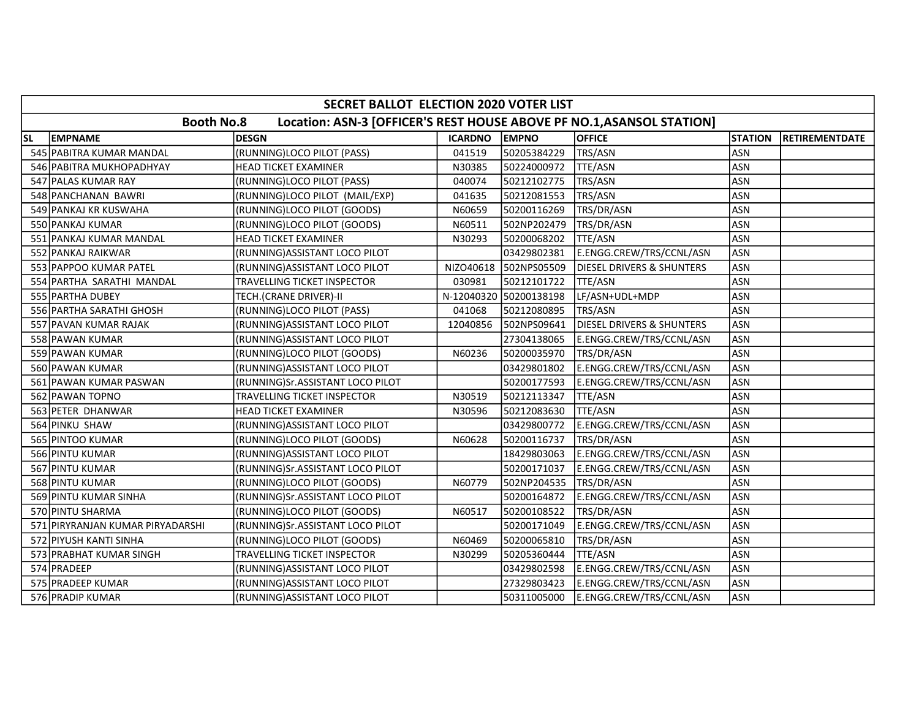| SECRET BALLOT ELECTION 2020 VOTER LIST | | | | | | | |
|---|---|---|---|---|---|---|---|
| Booth No.8 Location: ASN-3 [OFFICER'S REST HOUSE ABOVE PF NO.1,ASANSOL STATION] | | | | | | | |
| SL EMPNAME | DESGN | ICARDNO | EMPNO | OFFICE | STATION | RETIREMENTDATE | |
| 545 PABITRA KUMAR MANDAL | (RUNNING)LOCO PILOT (PASS) | 041519 | 50205384229 | TRS/ASN | ASN | | |
| 546 PABITRA MUKHOPADHYAY | HEAD TICKET EXAMINER | N30385 | 50224000972 | TTE/ASN | ASN | | |
| 547 PALAS KUMAR RAY | (RUNNING)LOCO PILOT (PASS) | 040074 | 50212102775 | TRS/ASN | ASN | | |
| 548 PANCHANAN BAWRI | (RUNNING)LOCO PILOT (MAIL/EXP) | 041635 | 50212081553 | TRS/ASN | ASN | | |
| 549 PANKAJ KR KUSWAHA | (RUNNING)LOCO PILOT (GOODS) | N60659 | 50200116269 | TRS/DR/ASN | ASN | | |
| 550 PANKAJ KUMAR | (RUNNING)LOCO PILOT (GOODS) | N60511 | 502NP202479 | TRS/DR/ASN | ASN | | |
| 551 PANKAJ KUMAR MANDAL | HEAD TICKET EXAMINER | N30293 | 50200068202 | TTE/ASN | ASN | | |
| 552 PANKAJ RAIKWAR | (RUNNING)ASSISTANT LOCO PILOT | | 03429802381 | E.ENGG.CREW/TRS/CCNL/ASN | ASN | | |
| 553 PAPPOO KUMAR PATEL | (RUNNING)ASSISTANT LOCO PILOT | NIZO40618 | 502NPS05509 | DIESEL DRIVERS & SHUNTERS | ASN | | |
| 554 PARTHA SARATHI MANDAL | TRAVELLING TICKET INSPECTOR | 030981 | 50212101722 | TTE/ASN | ASN | | |
| 555 PARTHA DUBEY | TECH.(CRANE DRIVER)-II | N-12040320 | 50200138198 | LF/ASN+UDL+MDP | ASN | | |
| 556 PARTHA SARATHI GHOSH | (RUNNING)LOCO PILOT (PASS) | 041068 | 50212080895 | TRS/ASN | ASN | | |
| 557 PAVAN KUMAR RAJAK | (RUNNING)ASSISTANT LOCO PILOT | 12040856 | 502NPS09641 | DIESEL DRIVERS & SHUNTERS | ASN | | |
| 558 PAWAN KUMAR | (RUNNING)ASSISTANT LOCO PILOT | | 27304138065 | E.ENGG.CREW/TRS/CCNL/ASN | ASN | | |
| 559 PAWAN KUMAR | (RUNNING)LOCO PILOT (GOODS) | N60236 | 50200035970 | TRS/DR/ASN | ASN | | |
| 560 PAWAN KUMAR | (RUNNING)ASSISTANT LOCO PILOT | | 03429801802 | E.ENGG.CREW/TRS/CCNL/ASN | ASN | | |
| 561 PAWAN KUMAR PASWAN | (RUNNING)Sr.ASSISTANT LOCO PILOT | | 50200177593 | E.ENGG.CREW/TRS/CCNL/ASN | ASN | | |
| 562 PAWAN TOPNO | TRAVELLING TICKET INSPECTOR | N30519 | 50212113347 | TTE/ASN | ASN | | |
| 563 PETER DHANWAR | HEAD TICKET EXAMINER | N30596 | 50212083630 | TTE/ASN | ASN | | |
| 564 PINKU SHAW | (RUNNING)ASSISTANT LOCO PILOT | | 03429800772 | E.ENGG.CREW/TRS/CCNL/ASN | ASN | | |
| 565 PINTOO KUMAR | (RUNNING)LOCO PILOT (GOODS) | N60628 | 50200116737 | TRS/DR/ASN | ASN | | |
| 566 PINTU KUMAR | (RUNNING)ASSISTANT LOCO PILOT | | 18429803063 | E.ENGG.CREW/TRS/CCNL/ASN | ASN | | |
| 567 PINTU KUMAR | (RUNNING)Sr.ASSISTANT LOCO PILOT | | 50200171037 | E.ENGG.CREW/TRS/CCNL/ASN | ASN | | |
| 568 PINTU KUMAR | (RUNNING)LOCO PILOT (GOODS) | N60779 | 502NP204535 | TRS/DR/ASN | ASN | | |
| 569 PINTU KUMAR SINHA | (RUNNING)Sr.ASSISTANT LOCO PILOT | | 50200164872 | E.ENGG.CREW/TRS/CCNL/ASN | ASN | | |
| 570 PINTU SHARMA | (RUNNING)LOCO PILOT (GOODS) | N60517 | 50200108522 | TRS/DR/ASN | ASN | | |
| 571 PIRYRANJAN KUMAR PIRYADARSHI | (RUNNING)Sr.ASSISTANT LOCO PILOT | | 50200171049 | E.ENGG.CREW/TRS/CCNL/ASN | ASN | | |
| 572 PIYUSH KANTI SINHA | (RUNNING)LOCO PILOT (GOODS) | N60469 | 50200065810 | TRS/DR/ASN | ASN | | |
| 573 PRABHAT KUMAR SINGH | TRAVELLING TICKET INSPECTOR | N30299 | 50205360444 | TTE/ASN | ASN | | |
| 574 PRADEEP | (RUNNING)ASSISTANT LOCO PILOT | | 03429802598 | E.ENGG.CREW/TRS/CCNL/ASN | ASN | | |
| 575 PRADEEP KUMAR | (RUNNING)ASSISTANT LOCO PILOT | | 27329803423 | E.ENGG.CREW/TRS/CCNL/ASN | ASN | | |
| 576 PRADIP KUMAR | (RUNNING)ASSISTANT LOCO PILOT | | 50311005000 | E.ENGG.CREW/TRS/CCNL/ASN | ASN | | |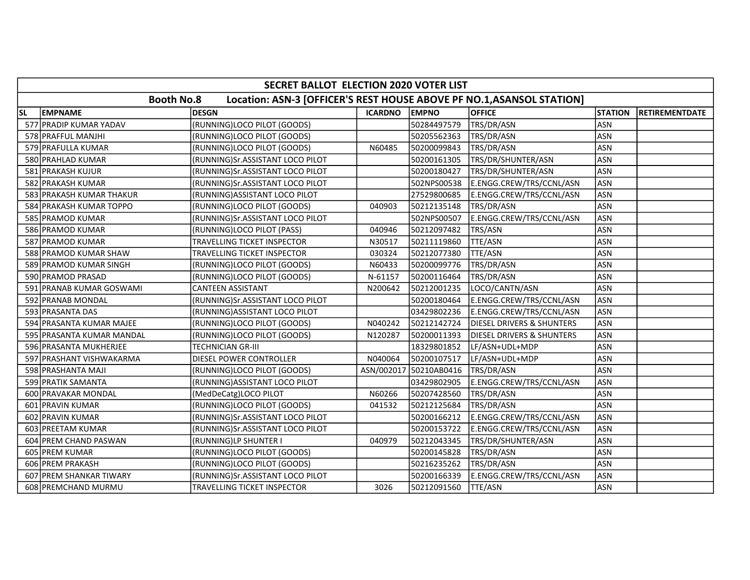| SECRET BALLOT ELECTION 2020 VOTER LIST | | | | | | | |
|---|---|---|---|---|---|---|---|
| Booth No.8 Location: ASN-3 [OFFICER'S REST HOUSE ABOVE PF NO.1,ASANSOL STATION] | | | | | | | |
| SL | EMPNAME | DESGN | ICARDNO | EMPNO | OFFICE | STATION | RETIREMENTDATE |
| 577 | PRADIP KUMAR YADAV | (RUNNING)LOCO PILOT (GOODS) | | 50284497579 | TRS/DR/ASN | ASN | |
| 578 | PRAFFUL MANJHI | (RUNNING)LOCO PILOT (GOODS) | | 50205562363 | TRS/DR/ASN | ASN | |
| 579 | PRAFULLA KUMAR | (RUNNING)LOCO PILOT (GOODS) | N60485 | 50200099843 | TRS/DR/ASN | ASN | |
| 580 | PRAHLAD KUMAR | (RUNNING)Sr.ASSISTANT LOCO PILOT | | 50200161305 | TRS/DR/SHUNTER/ASN | ASN | |
| 581 | PRAKASH KUJUR | (RUNNING)Sr.ASSISTANT LOCO PILOT | | 50200180427 | TRS/DR/SHUNTER/ASN | ASN | |
| 582 | PRAKASH KUMAR | (RUNNING)Sr.ASSISTANT LOCO PILOT | | 502NPS00538 | E.ENGG.CREW/TRS/CCNL/ASN | ASN | |
| 583 | PRAKASH KUMAR THAKUR | (RUNNING)ASSISTANT LOCO PILOT | | 27529800685 | E.ENGG.CREW/TRS/CCNL/ASN | ASN | |
| 584 | PRAKASH KUMAR TOPPO | (RUNNING)LOCO PILOT (GOODS) | 040903 | 50212135148 | TRS/DR/ASN | ASN | |
| 585 | PRAMOD KUMAR | (RUNNING)Sr.ASSISTANT LOCO PILOT | | 502NPS00507 | E.ENGG.CREW/TRS/CCNL/ASN | ASN | |
| 586 | PRAMOD KUMAR | (RUNNING)LOCO PILOT (PASS) | 040946 | 50212097482 | TRS/ASN | ASN | |
| 587 | PRAMOD KUMAR | TRAVELLING TICKET INSPECTOR | N30517 | 50211119860 | TTE/ASN | ASN | |
| 588 | PRAMOD KUMAR SHAW | TRAVELLING TICKET INSPECTOR | 030324 | 50212077380 | TTE/ASN | ASN | |
| 589 | PRAMOD KUMAR SINGH | (RUNNING)LOCO PILOT (GOODS) | N60433 | 50200099776 | TRS/DR/ASN | ASN | |
| 590 | PRAMOD PRASAD | (RUNNING)LOCO PILOT (GOODS) | N-61157 | 50200116464 | TRS/DR/ASN | ASN | |
| 591 | PRANAB KUMAR GOSWAMI | CANTEEN ASSISTANT | N200642 | 50212001235 | LOCO/CANTN/ASN | ASN | |
| 592 | PRANAB MONDAL | (RUNNING)Sr.ASSISTANT LOCO PILOT | | 50200180464 | E.ENGG.CREW/TRS/CCNL/ASN | ASN | |
| 593 | PRASANTA DAS | (RUNNING)ASSISTANT LOCO PILOT | | 03429802236 | E.ENGG.CREW/TRS/CCNL/ASN | ASN | |
| 594 | PRASANTA KUMAR MAJEE | (RUNNING)LOCO PILOT (GOODS) | N040242 | 50212142724 | DIESEL DRIVERS & SHUNTERS | ASN | |
| 595 | PRASANTA KUMAR MANDAL | (RUNNING)LOCO PILOT (GOODS) | N120287 | 50200011393 | DIESEL DRIVERS & SHUNTERS | ASN | |
| 596 | PRASANTA MUKHERJEE | TECHNICIAN GR-III | | 18329801852 | LF/ASN+UDL+MDP | ASN | |
| 597 | PRASHANT VISHWAKARMA | DIESEL POWER CONTROLLER | N040064 | 50200107517 | LF/ASN+UDL+MDP | ASN | |
| 598 | PRASHANTA MAJI | (RUNNING)LOCO PILOT (GOODS) | ASN/002017 | 50210AB0416 | TRS/DR/ASN | ASN | |
| 599 | PRATIK SAMANTA | (RUNNING)ASSISTANT LOCO PILOT | | 03429802905 | E.ENGG.CREW/TRS/CCNL/ASN | ASN | |
| 600 | PRAVAKAR MONDAL | (MedDeCatg)LOCO PILOT | N60266 | 50207428560 | TRS/DR/ASN | ASN | |
| 601 | PRAVIN KUMAR | (RUNNING)LOCO PILOT (GOODS) | 041532 | 50212125684 | TRS/DR/ASN | ASN | |
| 602 | PRAVIN KUMAR | (RUNNING)Sr.ASSISTANT LOCO PILOT | | 50200166212 | E.ENGG.CREW/TRS/CCNL/ASN | ASN | |
| 603 | PREETAM KUMAR | (RUNNING)Sr.ASSISTANT LOCO PILOT | | 50200153722 | E.ENGG.CREW/TRS/CCNL/ASN | ASN | |
| 604 | PREM CHAND PASWAN | (RUNNING)LP SHUNTER I | 040979 | 50212043345 | TRS/DR/SHUNTER/ASN | ASN | |
| 605 | PREM KUMAR | (RUNNING)LOCO PILOT (GOODS) | | 50200145828 | TRS/DR/ASN | ASN | |
| 606 | PREM PRAKASH | (RUNNING)LOCO PILOT (GOODS) | | 50216235262 | TRS/DR/ASN | ASN | |
| 607 | PREM SHANKAR TIWARY | (RUNNING)Sr.ASSISTANT LOCO PILOT | | 50200166339 | E.ENGG.CREW/TRS/CCNL/ASN | ASN | |
| 608 | PREMCHAND MURMU | TRAVELLING TICKET INSPECTOR | 3026 | 50212091560 | TTE/ASN | ASN | |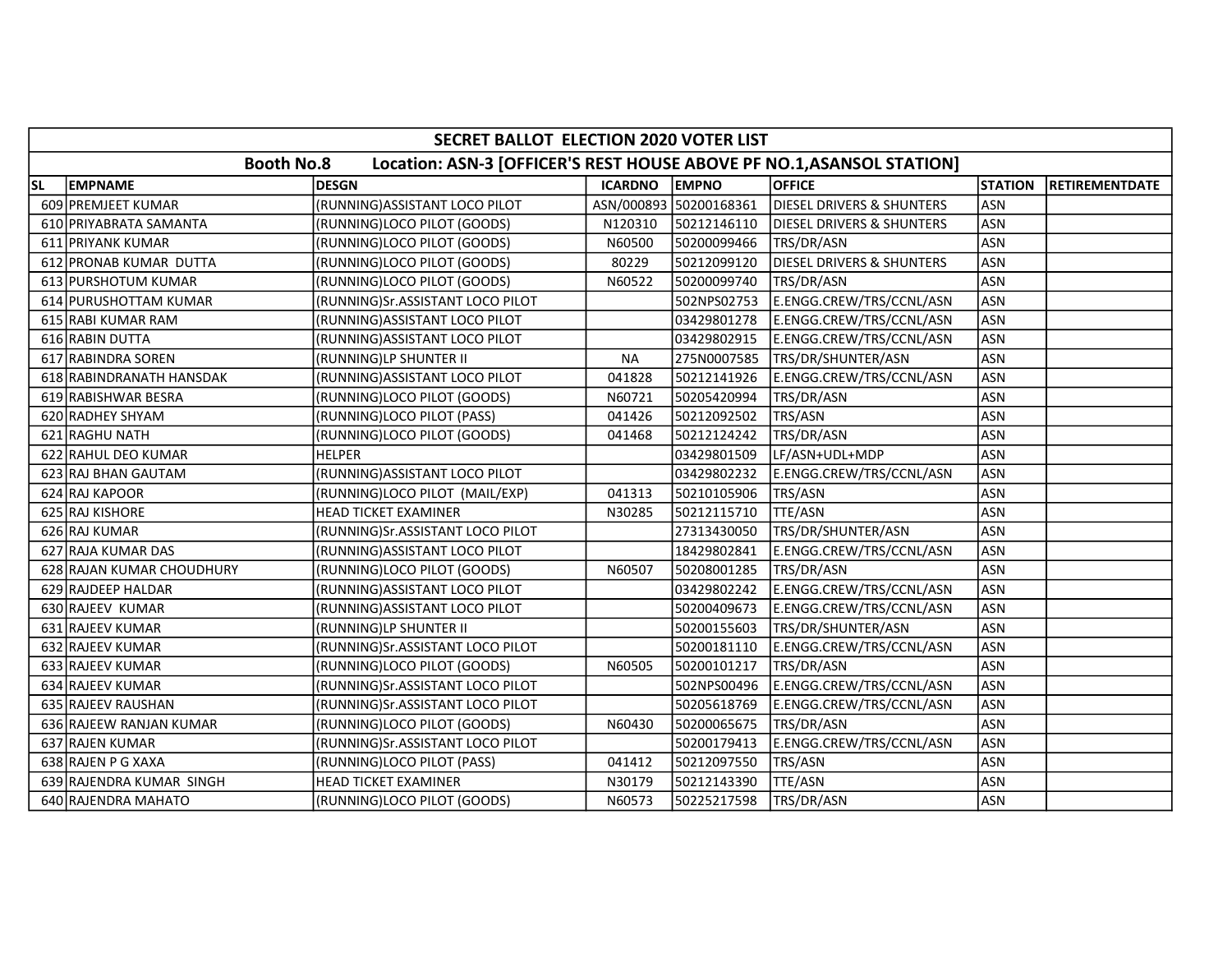| SECRET BALLOT ELECTION 2020 VOTER LIST | | | | | | | |
|---|---|---|---|---|---|---|---|
| Booth No.8 Location: ASN-3 [OFFICER'S REST HOUSE ABOVE PF NO.1,ASANSOL STATION] | | | | | | | |
| SL | EMPNAME | DESGN | ICARDNO | EMPNO | OFFICE | STATION | RETIREMENTDATE |
| 609 | PREMJEET KUMAR | (RUNNING)ASSISTANT LOCO PILOT | ASN/000893 | 50200168361 | DIESEL DRIVERS & SHUNTERS | ASN | |
| 610 | PRIYABRATA SAMANTA | (RUNNING)LOCO PILOT (GOODS) | N120310 | 50212146110 | DIESEL DRIVERS & SHUNTERS | ASN | |
| 611 | PRIYANK KUMAR | (RUNNING)LOCO PILOT (GOODS) | N60500 | 50200099466 | TRS/DR/ASN | ASN | |
| 612 | PRONAB KUMAR DUTTA | (RUNNING)LOCO PILOT (GOODS) | 80229 | 50212099120 | DIESEL DRIVERS & SHUNTERS | ASN | |
| 613 | PURSHOTUM KUMAR | (RUNNING)LOCO PILOT (GOODS) | N60522 | 50200099740 | TRS/DR/ASN | ASN | |
| 614 | PURUSHOTTAM KUMAR | (RUNNING)Sr.ASSISTANT LOCO PILOT | | 502NPS02753 | E.ENGG.CREW/TRS/CCNL/ASN | ASN | |
| 615 | RABI KUMAR RAM | (RUNNING)ASSISTANT LOCO PILOT | | 03429801278 | E.ENGG.CREW/TRS/CCNL/ASN | ASN | |
| 616 | RABIN DUTTA | (RUNNING)ASSISTANT LOCO PILOT | | 03429802915 | E.ENGG.CREW/TRS/CCNL/ASN | ASN | |
| 617 | RABINDRA SOREN | (RUNNING)LP SHUNTER II | NA | 275N0007585 | TRS/DR/SHUNTER/ASN | ASN | |
| 618 | RABINDRANATH HANSDAK | (RUNNING)ASSISTANT LOCO PILOT | 041828 | 50212141926 | E.ENGG.CREW/TRS/CCNL/ASN | ASN | |
| 619 | RABISHWAR BESRA | (RUNNING)LOCO PILOT (GOODS) | N60721 | 50205420994 | TRS/DR/ASN | ASN | |
| 620 | RADHEY SHYAM | (RUNNING)LOCO PILOT (PASS) | 041426 | 50212092502 | TRS/ASN | ASN | |
| 621 | RAGHU NATH | (RUNNING)LOCO PILOT (GOODS) | 041468 | 50212124242 | TRS/DR/ASN | ASN | |
| 622 | RAHUL DEO KUMAR | HELPER | | 03429801509 | LF/ASN+UDL+MDP | ASN | |
| 623 | RAJ BHAN GAUTAM | (RUNNING)ASSISTANT LOCO PILOT | | 03429802232 | E.ENGG.CREW/TRS/CCNL/ASN | ASN | |
| 624 | RAJ KAPOOR | (RUNNING)LOCO PILOT (MAIL/EXP) | 041313 | 50210105906 | TRS/ASN | ASN | |
| 625 | RAJ KISHORE | HEAD TICKET EXAMINER | N30285 | 50212115710 | TTE/ASN | ASN | |
| 626 | RAJ KUMAR | (RUNNING)Sr.ASSISTANT LOCO PILOT | | 27313430050 | TRS/DR/SHUNTER/ASN | ASN | |
| 627 | RAJA KUMAR DAS | (RUNNING)ASSISTANT LOCO PILOT | | 18429802841 | E.ENGG.CREW/TRS/CCNL/ASN | ASN | |
| 628 | RAJAN KUMAR CHOUDHURY | (RUNNING)LOCO PILOT (GOODS) | N60507 | 50208001285 | TRS/DR/ASN | ASN | |
| 629 | RAJDEEP HALDAR | (RUNNING)ASSISTANT LOCO PILOT | | 03429802242 | E.ENGG.CREW/TRS/CCNL/ASN | ASN | |
| 630 | RAJEEV KUMAR | (RUNNING)ASSISTANT LOCO PILOT | | 50200409673 | E.ENGG.CREW/TRS/CCNL/ASN | ASN | |
| 631 | RAJEEV KUMAR | (RUNNING)LP SHUNTER II | | 50200155603 | TRS/DR/SHUNTER/ASN | ASN | |
| 632 | RAJEEV KUMAR | (RUNNING)Sr.ASSISTANT LOCO PILOT | | 50200181110 | E.ENGG.CREW/TRS/CCNL/ASN | ASN | |
| 633 | RAJEEV KUMAR | (RUNNING)LOCO PILOT (GOODS) | N60505 | 50200101217 | TRS/DR/ASN | ASN | |
| 634 | RAJEEV KUMAR | (RUNNING)Sr.ASSISTANT LOCO PILOT | | 502NPS00496 | E.ENGG.CREW/TRS/CCNL/ASN | ASN | |
| 635 | RAJEEV RAUSHAN | (RUNNING)Sr.ASSISTANT LOCO PILOT | | 50205618769 | E.ENGG.CREW/TRS/CCNL/ASN | ASN | |
| 636 | RAJEEW RANJAN KUMAR | (RUNNING)LOCO PILOT (GOODS) | N60430 | 50200065675 | TRS/DR/ASN | ASN | |
| 637 | RAJEN KUMAR | (RUNNING)Sr.ASSISTANT LOCO PILOT | | 50200179413 | E.ENGG.CREW/TRS/CCNL/ASN | ASN | |
| 638 | RAJEN P G XAXA | (RUNNING)LOCO PILOT (PASS) | 041412 | 50212097550 | TRS/ASN | ASN | |
| 639 | RAJENDRA KUMAR SINGH | HEAD TICKET EXAMINER | N30179 | 50212143390 | TTE/ASN | ASN | |
| 640 | RAJENDRA MAHATO | (RUNNING)LOCO PILOT (GOODS) | N60573 | 50225217598 | TRS/DR/ASN | ASN | |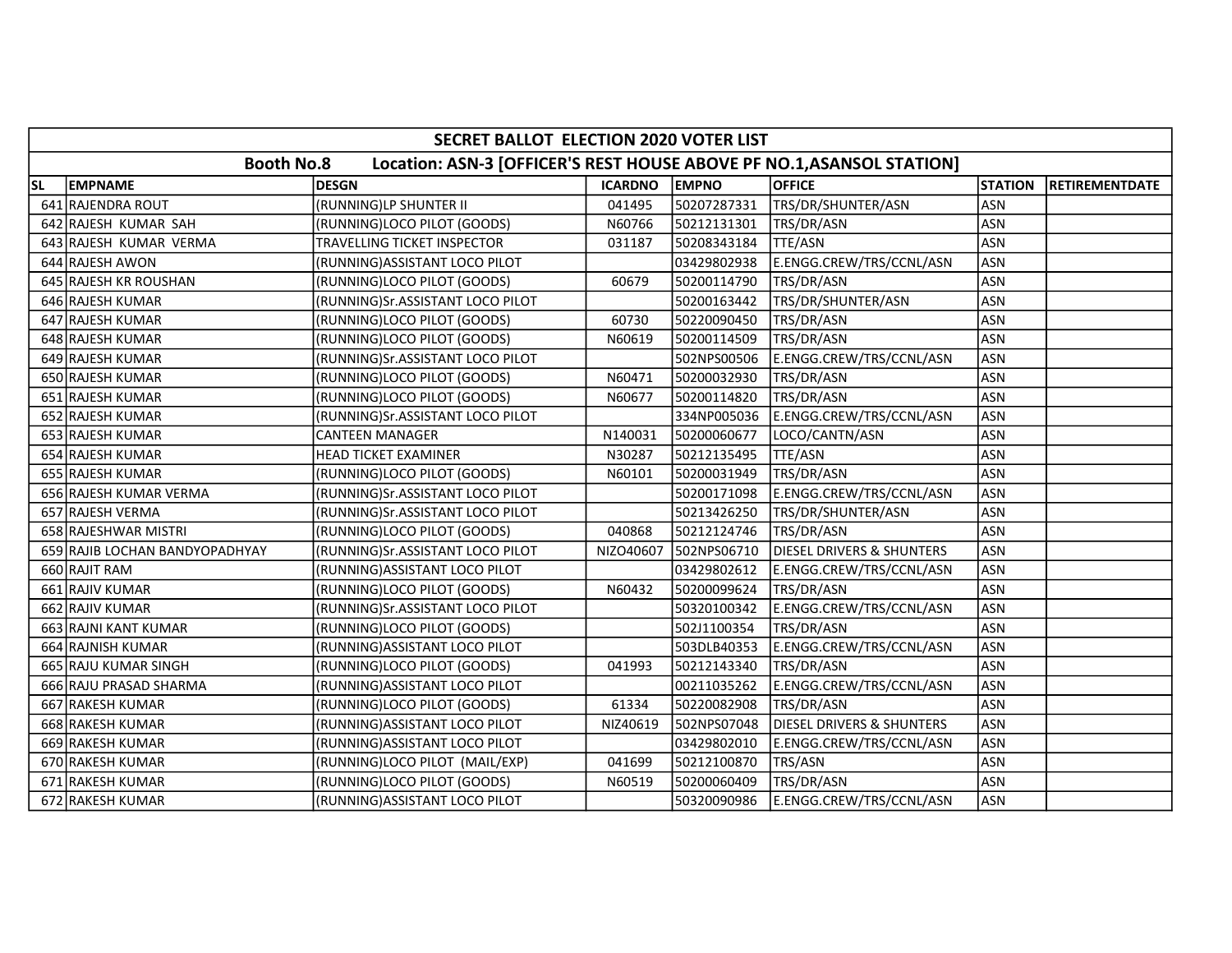| SECRET BALLOT ELECTION 2020 VOTER LIST | | | | | | | |
|---|---|---|---|---|---|---|---|
| Booth No.8 Location: ASN-3 [OFFICER'S REST HOUSE ABOVE PF NO.1,ASANSOL STATION] | | | | | | | |
| SL | EMPNAME | DESGN | ICARDNO | EMPNO | OFFICE | STATION | RETIREMENTDATE |
| 641 | RAJENDRA ROUT | (RUNNING)LP SHUNTER II | 041495 | 50207287331 | TRS/DR/SHUNTER/ASN | ASN | |
| 642 | RAJESH KUMAR SAH | (RUNNING)LOCO PILOT (GOODS) | N60766 | 50212131301 | TRS/DR/ASN | ASN | |
| 643 | RAJESH KUMAR VERMA | TRAVELLING TICKET INSPECTOR | 031187 | 50208343184 | TTE/ASN | ASN | |
| 644 | RAJESH AWON | (RUNNING)ASSISTANT LOCO PILOT | | 03429802938 | E.ENGG.CREW/TRS/CCNL/ASN | ASN | |
| 645 | RAJESH KR ROUSHAN | (RUNNING)LOCO PILOT (GOODS) | 60679 | 50200114790 | TRS/DR/ASN | ASN | |
| 646 | RAJESH KUMAR | (RUNNING)Sr.ASSISTANT LOCO PILOT | | 50200163442 | TRS/DR/SHUNTER/ASN | ASN | |
| 647 | RAJESH KUMAR | (RUNNING)LOCO PILOT (GOODS) | 60730 | 50220090450 | TRS/DR/ASN | ASN | |
| 648 | RAJESH KUMAR | (RUNNING)LOCO PILOT (GOODS) | N60619 | 50200114509 | TRS/DR/ASN | ASN | |
| 649 | RAJESH KUMAR | (RUNNING)Sr.ASSISTANT LOCO PILOT | | 502NPS00506 | E.ENGG.CREW/TRS/CCNL/ASN | ASN | |
| 650 | RAJESH KUMAR | (RUNNING)LOCO PILOT (GOODS) | N60471 | 50200032930 | TRS/DR/ASN | ASN | |
| 651 | RAJESH KUMAR | (RUNNING)LOCO PILOT (GOODS) | N60677 | 50200114820 | TRS/DR/ASN | ASN | |
| 652 | RAJESH KUMAR | (RUNNING)Sr.ASSISTANT LOCO PILOT | | 334NP005036 | E.ENGG.CREW/TRS/CCNL/ASN | ASN | |
| 653 | RAJESH KUMAR | CANTEEN MANAGER | N140031 | 50200060677 | LOCO/CANTN/ASN | ASN | |
| 654 | RAJESH KUMAR | HEAD TICKET EXAMINER | N30287 | 50212135495 | TTE/ASN | ASN | |
| 655 | RAJESH KUMAR | (RUNNING)LOCO PILOT (GOODS) | N60101 | 50200031949 | TRS/DR/ASN | ASN | |
| 656 | RAJESH KUMAR VERMA | (RUNNING)Sr.ASSISTANT LOCO PILOT | | 50200171098 | E.ENGG.CREW/TRS/CCNL/ASN | ASN | |
| 657 | RAJESH VERMA | (RUNNING)Sr.ASSISTANT LOCO PILOT | | 50213426250 | TRS/DR/SHUNTER/ASN | ASN | |
| 658 | RAJESHWAR MISTRI | (RUNNING)LOCO PILOT (GOODS) | 040868 | 50212124746 | TRS/DR/ASN | ASN | |
| 659 | RAJIB LOCHAN BANDYOPADHYAY | (RUNNING)Sr.ASSISTANT LOCO PILOT | NIZO40607 | 502NPS06710 | DIESEL DRIVERS & SHUNTERS | ASN | |
| 660 | RAJIT RAM | (RUNNING)ASSISTANT LOCO PILOT | | 03429802612 | E.ENGG.CREW/TRS/CCNL/ASN | ASN | |
| 661 | RAJIV KUMAR | (RUNNING)LOCO PILOT (GOODS) | N60432 | 50200099624 | TRS/DR/ASN | ASN | |
| 662 | RAJIV KUMAR | (RUNNING)Sr.ASSISTANT LOCO PILOT | | 50320100342 | E.ENGG.CREW/TRS/CCNL/ASN | ASN | |
| 663 | RAJNI KANT KUMAR | (RUNNING)LOCO PILOT (GOODS) | | 502J1100354 | TRS/DR/ASN | ASN | |
| 664 | RAJNISH KUMAR | (RUNNING)ASSISTANT LOCO PILOT | | 503DLB40353 | E.ENGG.CREW/TRS/CCNL/ASN | ASN | |
| 665 | RAJU KUMAR SINGH | (RUNNING)LOCO PILOT (GOODS) | 041993 | 50212143340 | TRS/DR/ASN | ASN | |
| 666 | RAJU PRASAD SHARMA | (RUNNING)ASSISTANT LOCO PILOT | | 00211035262 | E.ENGG.CREW/TRS/CCNL/ASN | ASN | |
| 667 | RAKESH KUMAR | (RUNNING)LOCO PILOT (GOODS) | 61334 | 50220082908 | TRS/DR/ASN | ASN | |
| 668 | RAKESH KUMAR | (RUNNING)ASSISTANT LOCO PILOT | NIZ40619 | 502NPS07048 | DIESEL DRIVERS & SHUNTERS | ASN | |
| 669 | RAKESH KUMAR | (RUNNING)ASSISTANT LOCO PILOT | | 03429802010 | E.ENGG.CREW/TRS/CCNL/ASN | ASN | |
| 670 | RAKESH KUMAR | (RUNNING)LOCO PILOT (MAIL/EXP) | 041699 | 50212100870 | TRS/ASN | ASN | |
| 671 | RAKESH KUMAR | (RUNNING)LOCO PILOT (GOODS) | N60519 | 50200060409 | TRS/DR/ASN | ASN | |
| 672 | RAKESH KUMAR | (RUNNING)ASSISTANT LOCO PILOT | | 50320090986 | E.ENGG.CREW/TRS/CCNL/ASN | ASN | |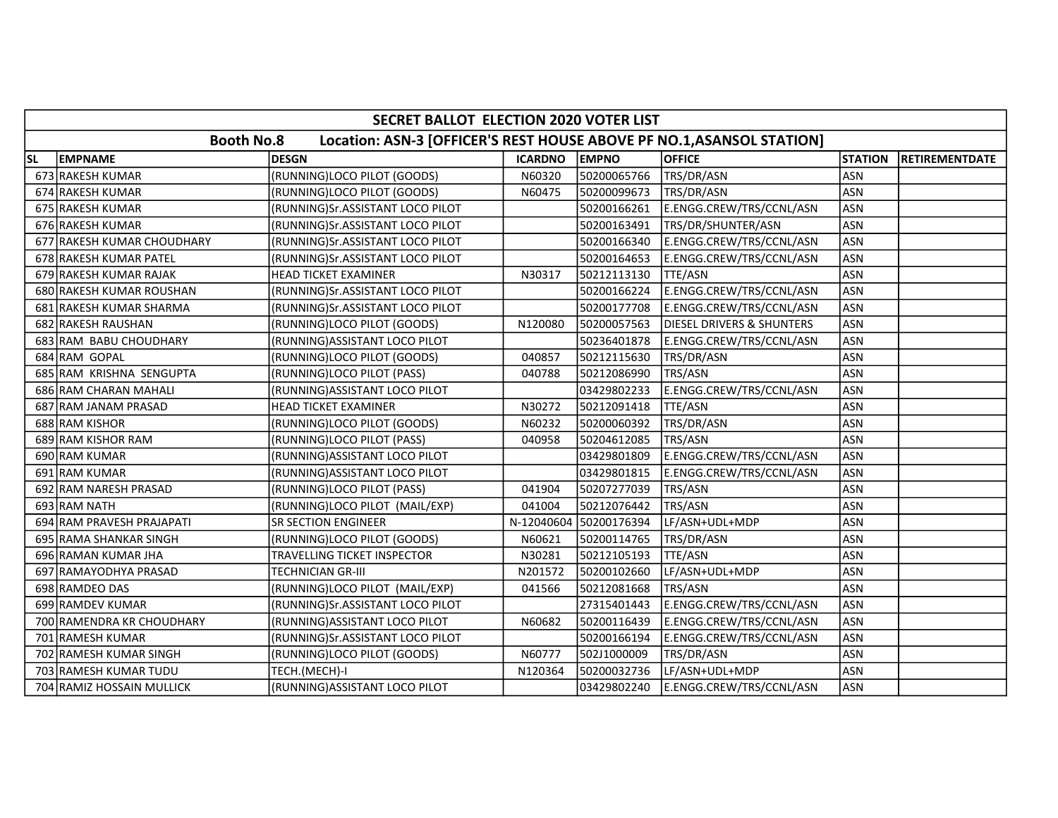| SECRET BALLOT ELECTION 2020 VOTER LIST | | | | | | | |
|---|---|---|---|---|---|---|---|
| Booth No.8 Location: ASN-3 [OFFICER'S REST HOUSE ABOVE PF NO.1,ASANSOL STATION] | | | | | | | |
| SL | EMPNAME | DESGN | ICARDNO | EMPNO | OFFICE | STATION | RETIREMENTDATE |
| 673 | RAKESH KUMAR | (RUNNING)LOCO PILOT (GOODS) | N60320 | 50200065766 | TRS/DR/ASN | ASN | |
| 674 | RAKESH KUMAR | (RUNNING)LOCO PILOT (GOODS) | N60475 | 50200099673 | TRS/DR/ASN | ASN | |
| 675 | RAKESH KUMAR | (RUNNING)Sr.ASSISTANT LOCO PILOT | | 50200166261 | E.ENGG.CREW/TRS/CCNL/ASN | ASN | |
| 676 | RAKESH KUMAR | (RUNNING)Sr.ASSISTANT LOCO PILOT | | 50200163491 | TRS/DR/SHUNTER/ASN | ASN | |
| 677 | RAKESH KUMAR CHOUDHARY | (RUNNING)Sr.ASSISTANT LOCO PILOT | | 50200166340 | E.ENGG.CREW/TRS/CCNL/ASN | ASN | |
| 678 | RAKESH KUMAR PATEL | (RUNNING)Sr.ASSISTANT LOCO PILOT | | 50200164653 | E.ENGG.CREW/TRS/CCNL/ASN | ASN | |
| 679 | RAKESH KUMAR RAJAK | HEAD TICKET EXAMINER | N30317 | 50212113130 | TTE/ASN | ASN | |
| 680 | RAKESH KUMAR ROUSHAN | (RUNNING)Sr.ASSISTANT LOCO PILOT | | 50200166224 | E.ENGG.CREW/TRS/CCNL/ASN | ASN | |
| 681 | RAKESH KUMAR SHARMA | (RUNNING)Sr.ASSISTANT LOCO PILOT | | 50200177708 | E.ENGG.CREW/TRS/CCNL/ASN | ASN | |
| 682 | RAKESH RAUSHAN | (RUNNING)LOCO PILOT (GOODS) | N120080 | 50200057563 | DIESEL DRIVERS & SHUNTERS | ASN | |
| 683 | RAM BABU CHOUDHARY | (RUNNING)ASSISTANT LOCO PILOT | | 50236401878 | E.ENGG.CREW/TRS/CCNL/ASN | ASN | |
| 684 | RAM GOPAL | (RUNNING)LOCO PILOT (GOODS) | 040857 | 50212115630 | TRS/DR/ASN | ASN | |
| 685 | RAM KRISHNA SENGUPTA | (RUNNING)LOCO PILOT (PASS) | 040788 | 50212086990 | TRS/ASN | ASN | |
| 686 | RAM CHARAN MAHALI | (RUNNING)ASSISTANT LOCO PILOT | | 03429802233 | E.ENGG.CREW/TRS/CCNL/ASN | ASN | |
| 687 | RAM JANAM PRASAD | HEAD TICKET EXAMINER | N30272 | 50212091418 | TTE/ASN | ASN | |
| 688 | RAM KISHOR | (RUNNING)LOCO PILOT (GOODS) | N60232 | 50200060392 | TRS/DR/ASN | ASN | |
| 689 | RAM KISHOR RAM | (RUNNING)LOCO PILOT (PASS) | 040958 | 50204612085 | TRS/ASN | ASN | |
| 690 | RAM KUMAR | (RUNNING)ASSISTANT LOCO PILOT | | 03429801809 | E.ENGG.CREW/TRS/CCNL/ASN | ASN | |
| 691 | RAM KUMAR | (RUNNING)ASSISTANT LOCO PILOT | | 03429801815 | E.ENGG.CREW/TRS/CCNL/ASN | ASN | |
| 692 | RAM NARESH PRASAD | (RUNNING)LOCO PILOT (PASS) | 041904 | 50207277039 | TRS/ASN | ASN | |
| 693 | RAM NATH | (RUNNING)LOCO PILOT (MAIL/EXP) | 041004 | 50212076442 | TRS/ASN | ASN | |
| 694 | RAM PRAVESH PRAJAPATI | SR SECTION ENGINEER | N-12040604 | 50200176394 | LF/ASN+UDL+MDP | ASN | |
| 695 | RAMA SHANKAR SINGH | (RUNNING)LOCO PILOT (GOODS) | N60621 | 50200114765 | TRS/DR/ASN | ASN | |
| 696 | RAMAN KUMAR JHA | TRAVELLING TICKET INSPECTOR | N30281 | 50212105193 | TTE/ASN | ASN | |
| 697 | RAMAYODHYA PRASAD | TECHNICIAN GR-III | N201572 | 50200102660 | LF/ASN+UDL+MDP | ASN | |
| 698 | RAMDEO DAS | (RUNNING)LOCO PILOT (MAIL/EXP) | 041566 | 50212081668 | TRS/ASN | ASN | |
| 699 | RAMDEV KUMAR | (RUNNING)Sr.ASSISTANT LOCO PILOT | | 27315401443 | E.ENGG.CREW/TRS/CCNL/ASN | ASN | |
| 700 | RAMENDRA KR CHOUDHARY | (RUNNING)ASSISTANT LOCO PILOT | N60682 | 50200116439 | E.ENGG.CREW/TRS/CCNL/ASN | ASN | |
| 701 | RAMESH KUMAR | (RUNNING)Sr.ASSISTANT LOCO PILOT | | 50200166194 | E.ENGG.CREW/TRS/CCNL/ASN | ASN | |
| 702 | RAMESH KUMAR SINGH | (RUNNING)LOCO PILOT (GOODS) | N60777 | 502J1000009 | TRS/DR/ASN | ASN | |
| 703 | RAMESH KUMAR TUDU | TECH.(MECH)-I | N120364 | 50200032736 | LF/ASN+UDL+MDP | ASN | |
| 704 | RAMIZ HOSSAIN MULLICK | (RUNNING)ASSISTANT LOCO PILOT | | 03429802240 | E.ENGG.CREW/TRS/CCNL/ASN | ASN | |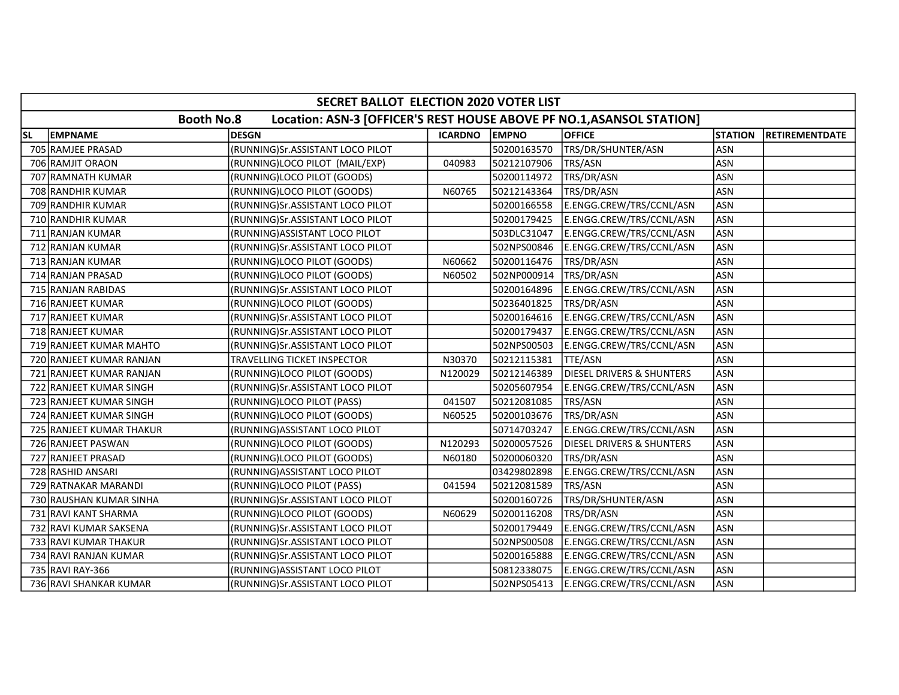# SECRET BALLOT ELECTION 2020 VOTER LIST

## Booth No.8 Location: ASN-3 [OFFICER'S REST HOUSE ABOVE PF NO.1,ASANSOL STATION]

| SL | EMPNAME | DESGN | ICARDNO | EMPNO | OFFICE | STATION | RETIREMENTDATE |
|---|---|---|---|---|---|---|---|
| 705 | RAMJEE PRASAD | (RUNNING)Sr.ASSISTANT LOCO PILOT | | 50200163570 | TRS/DR/SHUNTER/ASN | ASN | |
| 706 | RAMJIT ORAON | (RUNNING)LOCO PILOT (MAIL/EXP) | 040983 | 50212107906 | TRS/ASN | ASN | |
| 707 | RAMNATH KUMAR | (RUNNING)LOCO PILOT (GOODS) | | 50200114972 | TRS/DR/ASN | ASN | |
| 708 | RANDHIR KUMAR | (RUNNING)LOCO PILOT (GOODS) | N60765 | 50212143364 | TRS/DR/ASN | ASN | |
| 709 | RANDHIR KUMAR | (RUNNING)Sr.ASSISTANT LOCO PILOT | | 50200166558 | E.ENGG.CREW/TRS/CCNL/ASN | ASN | |
| 710 | RANDHIR KUMAR | (RUNNING)Sr.ASSISTANT LOCO PILOT | | 50200179425 | E.ENGG.CREW/TRS/CCNL/ASN | ASN | |
| 711 | RANJAN KUMAR | (RUNNING)ASSISTANT LOCO PILOT | | 503DLC31047 | E.ENGG.CREW/TRS/CCNL/ASN | ASN | |
| 712 | RANJAN KUMAR | (RUNNING)Sr.ASSISTANT LOCO PILOT | | 502NPS00846 | E.ENGG.CREW/TRS/CCNL/ASN | ASN | |
| 713 | RANJAN KUMAR | (RUNNING)LOCO PILOT (GOODS) | N60662 | 50200116476 | TRS/DR/ASN | ASN | |
| 714 | RANJAN PRASAD | (RUNNING)LOCO PILOT (GOODS) | N60502 | 502NP000914 | TRS/DR/ASN | ASN | |
| 715 | RANJAN RABIDAS | (RUNNING)Sr.ASSISTANT LOCO PILOT | | 50200164896 | E.ENGG.CREW/TRS/CCNL/ASN | ASN | |
| 716 | RANJEET KUMAR | (RUNNING)LOCO PILOT (GOODS) | | 50236401825 | TRS/DR/ASN | ASN | |
| 717 | RANJEET KUMAR | (RUNNING)Sr.ASSISTANT LOCO PILOT | | 50200164616 | E.ENGG.CREW/TRS/CCNL/ASN | ASN | |
| 718 | RANJEET KUMAR | (RUNNING)Sr.ASSISTANT LOCO PILOT | | 50200179437 | E.ENGG.CREW/TRS/CCNL/ASN | ASN | |
| 719 | RANJEET KUMAR MAHTO | (RUNNING)Sr.ASSISTANT LOCO PILOT | | 502NPS00503 | E.ENGG.CREW/TRS/CCNL/ASN | ASN | |
| 720 | RANJEET KUMAR RANJAN | TRAVELLING TICKET INSPECTOR | N30370 | 50212115381 | TTE/ASN | ASN | |
| 721 | RANJEET KUMAR RANJAN | (RUNNING)LOCO PILOT (GOODS) | N120029 | 50212146389 | DIESEL DRIVERS & SHUNTERS | ASN | |
| 722 | RANJEET KUMAR SINGH | (RUNNING)Sr.ASSISTANT LOCO PILOT | | 50205607954 | E.ENGG.CREW/TRS/CCNL/ASN | ASN | |
| 723 | RANJEET KUMAR SINGH | (RUNNING)LOCO PILOT (PASS) | 041507 | 50212081085 | TRS/ASN | ASN | |
| 724 | RANJEET KUMAR SINGH | (RUNNING)LOCO PILOT (GOODS) | N60525 | 50200103676 | TRS/DR/ASN | ASN | |
| 725 | RANJEET KUMAR THAKUR | (RUNNING)ASSISTANT LOCO PILOT | | 50714703247 | E.ENGG.CREW/TRS/CCNL/ASN | ASN | |
| 726 | RANJEET PASWAN | (RUNNING)LOCO PILOT (GOODS) | N120293 | 50200057526 | DIESEL DRIVERS & SHUNTERS | ASN | |
| 727 | RANJEET PRASAD | (RUNNING)LOCO PILOT (GOODS) | N60180 | 50200060320 | TRS/DR/ASN | ASN | |
| 728 | RASHID ANSARI | (RUNNING)ASSISTANT LOCO PILOT | | 03429802898 | E.ENGG.CREW/TRS/CCNL/ASN | ASN | |
| 729 | RATNAKAR MARANDI | (RUNNING)LOCO PILOT (PASS) | 041594 | 50212081589 | TRS/ASN | ASN | |
| 730 | RAUSHAN KUMAR SINHA | (RUNNING)Sr.ASSISTANT LOCO PILOT | | 50200160726 | TRS/DR/SHUNTER/ASN | ASN | |
| 731 | RAVI KANT SHARMA | (RUNNING)LOCO PILOT (GOODS) | N60629 | 50200116208 | TRS/DR/ASN | ASN | |
| 732 | RAVI KUMAR SAKSENA | (RUNNING)Sr.ASSISTANT LOCO PILOT | | 50200179449 | E.ENGG.CREW/TRS/CCNL/ASN | ASN | |
| 733 | RAVI KUMAR THAKUR | (RUNNING)Sr.ASSISTANT LOCO PILOT | | 502NPS00508 | E.ENGG.CREW/TRS/CCNL/ASN | ASN | |
| 734 | RAVI RANJAN KUMAR | (RUNNING)Sr.ASSISTANT LOCO PILOT | | 50200165888 | E.ENGG.CREW/TRS/CCNL/ASN | ASN | |
| 735 | RAVI RAY-366 | (RUNNING)ASSISTANT LOCO PILOT | | 50812338075 | E.ENGG.CREW/TRS/CCNL/ASN | ASN | |
| 736 | RAVI SHANKAR KUMAR | (RUNNING)Sr.ASSISTANT LOCO PILOT | | 502NPS05413 | E.ENGG.CREW/TRS/CCNL/ASN | ASN | |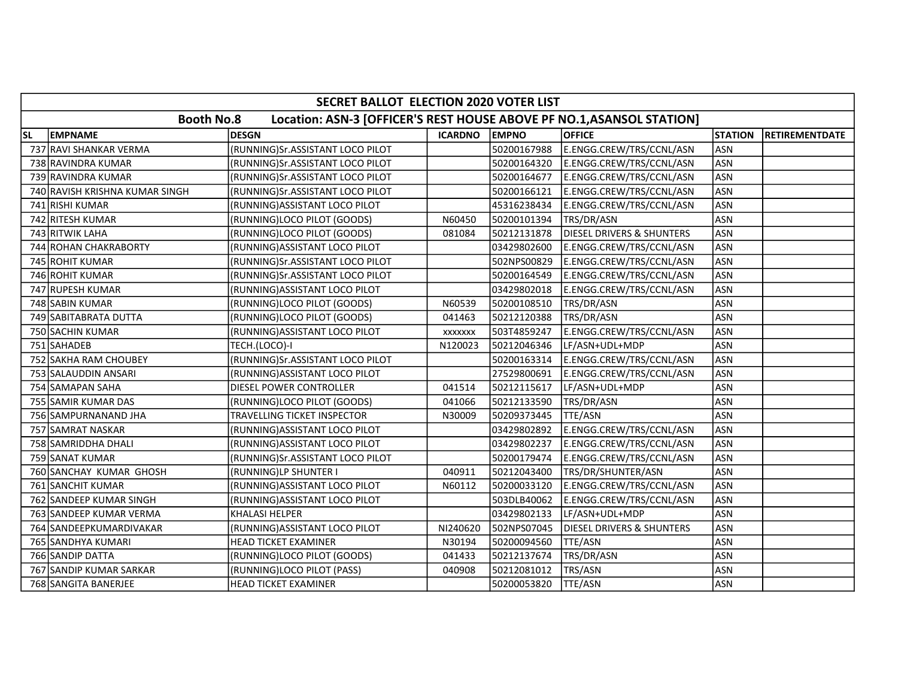| SECRET BALLOT ELECTION 2020 VOTER LIST | | | | | | | |
|---|---|---|---|---|---|---|---|
| Booth No.8 Location: ASN-3 [OFFICER'S REST HOUSE ABOVE PF NO.1,ASANSOL STATION] | | | | | | | |
| SL | EMPNAME | DESGN | ICARDNO | EMPNO | OFFICE | STATION | RETIREMENTDATE |
| 737 | RAVI SHANKAR VERMA | (RUNNING)Sr.ASSISTANT LOCO PILOT | | 50200167988 | E.ENGG.CREW/TRS/CCNL/ASN | ASN | |
| 738 | RAVINDRA KUMAR | (RUNNING)Sr.ASSISTANT LOCO PILOT | | 50200164320 | E.ENGG.CREW/TRS/CCNL/ASN | ASN | |
| 739 | RAVINDRA KUMAR | (RUNNING)Sr.ASSISTANT LOCO PILOT | | 50200164677 | E.ENGG.CREW/TRS/CCNL/ASN | ASN | |
| 740 | RAVISH KRISHNA KUMAR SINGH | (RUNNING)Sr.ASSISTANT LOCO PILOT | | 50200166121 | E.ENGG.CREW/TRS/CCNL/ASN | ASN | |
| 741 | RISHI KUMAR | (RUNNING)ASSISTANT LOCO PILOT | | 45316238434 | E.ENGG.CREW/TRS/CCNL/ASN | ASN | |
| 742 | RITESH KUMAR | (RUNNING)LOCO PILOT (GOODS) | N60450 | 50200101394 | TRS/DR/ASN | ASN | |
| 743 | RITWIK LAHA | (RUNNING)LOCO PILOT (GOODS) | 081084 | 50212131878 | DIESEL DRIVERS & SHUNTERS | ASN | |
| 744 | ROHAN CHAKRABORTY | (RUNNING)ASSISTANT LOCO PILOT | | 03429802600 | E.ENGG.CREW/TRS/CCNL/ASN | ASN | |
| 745 | ROHIT KUMAR | (RUNNING)Sr.ASSISTANT LOCO PILOT | | 502NPS00829 | E.ENGG.CREW/TRS/CCNL/ASN | ASN | |
| 746 | ROHIT KUMAR | (RUNNING)Sr.ASSISTANT LOCO PILOT | | 50200164549 | E.ENGG.CREW/TRS/CCNL/ASN | ASN | |
| 747 | RUPESH KUMAR | (RUNNING)ASSISTANT LOCO PILOT | | 03429802018 | E.ENGG.CREW/TRS/CCNL/ASN | ASN | |
| 748 | SABIN KUMAR | (RUNNING)LOCO PILOT (GOODS) | N60539 | 50200108510 | TRS/DR/ASN | ASN | |
| 749 | SABITABRATA DUTTA | (RUNNING)LOCO PILOT (GOODS) | 041463 | 50212120388 | TRS/DR/ASN | ASN | |
| 750 | SACHIN KUMAR | (RUNNING)ASSISTANT LOCO PILOT | xxxxxxx | 503T4859247 | E.ENGG.CREW/TRS/CCNL/ASN | ASN | |
| 751 | SAHADEB | TECH.(LOCO)-I | N120023 | 50212046346 | LF/ASN+UDL+MDP | ASN | |
| 752 | SAKHA RAM CHOUBEY | (RUNNING)Sr.ASSISTANT LOCO PILOT | | 50200163314 | E.ENGG.CREW/TRS/CCNL/ASN | ASN | |
| 753 | SALAUDDIN ANSARI | (RUNNING)ASSISTANT LOCO PILOT | | 27529800691 | E.ENGG.CREW/TRS/CCNL/ASN | ASN | |
| 754 | SAMAPAN SAHA | DIESEL POWER CONTROLLER | 041514 | 50212115617 | LF/ASN+UDL+MDP | ASN | |
| 755 | SAMIR KUMAR DAS | (RUNNING)LOCO PILOT (GOODS) | 041066 | 50212133590 | TRS/DR/ASN | ASN | |
| 756 | SAMPURNANAND JHA | TRAVELLING TICKET INSPECTOR | N30009 | 50209373445 | TTE/ASN | ASN | |
| 757 | SAMRAT NASKAR | (RUNNING)ASSISTANT LOCO PILOT | | 03429802892 | E.ENGG.CREW/TRS/CCNL/ASN | ASN | |
| 758 | SAMRIDDHA DHALI | (RUNNING)ASSISTANT LOCO PILOT | | 03429802237 | E.ENGG.CREW/TRS/CCNL/ASN | ASN | |
| 759 | SANAT KUMAR | (RUNNING)Sr.ASSISTANT LOCO PILOT | | 50200179474 | E.ENGG.CREW/TRS/CCNL/ASN | ASN | |
| 760 | SANCHAY KUMAR GHOSH | (RUNNING)LP SHUNTER I | 040911 | 50212043400 | TRS/DR/SHUNTER/ASN | ASN | |
| 761 | SANCHIT KUMAR | (RUNNING)ASSISTANT LOCO PILOT | N60112 | 50200033120 | E.ENGG.CREW/TRS/CCNL/ASN | ASN | |
| 762 | SANDEEP KUMAR SINGH | (RUNNING)ASSISTANT LOCO PILOT | | 503DLB40062 | E.ENGG.CREW/TRS/CCNL/ASN | ASN | |
| 763 | SANDEEP KUMAR VERMA | KHALASI HELPER | | 03429802133 | LF/ASN+UDL+MDP | ASN | |
| 764 | SANDEEPKUMARDIVAKAR | (RUNNING)ASSISTANT LOCO PILOT | NI240620 | 502NPS07045 | DIESEL DRIVERS & SHUNTERS | ASN | |
| 765 | SANDHYA KUMARI | HEAD TICKET EXAMINER | N30194 | 50200094560 | TTE/ASN | ASN | |
| 766 | SANDIP DATTA | (RUNNING)LOCO PILOT (GOODS) | 041433 | 50212137674 | TRS/DR/ASN | ASN | |
| 767 | SANDIP KUMAR SARKAR | (RUNNING)LOCO PILOT (PASS) | 040908 | 50212081012 | TRS/ASN | ASN | |
| 768 | SANGITA BANERJEE | HEAD TICKET EXAMINER | | 50200053820 | TTE/ASN | ASN | |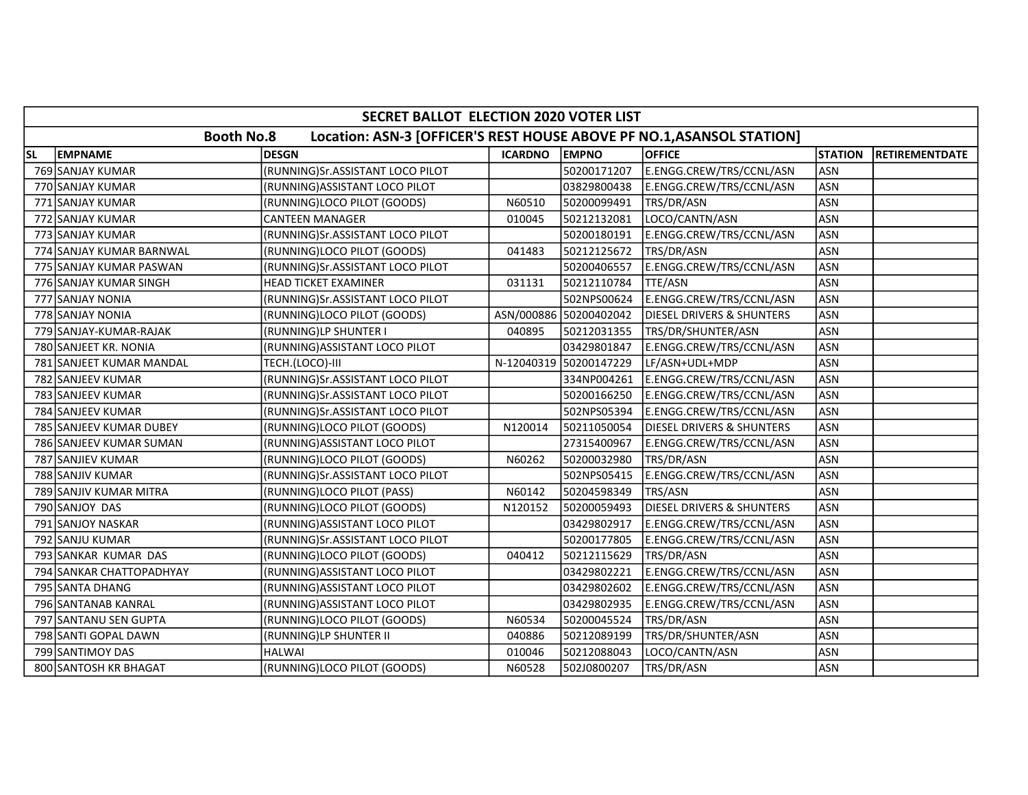| SECRET BALLOT ELECTION 2020 VOTER LIST | | | | | | | |
|---|---|---|---|---|---|---|---|
| Booth No.8 Location: ASN-3 [OFFICER'S REST HOUSE ABOVE PF NO.1,ASANSOL STATION] | | | | | | | |
| SL | EMPNAME | DESGN | ICARDNO | EMPNO | OFFICE | STATION | RETIREMENTDATE |
| 769 | SANJAY KUMAR | (RUNNING)Sr.ASSISTANT LOCO PILOT | | 50200171207 | E.ENGG.CREW/TRS/CCNL/ASN | ASN | |
| 770 | SANJAY KUMAR | (RUNNING)ASSISTANT LOCO PILOT | | 03829800438 | E.ENGG.CREW/TRS/CCNL/ASN | ASN | |
| 771 | SANJAY KUMAR | (RUNNING)LOCO PILOT (GOODS) | N60510 | 50200099491 | TRS/DR/ASN | ASN | |
| 772 | SANJAY KUMAR | CANTEEN MANAGER | 010045 | 50212132081 | LOCO/CANTN/ASN | ASN | |
| 773 | SANJAY KUMAR | (RUNNING)Sr.ASSISTANT LOCO PILOT | | 50200180191 | E.ENGG.CREW/TRS/CCNL/ASN | ASN | |
| 774 | SANJAY KUMAR BARNWAL | (RUNNING)LOCO PILOT (GOODS) | 041483 | 50212125672 | TRS/DR/ASN | ASN | |
| 775 | SANJAY KUMAR PASWAN | (RUNNING)Sr.ASSISTANT LOCO PILOT | | 50200406557 | E.ENGG.CREW/TRS/CCNL/ASN | ASN | |
| 776 | SANJAY KUMAR SINGH | HEAD TICKET EXAMINER | 031131 | 50212110784 | TTE/ASN | ASN | |
| 777 | SANJAY NONIA | (RUNNING)Sr.ASSISTANT LOCO PILOT | | 502NPS00624 | E.ENGG.CREW/TRS/CCNL/ASN | ASN | |
| 778 | SANJAY NONIA | (RUNNING)LOCO PILOT (GOODS) | ASN/000886 | 50200402042 | DIESEL DRIVERS & SHUNTERS | ASN | |
| 779 | SANJAY-KUMAR-RAJAK | (RUNNING)LP SHUNTER I | 040895 | 50212031355 | TRS/DR/SHUNTER/ASN | ASN | |
| 780 | SANJEET KR. NONIA | (RUNNING)ASSISTANT LOCO PILOT | | 03429801847 | E.ENGG.CREW/TRS/CCNL/ASN | ASN | |
| 781 | SANJEET KUMAR MANDAL | TECH.(LOCO)-III | N-12040319 | 50200147229 | LF/ASN+UDL+MDP | ASN | |
| 782 | SANJEEV KUMAR | (RUNNING)Sr.ASSISTANT LOCO PILOT | | 334NP004261 | E.ENGG.CREW/TRS/CCNL/ASN | ASN | |
| 783 | SANJEEV KUMAR | (RUNNING)Sr.ASSISTANT LOCO PILOT | | 50200166250 | E.ENGG.CREW/TRS/CCNL/ASN | ASN | |
| 784 | SANJEEV KUMAR | (RUNNING)Sr.ASSISTANT LOCO PILOT | | 502NPS05394 | E.ENGG.CREW/TRS/CCNL/ASN | ASN | |
| 785 | SANJEEV KUMAR DUBEY | (RUNNING)LOCO PILOT (GOODS) | N120014 | 50211050054 | DIESEL DRIVERS & SHUNTERS | ASN | |
| 786 | SANJEEV KUMAR SUMAN | (RUNNING)ASSISTANT LOCO PILOT | | 27315400967 | E.ENGG.CREW/TRS/CCNL/ASN | ASN | |
| 787 | SANJIEV KUMAR | (RUNNING)LOCO PILOT (GOODS) | N60262 | 50200032980 | TRS/DR/ASN | ASN | |
| 788 | SANJIV KUMAR | (RUNNING)Sr.ASSISTANT LOCO PILOT | | 502NPS05415 | E.ENGG.CREW/TRS/CCNL/ASN | ASN | |
| 789 | SANJIV KUMAR MITRA | (RUNNING)LOCO PILOT (PASS) | N60142 | 50204598349 | TRS/ASN | ASN | |
| 790 | SANJOY DAS | (RUNNING)LOCO PILOT (GOODS) | N120152 | 50200059493 | DIESEL DRIVERS & SHUNTERS | ASN | |
| 791 | SANJOY NASKAR | (RUNNING)ASSISTANT LOCO PILOT | | 03429802917 | E.ENGG.CREW/TRS/CCNL/ASN | ASN | |
| 792 | SANJU KUMAR | (RUNNING)Sr.ASSISTANT LOCO PILOT | | 50200177805 | E.ENGG.CREW/TRS/CCNL/ASN | ASN | |
| 793 | SANKAR KUMAR DAS | (RUNNING)LOCO PILOT (GOODS) | 040412 | 50212115629 | TRS/DR/ASN | ASN | |
| 794 | SANKAR CHATTOPADHYAY | (RUNNING)ASSISTANT LOCO PILOT | | 03429802221 | E.ENGG.CREW/TRS/CCNL/ASN | ASN | |
| 795 | SANTA DHANG | (RUNNING)ASSISTANT LOCO PILOT | | 03429802602 | E.ENGG.CREW/TRS/CCNL/ASN | ASN | |
| 796 | SANTANAB KANRAL | (RUNNING)ASSISTANT LOCO PILOT | | 03429802935 | E.ENGG.CREW/TRS/CCNL/ASN | ASN | |
| 797 | SANTANU SEN GUPTA | (RUNNING)LOCO PILOT (GOODS) | N60534 | 50200045524 | TRS/DR/ASN | ASN | |
| 798 | SANTI GOPAL DAWN | (RUNNING)LP SHUNTER II | 040886 | 50212089199 | TRS/DR/SHUNTER/ASN | ASN | |
| 799 | SANTIMOY DAS | HALWAI | 010046 | 50212088043 | LOCO/CANTN/ASN | ASN | |
| 800 | SANTOSH KR BHAGAT | (RUNNING)LOCO PILOT (GOODS) | N60528 | 502J0800207 | TRS/DR/ASN | ASN | |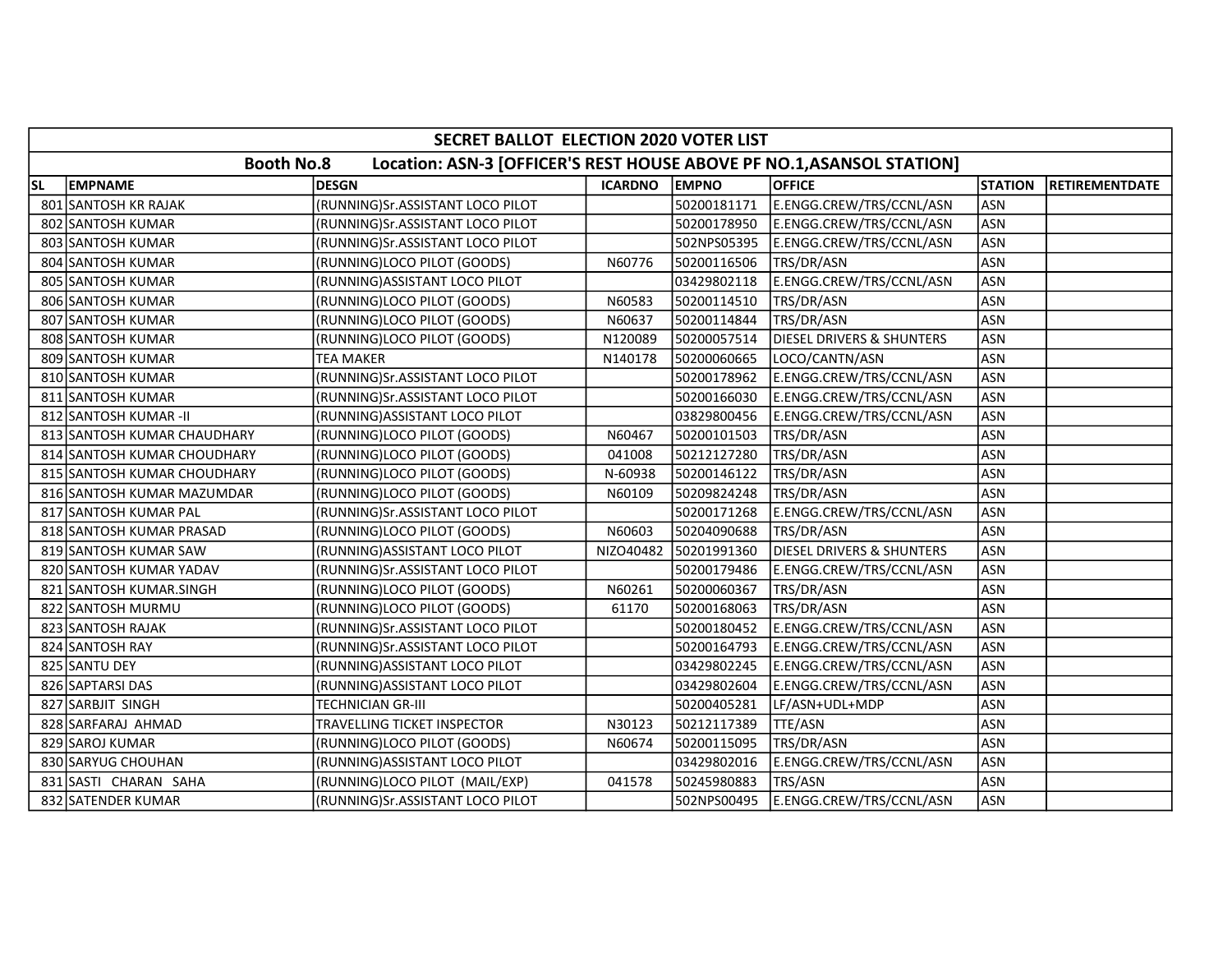| SECRET BALLOT ELECTION 2020 VOTER LIST | | | | | | | |
|---|---|---|---|---|---|---|---|
| Booth No.8 Location: ASN-3 [OFFICER'S REST HOUSE ABOVE PF NO.1,ASANSOL STATION] | | | | | | | |
| SL | EMPNAME | DESGN | ICARDNO | EMPNO | OFFICE | STATION | RETIREMENTDATE |
| 801 | SANTOSH KR RAJAK | (RUNNING)Sr.ASSISTANT LOCO PILOT | | 50200181171 | E.ENGG.CREW/TRS/CCNL/ASN | ASN | |
| 802 | SANTOSH KUMAR | (RUNNING)Sr.ASSISTANT LOCO PILOT | | 50200178950 | E.ENGG.CREW/TRS/CCNL/ASN | ASN | |
| 803 | SANTOSH KUMAR | (RUNNING)Sr.ASSISTANT LOCO PILOT | | 502NPS05395 | E.ENGG.CREW/TRS/CCNL/ASN | ASN | |
| 804 | SANTOSH KUMAR | (RUNNING)LOCO PILOT (GOODS) | N60776 | 50200116506 | TRS/DR/ASN | ASN | |
| 805 | SANTOSH KUMAR | (RUNNING)ASSISTANT LOCO PILOT | | 03429802118 | E.ENGG.CREW/TRS/CCNL/ASN | ASN | |
| 806 | SANTOSH KUMAR | (RUNNING)LOCO PILOT (GOODS) | N60583 | 50200114510 | TRS/DR/ASN | ASN | |
| 807 | SANTOSH KUMAR | (RUNNING)LOCO PILOT (GOODS) | N60637 | 50200114844 | TRS/DR/ASN | ASN | |
| 808 | SANTOSH KUMAR | (RUNNING)LOCO PILOT (GOODS) | N120089 | 50200057514 | DIESEL DRIVERS & SHUNTERS | ASN | |
| 809 | SANTOSH KUMAR | TEA MAKER | N140178 | 50200060665 | LOCO/CANTN/ASN | ASN | |
| 810 | SANTOSH KUMAR | (RUNNING)Sr.ASSISTANT LOCO PILOT | | 50200178962 | E.ENGG.CREW/TRS/CCNL/ASN | ASN | |
| 811 | SANTOSH KUMAR | (RUNNING)Sr.ASSISTANT LOCO PILOT | | 50200166030 | E.ENGG.CREW/TRS/CCNL/ASN | ASN | |
| 812 | SANTOSH KUMAR -II | (RUNNING)ASSISTANT LOCO PILOT | | 03829800456 | E.ENGG.CREW/TRS/CCNL/ASN | ASN | |
| 813 | SANTOSH KUMAR CHAUDHARY | (RUNNING)LOCO PILOT (GOODS) | N60467 | 50200101503 | TRS/DR/ASN | ASN | |
| 814 | SANTOSH KUMAR CHOUDHARY | (RUNNING)LOCO PILOT (GOODS) | 041008 | 50212127280 | TRS/DR/ASN | ASN | |
| 815 | SANTOSH KUMAR CHOUDHARY | (RUNNING)LOCO PILOT (GOODS) | N-60938 | 50200146122 | TRS/DR/ASN | ASN | |
| 816 | SANTOSH KUMAR MAZUMDAR | (RUNNING)LOCO PILOT (GOODS) | N60109 | 50209824248 | TRS/DR/ASN | ASN | |
| 817 | SANTOSH KUMAR PAL | (RUNNING)Sr.ASSISTANT LOCO PILOT | | 50200171268 | E.ENGG.CREW/TRS/CCNL/ASN | ASN | |
| 818 | SANTOSH KUMAR PRASAD | (RUNNING)LOCO PILOT (GOODS) | N60603 | 50204090688 | TRS/DR/ASN | ASN | |
| 819 | SANTOSH KUMAR SAW | (RUNNING)ASSISTANT LOCO PILOT | NIZO40482 | 50201991360 | DIESEL DRIVERS & SHUNTERS | ASN | |
| 820 | SANTOSH KUMAR YADAV | (RUNNING)Sr.ASSISTANT LOCO PILOT | | 50200179486 | E.ENGG.CREW/TRS/CCNL/ASN | ASN | |
| 821 | SANTOSH KUMAR.SINGH | (RUNNING)LOCO PILOT (GOODS) | N60261 | 50200060367 | TRS/DR/ASN | ASN | |
| 822 | SANTOSH MURMU | (RUNNING)LOCO PILOT (GOODS) | 61170 | 50200168063 | TRS/DR/ASN | ASN | |
| 823 | SANTOSH RAJAK | (RUNNING)Sr.ASSISTANT LOCO PILOT | | 50200180452 | E.ENGG.CREW/TRS/CCNL/ASN | ASN | |
| 824 | SANTOSH RAY | (RUNNING)Sr.ASSISTANT LOCO PILOT | | 50200164793 | E.ENGG.CREW/TRS/CCNL/ASN | ASN | |
| 825 | SANTU DEY | (RUNNING)ASSISTANT LOCO PILOT | | 03429802245 | E.ENGG.CREW/TRS/CCNL/ASN | ASN | |
| 826 | SAPTARSI DAS | (RUNNING)ASSISTANT LOCO PILOT | | 03429802604 | E.ENGG.CREW/TRS/CCNL/ASN | ASN | |
| 827 | SARBJIT SINGH | TECHNICIAN GR-III | | 50200405281 | LF/ASN+UDL+MDP | ASN | |
| 828 | SARFARAJ AHMAD | TRAVELLING TICKET INSPECTOR | N30123 | 50212117389 | TTE/ASN | ASN | |
| 829 | SAROJ KUMAR | (RUNNING)LOCO PILOT (GOODS) | N60674 | 50200115095 | TRS/DR/ASN | ASN | |
| 830 | SARYUG CHOUHAN | (RUNNING)ASSISTANT LOCO PILOT | | 03429802016 | E.ENGG.CREW/TRS/CCNL/ASN | ASN | |
| 831 | SASTI CHARAN SAHA | (RUNNING)LOCO PILOT (MAIL/EXP) | 041578 | 50245980883 | TRS/ASN | ASN | |
| 832 | SATENDER KUMAR | (RUNNING)Sr.ASSISTANT LOCO PILOT | | 502NPS00495 | E.ENGG.CREW/TRS/CCNL/ASN | ASN | |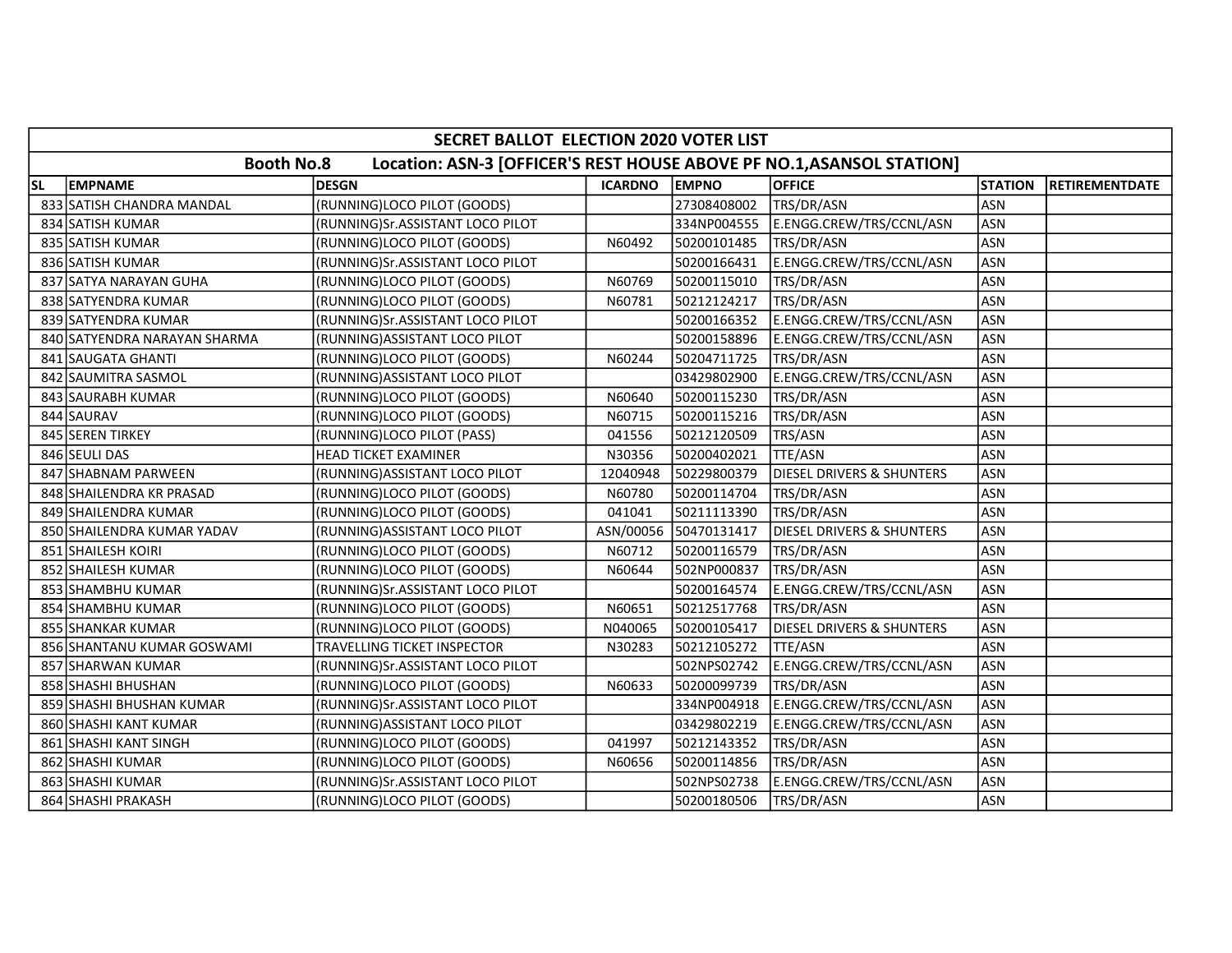## SECRET BALLOT ELECTION 2020 VOTER LIST

### Booth No.8 Location: ASN-3 [OFFICER'S REST HOUSE ABOVE PF NO.1,ASANSOL STATION]

| SL | EMPNAME | DESGN | ICARDNO | EMPNO | OFFICE | STATION | RETIREMENTDATE |
|---|---|---|---|---|---|---|---|
| 833 | SATISH CHANDRA MANDAL | (RUNNING)LOCO PILOT (GOODS) | | 27308408002 | TRS/DR/ASN | ASN | |
| 834 | SATISH KUMAR | (RUNNING)Sr.ASSISTANT LOCO PILOT | | 334NP004555 | E.ENGG.CREW/TRS/CCNL/ASN | ASN | |
| 835 | SATISH KUMAR | (RUNNING)LOCO PILOT (GOODS) | N60492 | 50200101485 | TRS/DR/ASN | ASN | |
| 836 | SATISH KUMAR | (RUNNING)Sr.ASSISTANT LOCO PILOT | | 50200166431 | E.ENGG.CREW/TRS/CCNL/ASN | ASN | |
| 837 | SATYA NARAYAN GUHA | (RUNNING)LOCO PILOT (GOODS) | N60769 | 50200115010 | TRS/DR/ASN | ASN | |
| 838 | SATYENDRA KUMAR | (RUNNING)LOCO PILOT (GOODS) | N60781 | 50212124217 | TRS/DR/ASN | ASN | |
| 839 | SATYENDRA KUMAR | (RUNNING)Sr.ASSISTANT LOCO PILOT | | 50200166352 | E.ENGG.CREW/TRS/CCNL/ASN | ASN | |
| 840 | SATYENDRA NARAYAN SHARMA | (RUNNING)ASSISTANT LOCO PILOT | | 50200158896 | E.ENGG.CREW/TRS/CCNL/ASN | ASN | |
| 841 | SAUGATA GHANTI | (RUNNING)LOCO PILOT (GOODS) | N60244 | 50204711725 | TRS/DR/ASN | ASN | |
| 842 | SAUMITRA SASMOL | (RUNNING)ASSISTANT LOCO PILOT | | 03429802900 | E.ENGG.CREW/TRS/CCNL/ASN | ASN | |
| 843 | SAURABH KUMAR | (RUNNING)LOCO PILOT (GOODS) | N60640 | 50200115230 | TRS/DR/ASN | ASN | |
| 844 | SAURAV | (RUNNING)LOCO PILOT (GOODS) | N60715 | 50200115216 | TRS/DR/ASN | ASN | |
| 845 | SEREN TIRKEY | (RUNNING)LOCO PILOT (PASS) | 041556 | 50212120509 | TRS/ASN | ASN | |
| 846 | SEULI DAS | HEAD TICKET EXAMINER | N30356 | 50200402021 | TTE/ASN | ASN | |
| 847 | SHABNAM PARWEEN | (RUNNING)ASSISTANT LOCO PILOT | 12040948 | 50229800379 | DIESEL DRIVERS & SHUNTERS | ASN | |
| 848 | SHAILENDRA KR PRASAD | (RUNNING)LOCO PILOT (GOODS) | N60780 | 50200114704 | TRS/DR/ASN | ASN | |
| 849 | SHAILENDRA KUMAR | (RUNNING)LOCO PILOT (GOODS) | 041041 | 50211113390 | TRS/DR/ASN | ASN | |
| 850 | SHAILENDRA KUMAR YADAV | (RUNNING)ASSISTANT LOCO PILOT | ASN/00056 | 50470131417 | DIESEL DRIVERS & SHUNTERS | ASN | |
| 851 | SHAILESH KOIRI | (RUNNING)LOCO PILOT (GOODS) | N60712 | 50200116579 | TRS/DR/ASN | ASN | |
| 852 | SHAILESH KUMAR | (RUNNING)LOCO PILOT (GOODS) | N60644 | 502NP000837 | TRS/DR/ASN | ASN | |
| 853 | SHAMBHU KUMAR | (RUNNING)Sr.ASSISTANT LOCO PILOT | | 50200164574 | E.ENGG.CREW/TRS/CCNL/ASN | ASN | |
| 854 | SHAMBHU KUMAR | (RUNNING)LOCO PILOT (GOODS) | N60651 | 50212517768 | TRS/DR/ASN | ASN | |
| 855 | SHANKAR KUMAR | (RUNNING)LOCO PILOT (GOODS) | N040065 | 50200105417 | DIESEL DRIVERS & SHUNTERS | ASN | |
| 856 | SHANTANU KUMAR GOSWAMI | TRAVELLING TICKET INSPECTOR | N30283 | 50212105272 | TTE/ASN | ASN | |
| 857 | SHARWAN KUMAR | (RUNNING)Sr.ASSISTANT LOCO PILOT | | 502NPS02742 | E.ENGG.CREW/TRS/CCNL/ASN | ASN | |
| 858 | SHASHI BHUSHAN | (RUNNING)LOCO PILOT (GOODS) | N60633 | 50200099739 | TRS/DR/ASN | ASN | |
| 859 | SHASHI BHUSHAN KUMAR | (RUNNING)Sr.ASSISTANT LOCO PILOT | | 334NP004918 | E.ENGG.CREW/TRS/CCNL/ASN | ASN | |
| 860 | SHASHI KANT KUMAR | (RUNNING)ASSISTANT LOCO PILOT | | 03429802219 | E.ENGG.CREW/TRS/CCNL/ASN | ASN | |
| 861 | SHASHI KANT SINGH | (RUNNING)LOCO PILOT (GOODS) | 041997 | 50212143352 | TRS/DR/ASN | ASN | |
| 862 | SHASHI KUMAR | (RUNNING)LOCO PILOT (GOODS) | N60656 | 50200114856 | TRS/DR/ASN | ASN | |
| 863 | SHASHI KUMAR | (RUNNING)Sr.ASSISTANT LOCO PILOT | | 502NPS02738 | E.ENGG.CREW/TRS/CCNL/ASN | ASN | |
| 864 | SHASHI PRAKASH | (RUNNING)LOCO PILOT (GOODS) | | 50200180506 | TRS/DR/ASN | ASN | |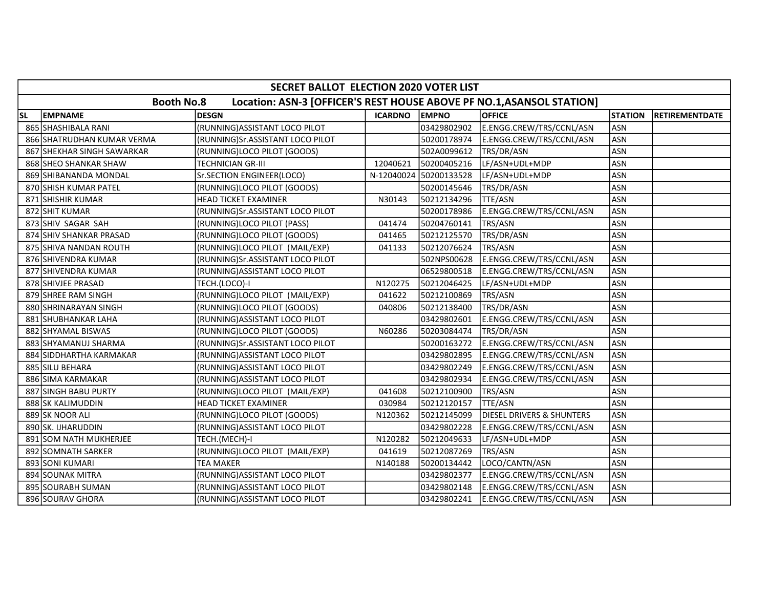| SECRET BALLOT ELECTION 2020 VOTER LIST | | | | | | | |
|---|---|---|---|---|---|---|---|
| Booth No.8 Location: ASN-3 [OFFICER'S REST HOUSE ABOVE PF NO.1,ASANSOL STATION] | | | | | | | |
| SL | EMPNAME | DESGN | ICARDNO | EMPNO | OFFICE | STATION | RETIREMENTDATE |
| 865 | SHASHIBALA RANI | (RUNNING)ASSISTANT LOCO PILOT | | 03429802902 | E.ENGG.CREW/TRS/CCNL/ASN | ASN | |
| 866 | SHATRUDHAN KUMAR VERMA | (RUNNING)Sr.ASSISTANT LOCO PILOT | | 50200178974 | E.ENGG.CREW/TRS/CCNL/ASN | ASN | |
| 867 | SHEKHAR SINGH SAWARKAR | (RUNNING)LOCO PILOT (GOODS) | | 502A0099612 | TRS/DR/ASN | ASN | |
| 868 | SHEO SHANKAR SHAW | TECHNICIAN GR-III | 12040621 | 50200405216 | LF/ASN+UDL+MDP | ASN | |
| 869 | SHIBANANDA MONDAL | Sr.SECTION ENGINEER(LOCO) | N-12040024 | 50200133528 | LF/ASN+UDL+MDP | ASN | |
| 870 | SHISH KUMAR PATEL | (RUNNING)LOCO PILOT (GOODS) | | 50200145646 | TRS/DR/ASN | ASN | |
| 871 | SHISHIR KUMAR | HEAD TICKET EXAMINER | N30143 | 50212134296 | TTE/ASN | ASN | |
| 872 | SHIT KUMAR | (RUNNING)Sr.ASSISTANT LOCO PILOT | | 50200178986 | E.ENGG.CREW/TRS/CCNL/ASN | ASN | |
| 873 | SHIV SAGAR SAH | (RUNNING)LOCO PILOT (PASS) | 041474 | 50204760141 | TRS/ASN | ASN | |
| 874 | SHIV SHANKAR PRASAD | (RUNNING)LOCO PILOT (GOODS) | 041465 | 50212125570 | TRS/DR/ASN | ASN | |
| 875 | SHIVA NANDAN ROUTH | (RUNNING)LOCO PILOT (MAIL/EXP) | 041133 | 50212076624 | TRS/ASN | ASN | |
| 876 | SHIVENDRA KUMAR | (RUNNING)Sr.ASSISTANT LOCO PILOT | | 502NPS00628 | E.ENGG.CREW/TRS/CCNL/ASN | ASN | |
| 877 | SHIVENDRA KUMAR | (RUNNING)ASSISTANT LOCO PILOT | | 06529800518 | E.ENGG.CREW/TRS/CCNL/ASN | ASN | |
| 878 | SHIVJEE PRASAD | TECH.(LOCO)-I | N120275 | 50212046425 | LF/ASN+UDL+MDP | ASN | |
| 879 | SHREE RAM SINGH | (RUNNING)LOCO PILOT (MAIL/EXP) | 041622 | 50212100869 | TRS/ASN | ASN | |
| 880 | SHRINARAYAN SINGH | (RUNNING)LOCO PILOT (GOODS) | 040806 | 50212138400 | TRS/DR/ASN | ASN | |
| 881 | SHUBHANKAR LAHA | (RUNNING)ASSISTANT LOCO PILOT | | 03429802601 | E.ENGG.CREW/TRS/CCNL/ASN | ASN | |
| 882 | SHYAMAL BISWAS | (RUNNING)LOCO PILOT (GOODS) | N60286 | 50203084474 | TRS/DR/ASN | ASN | |
| 883 | SHYAMANUJ SHARMA | (RUNNING)Sr.ASSISTANT LOCO PILOT | | 50200163272 | E.ENGG.CREW/TRS/CCNL/ASN | ASN | |
| 884 | SIDDHARTHA KARMAKAR | (RUNNING)ASSISTANT LOCO PILOT | | 03429802895 | E.ENGG.CREW/TRS/CCNL/ASN | ASN | |
| 885 | SILU BEHARA | (RUNNING)ASSISTANT LOCO PILOT | | 03429802249 | E.ENGG.CREW/TRS/CCNL/ASN | ASN | |
| 886 | SIMA KARMAKAR | (RUNNING)ASSISTANT LOCO PILOT | | 03429802934 | E.ENGG.CREW/TRS/CCNL/ASN | ASN | |
| 887 | SINGH BABU PURTY | (RUNNING)LOCO PILOT (MAIL/EXP) | 041608 | 50212100900 | TRS/ASN | ASN | |
| 888 | SK KALIMUDDIN | HEAD TICKET EXAMINER | 030984 | 50212120157 | TTE/ASN | ASN | |
| 889 | SK NOOR ALI | (RUNNING)LOCO PILOT (GOODS) | N120362 | 50212145099 | DIESEL DRIVERS & SHUNTERS | ASN | |
| 890 | SK. IJHARUDDIN | (RUNNING)ASSISTANT LOCO PILOT | | 03429802228 | E.ENGG.CREW/TRS/CCNL/ASN | ASN | |
| 891 | SOM NATH MUKHERJEE | TECH.(MECH)-I | N120282 | 50212049633 | LF/ASN+UDL+MDP | ASN | |
| 892 | SOMNATH SARKER | (RUNNING)LOCO PILOT (MAIL/EXP) | 041619 | 50212087269 | TRS/ASN | ASN | |
| 893 | SONI KUMARI | TEA MAKER | N140188 | 50200134442 | LOCO/CANTN/ASN | ASN | |
| 894 | SOUNAK MITRA | (RUNNING)ASSISTANT LOCO PILOT | | 03429802377 | E.ENGG.CREW/TRS/CCNL/ASN | ASN | |
| 895 | SOURABH SUMAN | (RUNNING)ASSISTANT LOCO PILOT | | 03429802148 | E.ENGG.CREW/TRS/CCNL/ASN | ASN | |
| 896 | SOURAV GHORA | (RUNNING)ASSISTANT LOCO PILOT | | 03429802241 | E.ENGG.CREW/TRS/CCNL/ASN | ASN | |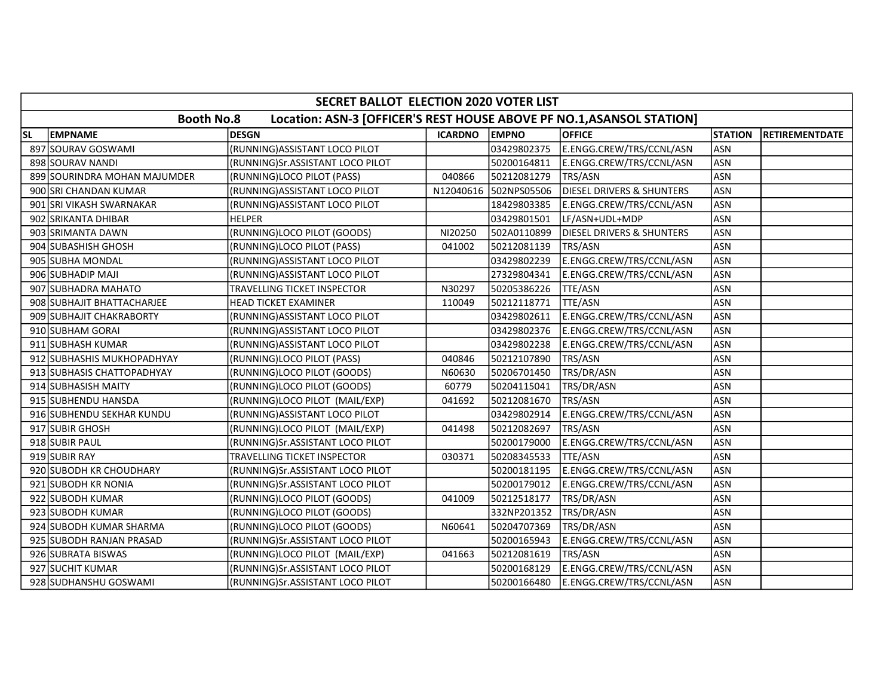## SECRET BALLOT ELECTION 2020 VOTER LIST

### Booth No.8 Location: ASN-3 [OFFICER'S REST HOUSE ABOVE PF NO.1,ASANSOL STATION]

| SL | EMPNAME | DESGN | ICARDNO | EMPNO | OFFICE | STATION | RETIREMENTDATE |
|---|---|---|---|---|---|---|---|
| 897 | SOURAV GOSWAMI | (RUNNING)ASSISTANT LOCO PILOT | | 03429802375 | E.ENGG.CREW/TRS/CCNL/ASN | ASN | |
| 898 | SOURAV NANDI | (RUNNING)Sr.ASSISTANT LOCO PILOT | | 50200164811 | E.ENGG.CREW/TRS/CCNL/ASN | ASN | |
| 899 | SOURINDRA MOHAN MAJUMDER | (RUNNING)LOCO PILOT (PASS) | 040866 | 50212081279 | TRS/ASN | ASN | |
| 900 | SRI CHANDAN KUMAR | (RUNNING)ASSISTANT LOCO PILOT | N12040616 | 502NPS05506 | DIESEL DRIVERS & SHUNTERS | ASN | |
| 901 | SRI VIKASH SWARNAKAR | (RUNNING)ASSISTANT LOCO PILOT | | 18429803385 | E.ENGG.CREW/TRS/CCNL/ASN | ASN | |
| 902 | SRIKANTA DHIBAR | HELPER | | 03429801501 | LF/ASN+UDL+MDP | ASN | |
| 903 | SRIMANTA DAWN | (RUNNING)LOCO PILOT (GOODS) | NI20250 | 502A0110899 | DIESEL DRIVERS & SHUNTERS | ASN | |
| 904 | SUBASHISH GHOSH | (RUNNING)LOCO PILOT (PASS) | 041002 | 50212081139 | TRS/ASN | ASN | |
| 905 | SUBHA MONDAL | (RUNNING)ASSISTANT LOCO PILOT | | 03429802239 | E.ENGG.CREW/TRS/CCNL/ASN | ASN | |
| 906 | SUBHADIP MAJI | (RUNNING)ASSISTANT LOCO PILOT | | 27329804341 | E.ENGG.CREW/TRS/CCNL/ASN | ASN | |
| 907 | SUBHADRA MAHATO | TRAVELLING TICKET INSPECTOR | N30297 | 50205386226 | TTE/ASN | ASN | |
| 908 | SUBHAJIT BHATTACHARJEE | HEAD TICKET EXAMINER | 110049 | 50212118771 | TTE/ASN | ASN | |
| 909 | SUBHAJIT CHAKRABORTY | (RUNNING)ASSISTANT LOCO PILOT | | 03429802611 | E.ENGG.CREW/TRS/CCNL/ASN | ASN | |
| 910 | SUBHAM GORAI | (RUNNING)ASSISTANT LOCO PILOT | | 03429802376 | E.ENGG.CREW/TRS/CCNL/ASN | ASN | |
| 911 | SUBHASH KUMAR | (RUNNING)ASSISTANT LOCO PILOT | | 03429802238 | E.ENGG.CREW/TRS/CCNL/ASN | ASN | |
| 912 | SUBHASHIS MUKHOPADHYAY | (RUNNING)LOCO PILOT (PASS) | 040846 | 50212107890 | TRS/ASN | ASN | |
| 913 | SUBHASIS CHATTOPADHYAY | (RUNNING)LOCO PILOT (GOODS) | N60630 | 50206701450 | TRS/DR/ASN | ASN | |
| 914 | SUBHASISH MAITY | (RUNNING)LOCO PILOT (GOODS) | 60779 | 50204115041 | TRS/DR/ASN | ASN | |
| 915 | SUBHENDU HANSDA | (RUNNING)LOCO PILOT (MAIL/EXP) | 041692 | 50212081670 | TRS/ASN | ASN | |
| 916 | SUBHENDU SEKHAR KUNDU | (RUNNING)ASSISTANT LOCO PILOT | | 03429802914 | E.ENGG.CREW/TRS/CCNL/ASN | ASN | |
| 917 | SUBIR GHOSH | (RUNNING)LOCO PILOT (MAIL/EXP) | 041498 | 50212082697 | TRS/ASN | ASN | |
| 918 | SUBIR PAUL | (RUNNING)Sr.ASSISTANT LOCO PILOT | | 50200179000 | E.ENGG.CREW/TRS/CCNL/ASN | ASN | |
| 919 | SUBIR RAY | TRAVELLING TICKET INSPECTOR | 030371 | 50208345533 | TTE/ASN | ASN | |
| 920 | SUBODH KR CHOUDHARY | (RUNNING)Sr.ASSISTANT LOCO PILOT | | 50200181195 | E.ENGG.CREW/TRS/CCNL/ASN | ASN | |
| 921 | SUBODH KR NONIA | (RUNNING)Sr.ASSISTANT LOCO PILOT | | 50200179012 | E.ENGG.CREW/TRS/CCNL/ASN | ASN | |
| 922 | SUBODH KUMAR | (RUNNING)LOCO PILOT (GOODS) | 041009 | 50212518177 | TRS/DR/ASN | ASN | |
| 923 | SUBODH KUMAR | (RUNNING)LOCO PILOT (GOODS) | | 332NP201352 | TRS/DR/ASN | ASN | |
| 924 | SUBODH KUMAR SHARMA | (RUNNING)LOCO PILOT (GOODS) | N60641 | 50204707369 | TRS/DR/ASN | ASN | |
| 925 | SUBODH RANJAN PRASAD | (RUNNING)Sr.ASSISTANT LOCO PILOT | | 50200165943 | E.ENGG.CREW/TRS/CCNL/ASN | ASN | |
| 926 | SUBRATA BISWAS | (RUNNING)LOCO PILOT (MAIL/EXP) | 041663 | 50212081619 | TRS/ASN | ASN | |
| 927 | SUCHIT KUMAR | (RUNNING)Sr.ASSISTANT LOCO PILOT | | 50200168129 | E.ENGG.CREW/TRS/CCNL/ASN | ASN | |
| 928 | SUDHANSHU GOSWAMI | (RUNNING)Sr.ASSISTANT LOCO PILOT | | 50200166480 | E.ENGG.CREW/TRS/CCNL/ASN | ASN | |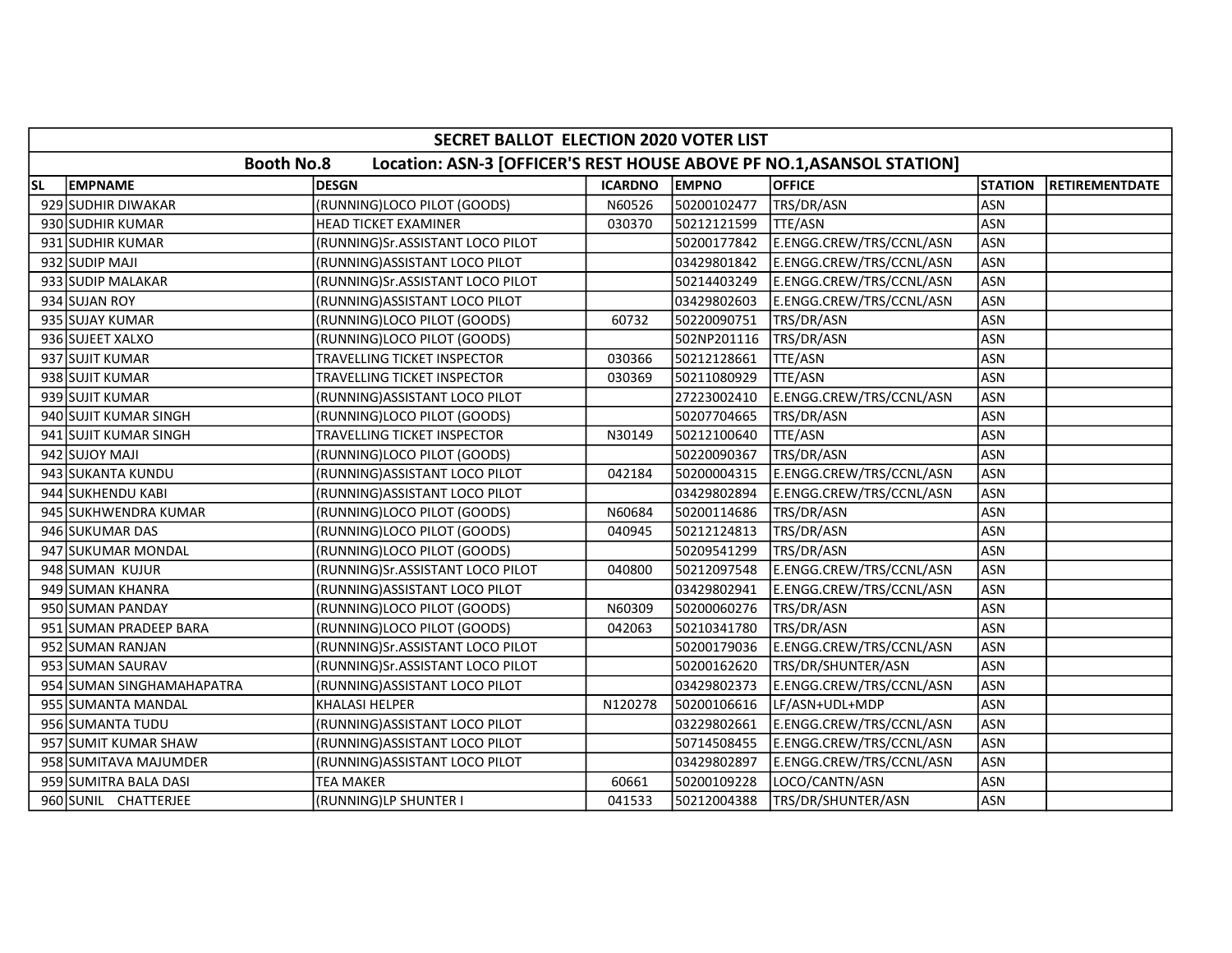| SECRET BALLOT ELECTION 2020 VOTER LIST | | | | | | | |
|---|---|---|---|---|---|---|---|
| Booth No.8 Location: ASN-3 [OFFICER'S REST HOUSE ABOVE PF NO.1,ASANSOL STATION] | | | | | | | |
| SL | EMPNAME | DESGN | ICARDNO | EMPNO | OFFICE | STATION | RETIREMENTDATE |
| 929 | SUDHIR DIWAKAR | (RUNNING)LOCO PILOT (GOODS) | N60526 | 50200102477 | TRS/DR/ASN | ASN | |
| 930 | SUDHIR KUMAR | HEAD TICKET EXAMINER | 030370 | 50212121599 | TTE/ASN | ASN | |
| 931 | SUDHIR KUMAR | (RUNNING)Sr.ASSISTANT LOCO PILOT | | 50200177842 | E.ENGG.CREW/TRS/CCNL/ASN | ASN | |
| 932 | SUDIP MAJI | (RUNNING)ASSISTANT LOCO PILOT | | 03429801842 | E.ENGG.CREW/TRS/CCNL/ASN | ASN | |
| 933 | SUDIP MALAKAR | (RUNNING)Sr.ASSISTANT LOCO PILOT | | 50214403249 | E.ENGG.CREW/TRS/CCNL/ASN | ASN | |
| 934 | SUJAN ROY | (RUNNING)ASSISTANT LOCO PILOT | | 03429802603 | E.ENGG.CREW/TRS/CCNL/ASN | ASN | |
| 935 | SUJAY KUMAR | (RUNNING)LOCO PILOT (GOODS) | 60732 | 50220090751 | TRS/DR/ASN | ASN | |
| 936 | SUJEET XALXO | (RUNNING)LOCO PILOT (GOODS) | | 502NP201116 | TRS/DR/ASN | ASN | |
| 937 | SUJIT KUMAR | TRAVELLING TICKET INSPECTOR | 030366 | 50212128661 | TTE/ASN | ASN | |
| 938 | SUJIT KUMAR | TRAVELLING TICKET INSPECTOR | 030369 | 50211080929 | TTE/ASN | ASN | |
| 939 | SUJIT KUMAR | (RUNNING)ASSISTANT LOCO PILOT | | 27223002410 | E.ENGG.CREW/TRS/CCNL/ASN | ASN | |
| 940 | SUJIT KUMAR SINGH | (RUNNING)LOCO PILOT (GOODS) | | 50207704665 | TRS/DR/ASN | ASN | |
| 941 | SUJIT KUMAR SINGH | TRAVELLING TICKET INSPECTOR | N30149 | 50212100640 | TTE/ASN | ASN | |
| 942 | SUJOY MAJI | (RUNNING)LOCO PILOT (GOODS) | | 50220090367 | TRS/DR/ASN | ASN | |
| 943 | SUKANTA KUNDU | (RUNNING)ASSISTANT LOCO PILOT | 042184 | 50200004315 | E.ENGG.CREW/TRS/CCNL/ASN | ASN | |
| 944 | SUKHENDU KABI | (RUNNING)ASSISTANT LOCO PILOT | | 03429802894 | E.ENGG.CREW/TRS/CCNL/ASN | ASN | |
| 945 | SUKHWENDRA KUMAR | (RUNNING)LOCO PILOT (GOODS) | N60684 | 50200114686 | TRS/DR/ASN | ASN | |
| 946 | SUKUMAR DAS | (RUNNING)LOCO PILOT (GOODS) | 040945 | 50212124813 | TRS/DR/ASN | ASN | |
| 947 | SUKUMAR MONDAL | (RUNNING)LOCO PILOT (GOODS) | | 50209541299 | TRS/DR/ASN | ASN | |
| 948 | SUMAN KUJUR | (RUNNING)Sr.ASSISTANT LOCO PILOT | 040800 | 50212097548 | E.ENGG.CREW/TRS/CCNL/ASN | ASN | |
| 949 | SUMAN KHANRA | (RUNNING)ASSISTANT LOCO PILOT | | 03429802941 | E.ENGG.CREW/TRS/CCNL/ASN | ASN | |
| 950 | SUMAN PANDAY | (RUNNING)LOCO PILOT (GOODS) | N60309 | 50200060276 | TRS/DR/ASN | ASN | |
| 951 | SUMAN PRADEEP BARA | (RUNNING)LOCO PILOT (GOODS) | 042063 | 50210341780 | TRS/DR/ASN | ASN | |
| 952 | SUMAN RANJAN | (RUNNING)Sr.ASSISTANT LOCO PILOT | | 50200179036 | E.ENGG.CREW/TRS/CCNL/ASN | ASN | |
| 953 | SUMAN SAURAV | (RUNNING)Sr.ASSISTANT LOCO PILOT | | 50200162620 | TRS/DR/SHUNTER/ASN | ASN | |
| 954 | SUMAN SINGHAMAHAPATRA | (RUNNING)ASSISTANT LOCO PILOT | | 03429802373 | E.ENGG.CREW/TRS/CCNL/ASN | ASN | |
| 955 | SUMANTA MANDAL | KHALASI HELPER | N120278 | 50200106616 | LF/ASN+UDL+MDP | ASN | |
| 956 | SUMANTA TUDU | (RUNNING)ASSISTANT LOCO PILOT | | 03229802661 | E.ENGG.CREW/TRS/CCNL/ASN | ASN | |
| 957 | SUMIT KUMAR SHAW | (RUNNING)ASSISTANT LOCO PILOT | | 50714508455 | E.ENGG.CREW/TRS/CCNL/ASN | ASN | |
| 958 | SUMITAVA MAJUMDER | (RUNNING)ASSISTANT LOCO PILOT | | 03429802897 | E.ENGG.CREW/TRS/CCNL/ASN | ASN | |
| 959 | SUMITRA BALA DASI | TEA MAKER | 60661 | 50200109228 | LOCO/CANTN/ASN | ASN | |
| 960 | SUNIL CHATTERJEE | (RUNNING)LP SHUNTER I | 041533 | 50212004388 | TRS/DR/SHUNTER/ASN | ASN | |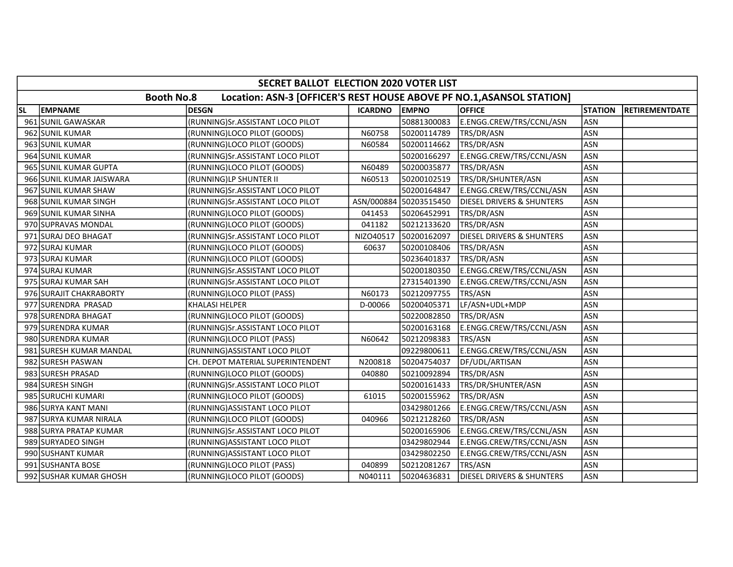| SECRET BALLOT ELECTION 2020 VOTER LIST | | | | | | | |
|---|---|---|---|---|---|---|---|
| Booth No.8 Location: ASN-3 [OFFICER'S REST HOUSE ABOVE PF NO.1,ASANSOL STATION] | | | | | | | |
| SL | EMPNAME | DESGN | ICARDNO | EMPNO | OFFICE | STATION | RETIREMENTDATE |
| 961 | SUNIL GAWASKAR | (RUNNING)Sr.ASSISTANT LOCO PILOT | | 50881300083 | E.ENGG.CREW/TRS/CCNL/ASN | ASN | |
| 962 | SUNIL KUMAR | (RUNNING)LOCO PILOT (GOODS) | N60758 | 50200114789 | TRS/DR/ASN | ASN | |
| 963 | SUNIL KUMAR | (RUNNING)LOCO PILOT (GOODS) | N60584 | 50200114662 | TRS/DR/ASN | ASN | |
| 964 | SUNIL KUMAR | (RUNNING)Sr.ASSISTANT LOCO PILOT | | 50200166297 | E.ENGG.CREW/TRS/CCNL/ASN | ASN | |
| 965 | SUNIL KUMAR GUPTA | (RUNNING)LOCO PILOT (GOODS) | N60489 | 50200035877 | TRS/DR/ASN | ASN | |
| 966 | SUNIL KUMAR JAISWARA | (RUNNING)LP SHUNTER II | N60513 | 50200102519 | TRS/DR/SHUNTER/ASN | ASN | |
| 967 | SUNIL KUMAR SHAW | (RUNNING)Sr.ASSISTANT LOCO PILOT | | 50200164847 | E.ENGG.CREW/TRS/CCNL/ASN | ASN | |
| 968 | SUNIL KUMAR SINGH | (RUNNING)Sr.ASSISTANT LOCO PILOT | ASN/000884 | 50203515450 | DIESEL DRIVERS & SHUNTERS | ASN | |
| 969 | SUNIL KUMAR SINHA | (RUNNING)LOCO PILOT (GOODS) | 041453 | 50206452991 | TRS/DR/ASN | ASN | |
| 970 | SUPRAVAS MONDAL | (RUNNING)LOCO PILOT (GOODS) | 041182 | 50212133620 | TRS/DR/ASN | ASN | |
| 971 | SURAJ DEO BHAGAT | (RUNNING)Sr.ASSISTANT LOCO PILOT | NIZO40517 | 50200162097 | DIESEL DRIVERS & SHUNTERS | ASN | |
| 972 | SURAJ KUMAR | (RUNNING)LOCO PILOT (GOODS) | 60637 | 50200108406 | TRS/DR/ASN | ASN | |
| 973 | SURAJ KUMAR | (RUNNING)LOCO PILOT (GOODS) | | 50236401837 | TRS/DR/ASN | ASN | |
| 974 | SURAJ KUMAR | (RUNNING)Sr.ASSISTANT LOCO PILOT | | 50200180350 | E.ENGG.CREW/TRS/CCNL/ASN | ASN | |
| 975 | SURAJ KUMAR SAH | (RUNNING)Sr.ASSISTANT LOCO PILOT | | 27315401390 | E.ENGG.CREW/TRS/CCNL/ASN | ASN | |
| 976 | SURAJIT CHAKRABORTY | (RUNNING)LOCO PILOT (PASS) | N60173 | 50212097755 | TRS/ASN | ASN | |
| 977 | SURENDRA PRASAD | KHALASI HELPER | D-00066 | 50200405371 | LF/ASN+UDL+MDP | ASN | |
| 978 | SURENDRA BHAGAT | (RUNNING)LOCO PILOT (GOODS) | | 50220082850 | TRS/DR/ASN | ASN | |
| 979 | SURENDRA KUMAR | (RUNNING)Sr.ASSISTANT LOCO PILOT | | 50200163168 | E.ENGG.CREW/TRS/CCNL/ASN | ASN | |
| 980 | SURENDRA KUMAR | (RUNNING)LOCO PILOT (PASS) | N60642 | 50212098383 | TRS/ASN | ASN | |
| 981 | SURESH KUMAR MANDAL | (RUNNING)ASSISTANT LOCO PILOT | | 09229800611 | E.ENGG.CREW/TRS/CCNL/ASN | ASN | |
| 982 | SURESH PASWAN | CH. DEPOT MATERIAL SUPERINTENDENT | N200818 | 50204754037 | DF/UDL/ARTISAN | ASN | |
| 983 | SURESH PRASAD | (RUNNING)LOCO PILOT (GOODS) | 040880 | 50210092894 | TRS/DR/ASN | ASN | |
| 984 | SURESH SINGH | (RUNNING)Sr.ASSISTANT LOCO PILOT | | 50200161433 | TRS/DR/SHUNTER/ASN | ASN | |
| 985 | SURUCHI KUMARI | (RUNNING)LOCO PILOT (GOODS) | 61015 | 50200155962 | TRS/DR/ASN | ASN | |
| 986 | SURYA KANT MANI | (RUNNING)ASSISTANT LOCO PILOT | | 03429801266 | E.ENGG.CREW/TRS/CCNL/ASN | ASN | |
| 987 | SURYA KUMAR NIRALA | (RUNNING)LOCO PILOT (GOODS) | 040966 | 50212128260 | TRS/DR/ASN | ASN | |
| 988 | SURYA PRATAP KUMAR | (RUNNING)Sr.ASSISTANT LOCO PILOT | | 50200165906 | E.ENGG.CREW/TRS/CCNL/ASN | ASN | |
| 989 | SURYADEO SINGH | (RUNNING)ASSISTANT LOCO PILOT | | 03429802944 | E.ENGG.CREW/TRS/CCNL/ASN | ASN | |
| 990 | SUSHANT KUMAR | (RUNNING)ASSISTANT LOCO PILOT | | 03429802250 | E.ENGG.CREW/TRS/CCNL/ASN | ASN | |
| 991 | SUSHANTA BOSE | (RUNNING)LOCO PILOT (PASS) | 040899 | 50212081267 | TRS/ASN | ASN | |
| 992 | SUSHAR KUMAR GHOSH | (RUNNING)LOCO PILOT (GOODS) | N040111 | 50204636831 | DIESEL DRIVERS & SHUNTERS | ASN | |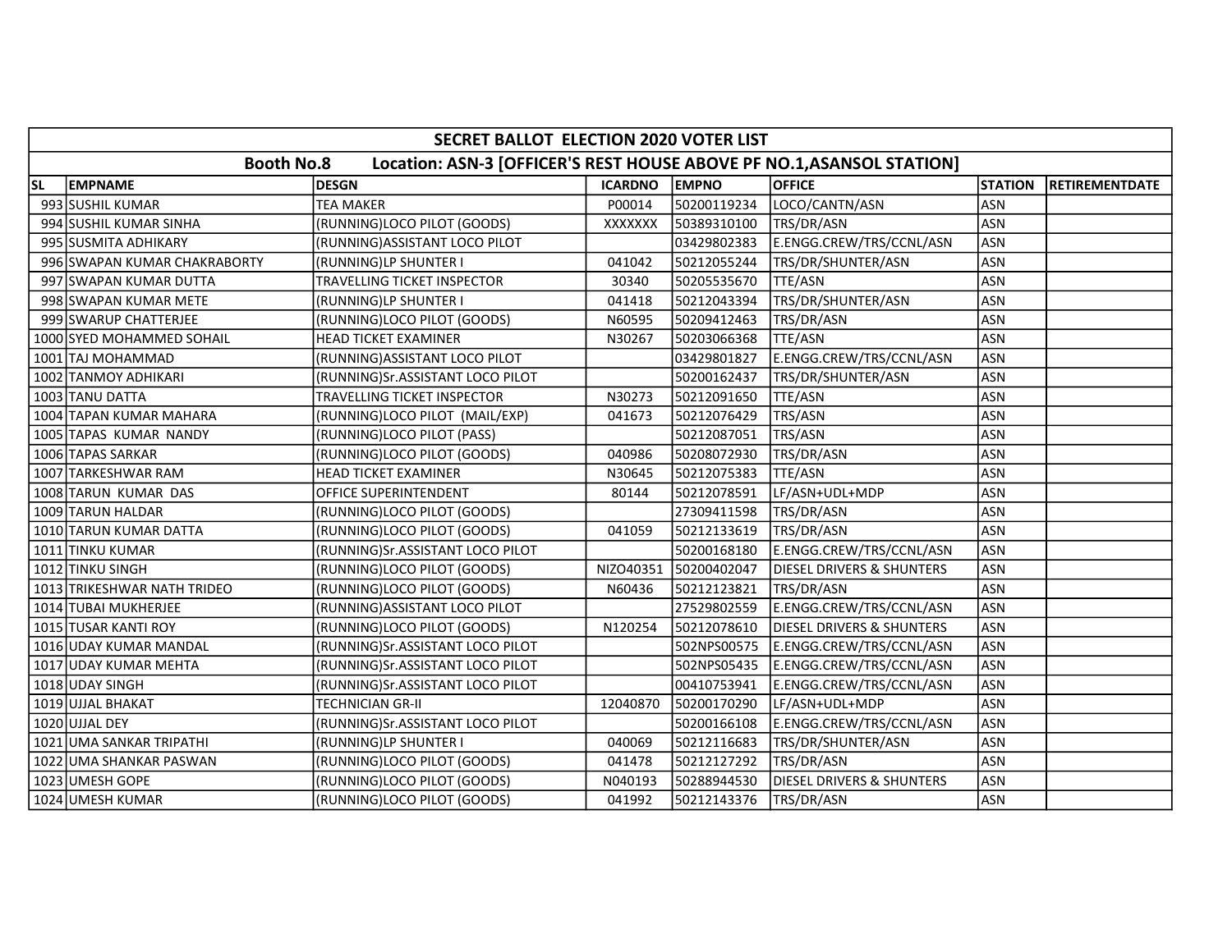## SECRET BALLOT ELECTION 2020 VOTER LIST

### Booth No.8 Location: ASN-3 [OFFICER'S REST HOUSE ABOVE PF NO.1,ASANSOL STATION]

| SL | EMPNAME | DESGN | ICARDNO | EMPNO | OFFICE | STATION | RETIREMENTDATE |
|---|---|---|---|---|---|---|---|
| 993 | SUSHIL KUMAR | TEA MAKER | P00014 | 50200119234 | LOCO/CANTN/ASN | ASN | |
| 994 | SUSHIL KUMAR SINHA | (RUNNING)LOCO PILOT (GOODS) | XXXXXXX | 50389310100 | TRS/DR/ASN | ASN | |
| 995 | SUSMITA ADHIKARY | (RUNNING)ASSISTANT LOCO PILOT | | 03429802383 | E.ENGG.CREW/TRS/CCNL/ASN | ASN | |
| 996 | SWAPAN KUMAR CHAKRABORTY | (RUNNING)LP SHUNTER I | 041042 | 50212055244 | TRS/DR/SHUNTER/ASN | ASN | |
| 997 | SWAPAN KUMAR DUTTA | TRAVELLING TICKET INSPECTOR | 30340 | 50205535670 | TTE/ASN | ASN | |
| 998 | SWAPAN KUMAR METE | (RUNNING)LP SHUNTER I | 041418 | 50212043394 | TRS/DR/SHUNTER/ASN | ASN | |
| 999 | SWARUP CHATTERJEE | (RUNNING)LOCO PILOT (GOODS) | N60595 | 50209412463 | TRS/DR/ASN | ASN | |
| 1000 | SYED MOHAMMED SOHAIL | HEAD TICKET EXAMINER | N30267 | 50203066368 | TTE/ASN | ASN | |
| 1001 | TAJ MOHAMMAD | (RUNNING)ASSISTANT LOCO PILOT | | 03429801827 | E.ENGG.CREW/TRS/CCNL/ASN | ASN | |
| 1002 | TANMOY ADHIKARI | (RUNNING)Sr.ASSISTANT LOCO PILOT | | 50200162437 | TRS/DR/SHUNTER/ASN | ASN | |
| 1003 | TANU DATTA | TRAVELLING TICKET INSPECTOR | N30273 | 50212091650 | TTE/ASN | ASN | |
| 1004 | TAPAN KUMAR MAHARA | (RUNNING)LOCO PILOT (MAIL/EXP) | 041673 | 50212076429 | TRS/ASN | ASN | |
| 1005 | TAPAS KUMAR NANDY | (RUNNING)LOCO PILOT (PASS) | | 50212087051 | TRS/ASN | ASN | |
| 1006 | TAPAS SARKAR | (RUNNING)LOCO PILOT (GOODS) | 040986 | 50208072930 | TRS/DR/ASN | ASN | |
| 1007 | TARKESHWAR RAM | HEAD TICKET EXAMINER | N30645 | 50212075383 | TTE/ASN | ASN | |
| 1008 | TARUN KUMAR DAS | OFFICE SUPERINTENDENT | 80144 | 50212078591 | LF/ASN+UDL+MDP | ASN | |
| 1009 | TARUN HALDAR | (RUNNING)LOCO PILOT (GOODS) | | 27309411598 | TRS/DR/ASN | ASN | |
| 1010 | TARUN KUMAR DATTA | (RUNNING)LOCO PILOT (GOODS) | 041059 | 50212133619 | TRS/DR/ASN | ASN | |
| 1011 | TINKU KUMAR | (RUNNING)Sr.ASSISTANT LOCO PILOT | | 50200168180 | E.ENGG.CREW/TRS/CCNL/ASN | ASN | |
| 1012 | TINKU SINGH | (RUNNING)LOCO PILOT (GOODS) | NIZO40351 | 50200402047 | DIESEL DRIVERS & SHUNTERS | ASN | |
| 1013 | TRIKESHWAR NATH TRIDEO | (RUNNING)LOCO PILOT (GOODS) | N60436 | 50212123821 | TRS/DR/ASN | ASN | |
| 1014 | TUBAI MUKHERJEE | (RUNNING)ASSISTANT LOCO PILOT | | 27529802559 | E.ENGG.CREW/TRS/CCNL/ASN | ASN | |
| 1015 | TUSAR KANTI ROY | (RUNNING)LOCO PILOT (GOODS) | N120254 | 50212078610 | DIESEL DRIVERS & SHUNTERS | ASN | |
| 1016 | UDAY KUMAR MANDAL | (RUNNING)Sr.ASSISTANT LOCO PILOT | | 502NPS00575 | E.ENGG.CREW/TRS/CCNL/ASN | ASN | |
| 1017 | UDAY KUMAR MEHTA | (RUNNING)Sr.ASSISTANT LOCO PILOT | | 502NPS05435 | E.ENGG.CREW/TRS/CCNL/ASN | ASN | |
| 1018 | UDAY SINGH | (RUNNING)Sr.ASSISTANT LOCO PILOT | | 00410753941 | E.ENGG.CREW/TRS/CCNL/ASN | ASN | |
| 1019 | UJJAL BHAKAT | TECHNICIAN GR-II | 12040870 | 50200170290 | LF/ASN+UDL+MDP | ASN | |
| 1020 | UJJAL DEY | (RUNNING)Sr.ASSISTANT LOCO PILOT | | 50200166108 | E.ENGG.CREW/TRS/CCNL/ASN | ASN | |
| 1021 | UMA SANKAR TRIPATHI | (RUNNING)LP SHUNTER I | 040069 | 50212116683 | TRS/DR/SHUNTER/ASN | ASN | |
| 1022 | UMA SHANKAR PASWAN | (RUNNING)LOCO PILOT (GOODS) | 041478 | 50212127292 | TRS/DR/ASN | ASN | |
| 1023 | UMESH GOPE | (RUNNING)LOCO PILOT (GOODS) | N040193 | 50288944530 | DIESEL DRIVERS & SHUNTERS | ASN | |
| 1024 | UMESH KUMAR | (RUNNING)LOCO PILOT (GOODS) | 041992 | 50212143376 | TRS/DR/ASN | ASN | |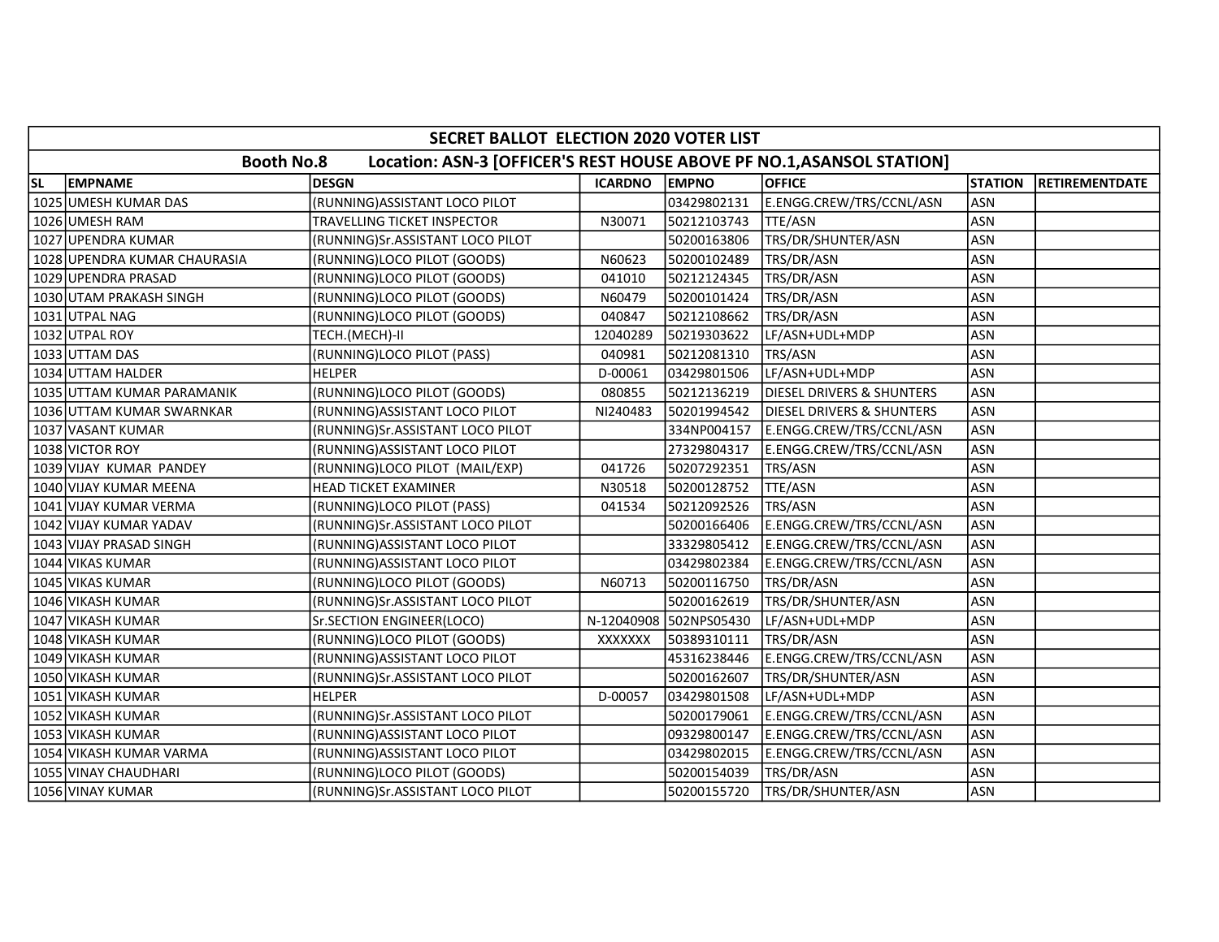| SECRET BALLOT ELECTION 2020 VOTER LIST | | | | | | | |
|---|---|---|---|---|---|---|---|
| Booth No.8 Location: ASN-3 [OFFICER'S REST HOUSE ABOVE PF NO.1,ASANSOL STATION] | | | | | | | |
| SL | EMPNAME | DESGN | ICARDNO | EMPNO | OFFICE | STATION | RETIREMENTDATE |
| 1025 | UMESH KUMAR DAS | (RUNNING)ASSISTANT LOCO PILOT | | 03429802131 | E.ENGG.CREW/TRS/CCNL/ASN | ASN | |
| 1026 | UMESH RAM | TRAVELLING TICKET INSPECTOR | N30071 | 50212103743 | TTE/ASN | ASN | |
| 1027 | UPENDRA KUMAR | (RUNNING)Sr.ASSISTANT LOCO PILOT | | 50200163806 | TRS/DR/SHUNTER/ASN | ASN | |
| 1028 | UPENDRA KUMAR CHAURASIA | (RUNNING)LOCO PILOT (GOODS) | N60623 | 50200102489 | TRS/DR/ASN | ASN | |
| 1029 | UPENDRA PRASAD | (RUNNING)LOCO PILOT (GOODS) | 041010 | 50212124345 | TRS/DR/ASN | ASN | |
| 1030 | UTAM PRAKASH SINGH | (RUNNING)LOCO PILOT (GOODS) | N60479 | 50200101424 | TRS/DR/ASN | ASN | |
| 1031 | UTPAL NAG | (RUNNING)LOCO PILOT (GOODS) | 040847 | 50212108662 | TRS/DR/ASN | ASN | |
| 1032 | UTPAL ROY | TECH.(MECH)-II | 12040289 | 50219303622 | LF/ASN+UDL+MDP | ASN | |
| 1033 | UTTAM DAS | (RUNNING)LOCO PILOT (PASS) | 040981 | 50212081310 | TRS/ASN | ASN | |
| 1034 | UTTAM HALDER | HELPER | D-00061 | 03429801506 | LF/ASN+UDL+MDP | ASN | |
| 1035 | UTTAM KUMAR PARAMANIK | (RUNNING)LOCO PILOT (GOODS) | 080855 | 50212136219 | DIESEL DRIVERS & SHUNTERS | ASN | |
| 1036 | UTTAM KUMAR SWARNKAR | (RUNNING)ASSISTANT LOCO PILOT | NI240483 | 50201994542 | DIESEL DRIVERS & SHUNTERS | ASN | |
| 1037 | VASANT KUMAR | (RUNNING)Sr.ASSISTANT LOCO PILOT | | 334NP004157 | E.ENGG.CREW/TRS/CCNL/ASN | ASN | |
| 1038 | VICTOR ROY | (RUNNING)ASSISTANT LOCO PILOT | | 27329804317 | E.ENGG.CREW/TRS/CCNL/ASN | ASN | |
| 1039 | VIJAY KUMAR PANDEY | (RUNNING)LOCO PILOT (MAIL/EXP) | 041726 | 50207292351 | TRS/ASN | ASN | |
| 1040 | VIJAY KUMAR MEENA | HEAD TICKET EXAMINER | N30518 | 50200128752 | TTE/ASN | ASN | |
| 1041 | VIJAY KUMAR VERMA | (RUNNING)LOCO PILOT (PASS) | 041534 | 50212092526 | TRS/ASN | ASN | |
| 1042 | VIJAY KUMAR YADAV | (RUNNING)Sr.ASSISTANT LOCO PILOT | | 50200166406 | E.ENGG.CREW/TRS/CCNL/ASN | ASN | |
| 1043 | VIJAY PRASAD SINGH | (RUNNING)ASSISTANT LOCO PILOT | | 33329805412 | E.ENGG.CREW/TRS/CCNL/ASN | ASN | |
| 1044 | VIKAS KUMAR | (RUNNING)ASSISTANT LOCO PILOT | | 03429802384 | E.ENGG.CREW/TRS/CCNL/ASN | ASN | |
| 1045 | VIKAS KUMAR | (RUNNING)LOCO PILOT (GOODS) | N60713 | 50200116750 | TRS/DR/ASN | ASN | |
| 1046 | VIKASH KUMAR | (RUNNING)Sr.ASSISTANT LOCO PILOT | | 50200162619 | TRS/DR/SHUNTER/ASN | ASN | |
| 1047 | VIKASH KUMAR | Sr.SECTION ENGINEER(LOCO) | N-12040908 | 502NPS05430 | LF/ASN+UDL+MDP | ASN | |
| 1048 | VIKASH KUMAR | (RUNNING)LOCO PILOT (GOODS) | XXXXXXX | 50389310111 | TRS/DR/ASN | ASN | |
| 1049 | VIKASH KUMAR | (RUNNING)ASSISTANT LOCO PILOT | | 45316238446 | E.ENGG.CREW/TRS/CCNL/ASN | ASN | |
| 1050 | VIKASH KUMAR | (RUNNING)Sr.ASSISTANT LOCO PILOT | | 50200162607 | TRS/DR/SHUNTER/ASN | ASN | |
| 1051 | VIKASH KUMAR | HELPER | D-00057 | 03429801508 | LF/ASN+UDL+MDP | ASN | |
| 1052 | VIKASH KUMAR | (RUNNING)Sr.ASSISTANT LOCO PILOT | | 50200179061 | E.ENGG.CREW/TRS/CCNL/ASN | ASN | |
| 1053 | VIKASH KUMAR | (RUNNING)ASSISTANT LOCO PILOT | | 09329800147 | E.ENGG.CREW/TRS/CCNL/ASN | ASN | |
| 1054 | VIKASH KUMAR VARMA | (RUNNING)ASSISTANT LOCO PILOT | | 03429802015 | E.ENGG.CREW/TRS/CCNL/ASN | ASN | |
| 1055 | VINAY CHAUDHARI | (RUNNING)LOCO PILOT (GOODS) | | 50200154039 | TRS/DR/ASN | ASN | |
| 1056 | VINAY KUMAR | (RUNNING)Sr.ASSISTANT LOCO PILOT | | 50200155720 | TRS/DR/SHUNTER/ASN | ASN | |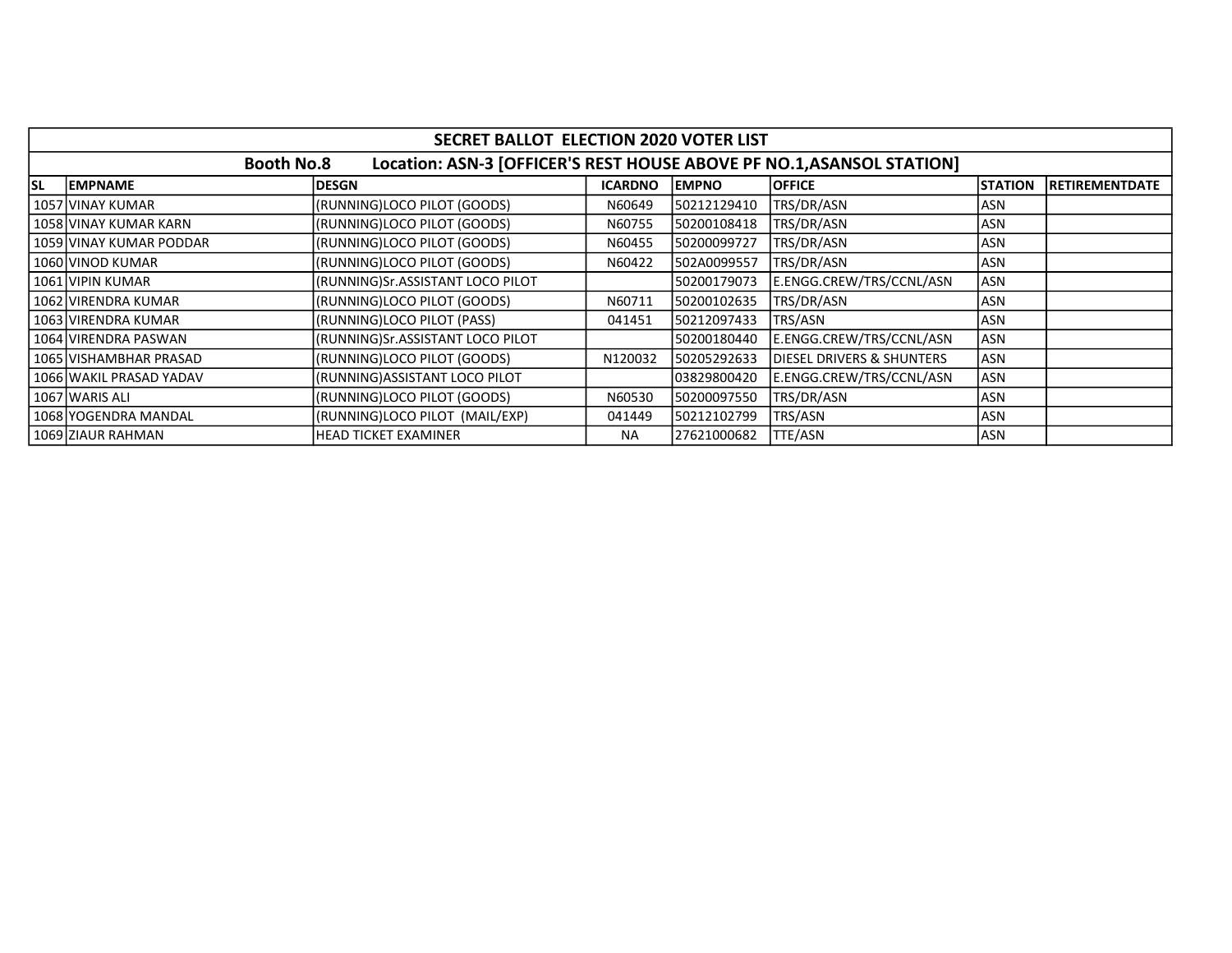| SECRET BALLOT ELECTION 2020 VOTER LIST | | | | | | | |
|---|---|---|---|---|---|---|---|
| Booth No.8 Location: ASN-3 [OFFICER'S REST HOUSE ABOVE PF NO.1,ASANSOL STATION] | | | | | | | |
| SL | EMPNAME | DESGN | ICARDNO | EMPNO | OFFICE | STATION | RETIREMENTDATE |
| 1057 | VINAY KUMAR | (RUNNING)LOCO PILOT (GOODS) | N60649 | 50212129410 | TRS/DR/ASN | ASN | |
| 1058 | VINAY KUMAR KARN | (RUNNING)LOCO PILOT (GOODS) | N60755 | 50200108418 | TRS/DR/ASN | ASN | |
| 1059 | VINAY KUMAR PODDAR | (RUNNING)LOCO PILOT (GOODS) | N60455 | 50200099727 | TRS/DR/ASN | ASN | |
| 1060 | VINOD KUMAR | (RUNNING)LOCO PILOT (GOODS) | N60422 | 502A0099557 | TRS/DR/ASN | ASN | |
| 1061 | VIPIN KUMAR | (RUNNING)Sr.ASSISTANT LOCO PILOT | | 50200179073 | E.ENGG.CREW/TRS/CCNL/ASN | ASN | |
| 1062 | VIRENDRA KUMAR | (RUNNING)LOCO PILOT (GOODS) | N60711 | 50200102635 | TRS/DR/ASN | ASN | |
| 1063 | VIRENDRA KUMAR | (RUNNING)LOCO PILOT (PASS) | 041451 | 50212097433 | TRS/ASN | ASN | |
| 1064 | VIRENDRA PASWAN | (RUNNING)Sr.ASSISTANT LOCO PILOT | | 50200180440 | E.ENGG.CREW/TRS/CCNL/ASN | ASN | |
| 1065 | VISHAMBHAR PRASAD | (RUNNING)LOCO PILOT (GOODS) | N120032 | 50205292633 | DIESEL DRIVERS & SHUNTERS | ASN | |
| 1066 | WAKIL PRASAD YADAV | (RUNNING)ASSISTANT LOCO PILOT | | 03829800420 | E.ENGG.CREW/TRS/CCNL/ASN | ASN | |
| 1067 | WARIS ALI | (RUNNING)LOCO PILOT (GOODS) | N60530 | 50200097550 | TRS/DR/ASN | ASN | |
| 1068 | YOGENDRA MANDAL | (RUNNING)LOCO PILOT (MAIL/EXP) | 041449 | 50212102799 | TRS/ASN | ASN | |
| 1069 | ZIAUR RAHMAN | HEAD TICKET EXAMINER | NA | 27621000682 | TTE/ASN | ASN | |